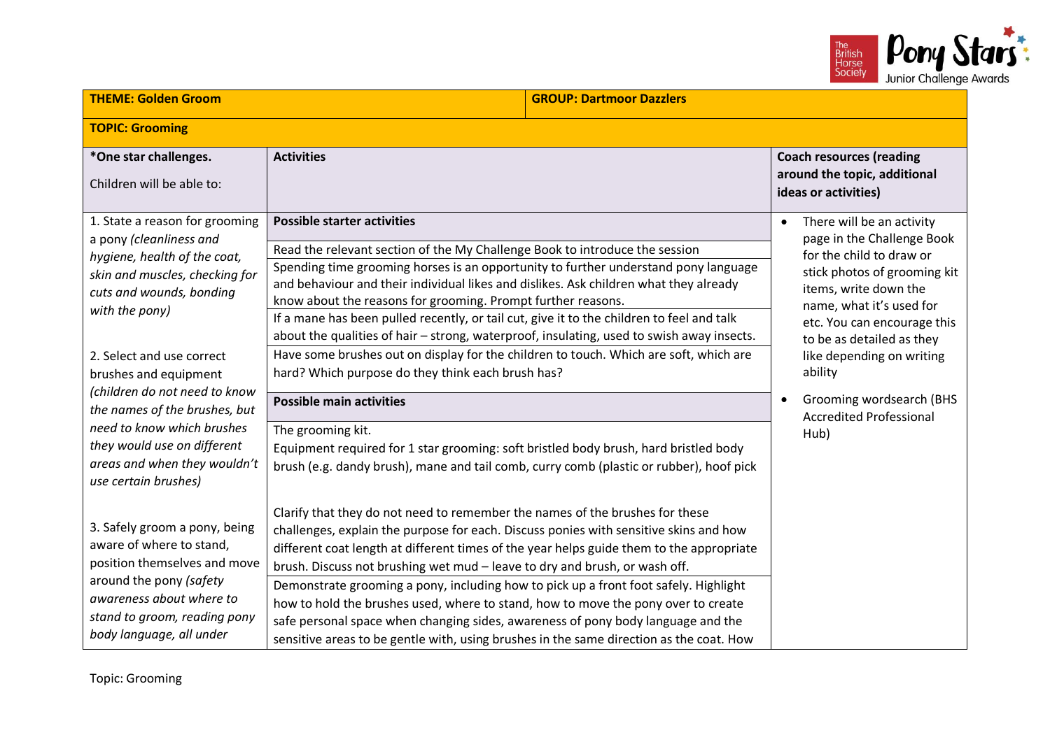| THEME: Golden Groom | GROUP: Dartmoor Dazzlers | |
|---|---|---|
| **TOPIC: Grooming** | | |
| ***One star challenges.**<br><br>Children will be able to: | **Activities** | **Coach resources (reading around the topic, additional ideas or activities)** |
| 1. State a reason for grooming a pony *(cleanliness and hygiene, health of the coat, skin and muscles, checking for cuts and wounds, bonding with the pony)*<br><br>2. Select and use correct brushes and equipment *(children do not need to know the names of the brushes, but need to know which brushes they would use on different areas and when they wouldn't use certain brushes)*<br><br>3. Safely groom a pony, being aware of where to stand, position themselves and move around the pony *(safety awareness about where to stand to groom, reading pony body language, all under* | **Possible starter activities**<br><br>Read the relevant section of the My Challenge Book to introduce the session<br><br>Spending time grooming horses is an opportunity to further understand pony language and behaviour and their individual likes and dislikes. Ask children what they already know about the reasons for grooming. Prompt further reasons.<br><br>If a mane has been pulled recently, or tail cut, give it to the children to feel and talk about the qualities of hair – strong, waterproof, insulating, used to swish away insects.<br><br>Have some brushes out on display for the children to touch. Which are soft, which are hard? Which purpose do they think each brush has?<br><br>**Possible main activities**<br><br>The grooming kit.<br>Equipment required for 1 star grooming: soft bristled body brush, hard bristled body brush (e.g. dandy brush), mane and tail comb, curry comb (plastic or rubber), hoof pick<br><br>Clarify that they do not need to remember the names of the brushes for these challenges, explain the purpose for each. Discuss ponies with sensitive skins and how different coat length at different times of the year helps guide them to the appropriate brush. Discuss not brushing wet mud – leave to dry and brush, or wash off.<br><br>Demonstrate grooming a pony, including how to pick up a front foot safely. Highlight how to hold the brushes used, where to stand, how to move the pony over to create safe personal space when changing sides, awareness of pony body language and the sensitive areas to be gentle with, using brushes in the same direction as the coat. How | • There will be an activity page in the Challenge Book for the child to draw or stick photos of grooming kit items, write down the name, what it's used for etc. You can encourage this to be as detailed as they like depending on writing ability<br><br>• Grooming wordsearch (BHS Accredited Professional Hub) |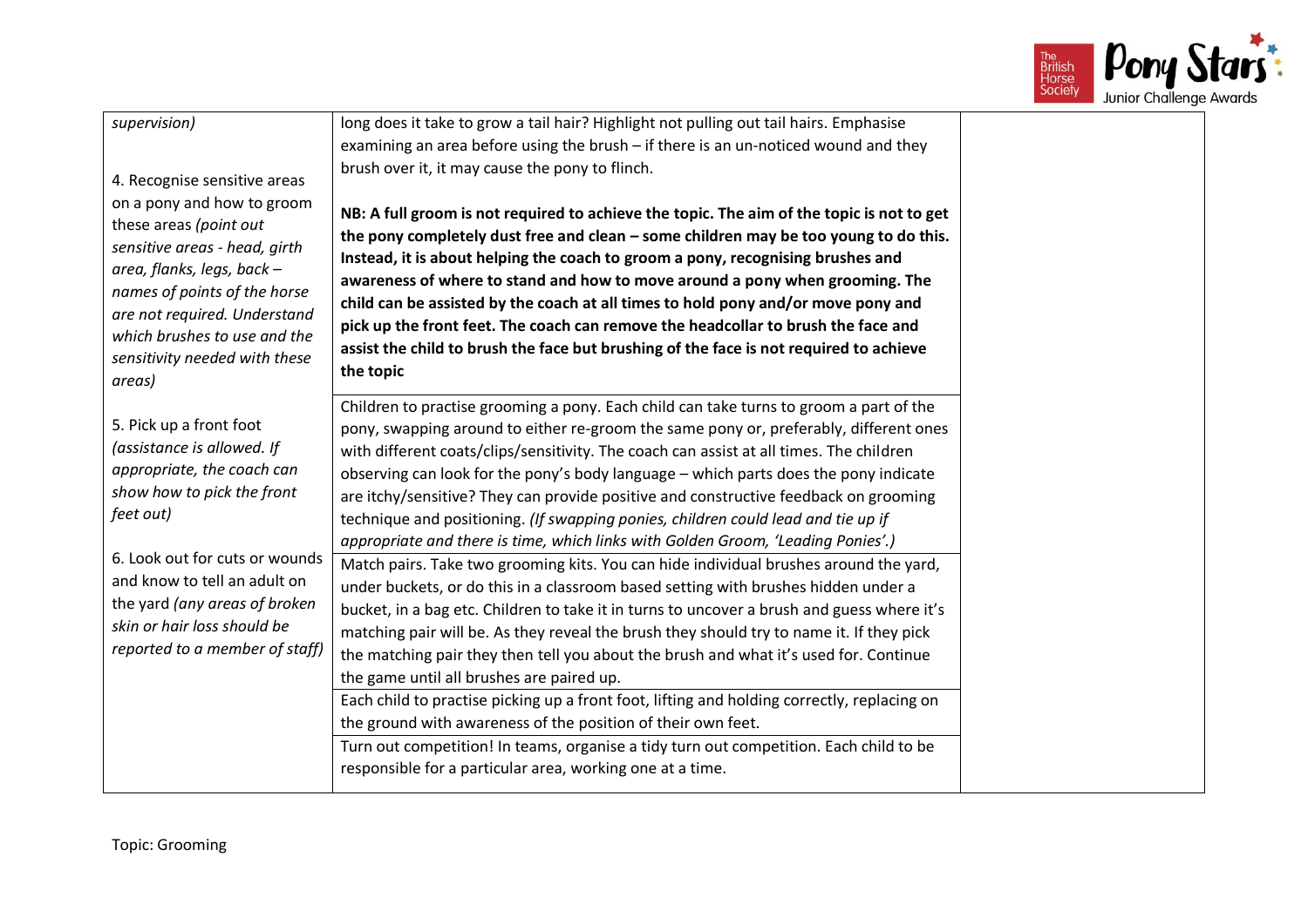| | | |
|---|---|---|
| *supervision)*<br><br>4. Recognise sensitive areas on a pony and how to groom these areas *(point out sensitive areas - head, girth area, flanks, legs, back – names of points of the horse are not required. Understand which brushes to use and the sensitivity needed with these areas)*<br><br>5. Pick up a front foot *(assistance is allowed. If appropriate, the coach can show how to pick the front feet out)*<br><br>6. Look out for cuts or wounds and know to tell an adult on the yard *(any areas of broken skin or hair loss should be reported to a member of staff)* | long does it take to grow a tail hair? Highlight not pulling out tail hairs. Emphasise examining an area before using the brush – if there is an un-noticed wound and they brush over it, it may cause the pony to flinch.<br><br>**NB: A full groom is not required to achieve the topic. The aim of the topic is not to get the pony completely dust free and clean – some children may be too young to do this. Instead, it is about helping the coach to groom a pony, recognising brushes and awareness of where to stand and how to move around a pony when grooming. The child can be assisted by the coach at all times to hold pony and/or move pony and pick up the front feet. The coach can remove the headcollar to brush the face and assist the child to brush the face but brushing of the face is not required to achieve the topic**<br><br>Children to practise grooming a pony. Each child can take turns to groom a part of the pony, swapping around to either re-groom the same pony or, preferably, different ones with different coats/clips/sensitivity. The coach can assist at all times. The children observing can look for the pony's body language – which parts does the pony indicate are itchy/sensitive? They can provide positive and constructive feedback on grooming technique and positioning. *(If swapping ponies, children could lead and tie up if appropriate and there is time, which links with Golden Groom, 'Leading Ponies'.)*<br><br>Match pairs. Take two grooming kits. You can hide individual brushes around the yard, under buckets, or do this in a classroom based setting with brushes hidden under a bucket, in a bag etc. Children to take it in turns to uncover a brush and guess where it's matching pair will be. As they reveal the brush they should try to name it. If they pick the matching pair they then tell you about the brush and what it's used for. Continue the game until all brushes are paired up.<br><br>Each child to practise picking up a front foot, lifting and holding correctly, replacing on the ground with awareness of the position of their own feet.<br><br>Turn out competition! In teams, organise a tidy turn out competition. Each child to be responsible for a particular area, working one at a time. | |

Topic: Grooming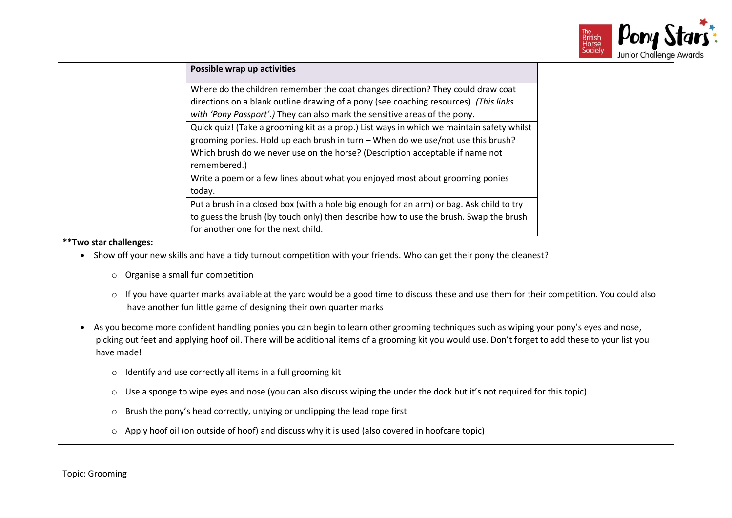| | Possible wrap up activities | |
|---|---|---|
| | Where do the children remember the coat changes direction? They could draw coat directions on a blank outline drawing of a pony (see coaching resources). *(This links with 'Pony Passport'.)* They can also mark the sensitive areas of the pony. | |
| | Quick quiz! (Take a grooming kit as a prop.) List ways in which we maintain safety whilst grooming ponies. Hold up each brush in turn – When do we use/not use this brush? Which brush do we never use on the horse? (Description acceptable if name not remembered.) | |
| | Write a poem or a few lines about what you enjoyed most about grooming ponies today. | |
| | Put a brush in a closed box (with a hole big enough for an arm) or bag. Ask child to try to guess the brush (by touch only) then describe how to use the brush. Swap the brush for another one for the next child. | |

**\*\*Two star challenges:**

- Show off your new skills and have a tidy turnout competition with your friends. Who can get their pony the cleanest?
  - Organise a small fun competition
  - If you have quarter marks available at the yard would be a good time to discuss these and use them for their competition. You could also have another fun little game of designing their own quarter marks
- As you become more confident handling ponies you can begin to learn other grooming techniques such as wiping your pony's eyes and nose, picking out feet and applying hoof oil. There will be additional items of a grooming kit you would use. Don't forget to add these to your list you have made!
  - Identify and use correctly all items in a full grooming kit
  - Use a sponge to wipe eyes and nose (you can also discuss wiping the under the dock but it's not required for this topic)
  - Brush the pony's head correctly, untying or unclipping the lead rope first
  - Apply hoof oil (on outside of hoof) and discuss why it is used (also covered in hoofcare topic)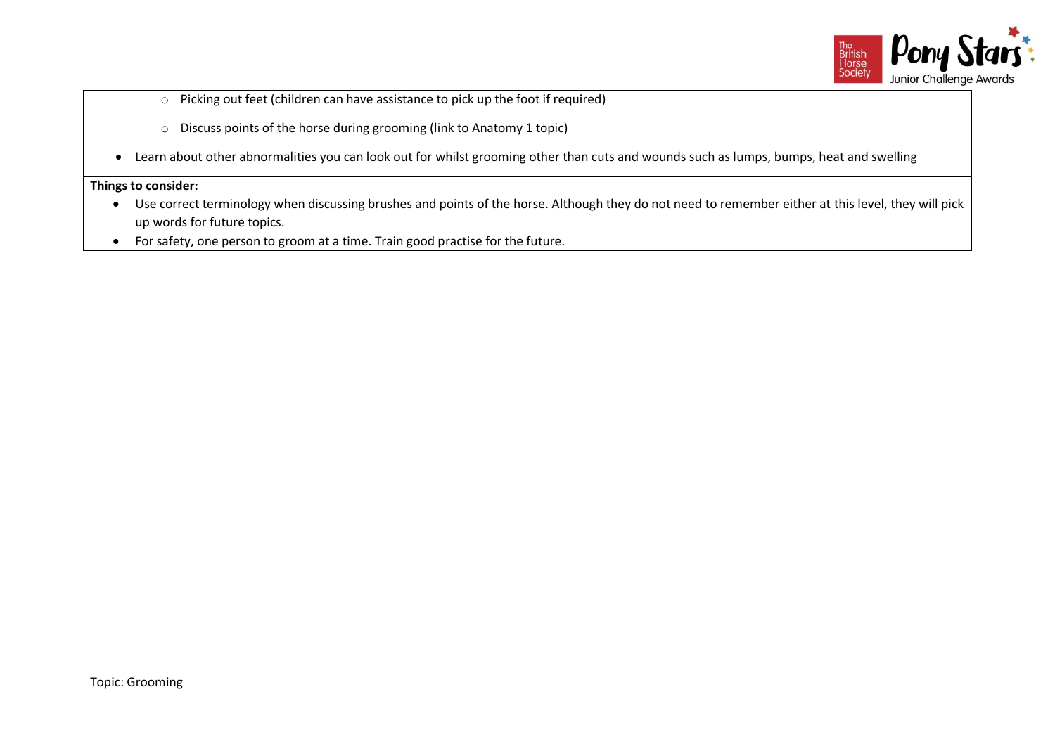- Picking out feet (children can have assistance to pick up the foot if required)
  - Discuss points of the horse during grooming (link to Anatomy 1 topic)
- Learn about other abnormalities you can look out for whilst grooming other than cuts and wounds such as lumps, bumps, heat and swelling

**Things to consider:**

- Use correct terminology when discussing brushes and points of the horse. Although they do not need to remember either at this level, they will pick up words for future topics.
- For safety, one person to groom at a time. Train good practise for the future.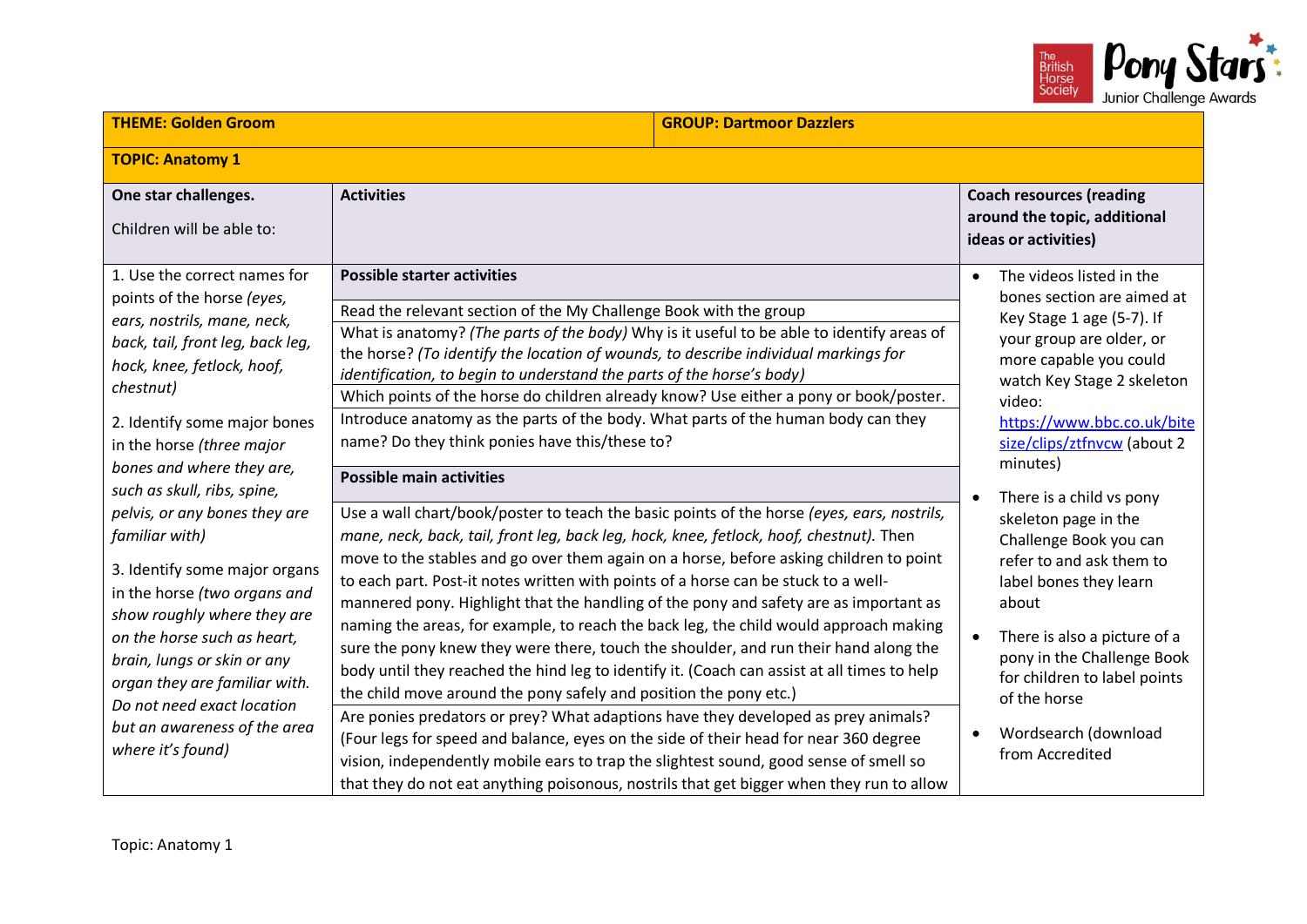| THEME: Golden Groom | GROUP: Dartmoor Dazzlers | |
|---|---|---|
| **TOPIC: Anatomy 1** | | |
| **One star challenges.** Children will be able to: | **Activities** | **Coach resources (reading around the topic, additional ideas or activities)** |
| 1. Use the correct names for points of the horse *(eyes, ears, nostrils, mane, neck, back, tail, front leg, back leg, hock, knee, fetlock, hoof, chestnut)*<br><br>2. Identify some major bones in the horse *(three major bones and where they are, such as skull, ribs, spine, pelvis, or any bones they are familiar with)*<br><br>3. Identify some major organs in the horse *(two organs and show roughly where they are on the horse such as heart, brain, lungs or skin or any organ they are familiar with. Do not need exact location but an awareness of the area where it's found)* | **Possible starter activities**<br><br>Read the relevant section of the My Challenge Book with the group<br><br>What is anatomy? *(The parts of the body)* Why is it useful to be able to identify areas of the horse? *(To identify the location of wounds, to describe individual markings for identification, to begin to understand the parts of the horse's body)*<br><br>Which points of the horse do children already know? Use either a pony or book/poster.<br><br>Introduce anatomy as the parts of the body. What parts of the human body can they name? Do they think ponies have this/these to?<br><br>**Possible main activities**<br><br>Use a wall chart/book/poster to teach the basic points of the horse *(eyes, ears, nostrils, mane, neck, back, tail, front leg, back leg, hock, knee, fetlock, hoof, chestnut).* Then move to the stables and go over them again on a horse, before asking children to point to each part. Post-it notes written with points of a horse can be stuck to a well-mannered pony. Highlight that the handling of the pony and safety are as important as naming the areas, for example, to reach the back leg, the child would approach making sure the pony knew they were there, touch the shoulder, and run their hand along the body until they reached the hind leg to identify it. (Coach can assist at all times to help the child move around the pony safely and position the pony etc.)<br><br>Are ponies predators or prey? What adaptions have they developed as prey animals? (Four legs for speed and balance, eyes on the side of their head for near 360 degree vision, independently mobile ears to trap the slightest sound, good sense of smell so that they do not eat anything poisonous, nostrils that get bigger when they run to allow | • The videos listed in the bones section are aimed at Key Stage 1 age (5-7). If your group are older, or more capable you could watch Key Stage 2 skeleton video: https://www.bbc.co.uk/bitesize/clips/ztfnvcw (about 2 minutes)<br><br>• There is a child vs pony skeleton page in the Challenge Book you can refer to and ask them to label bones they learn about<br><br>• There is also a picture of a pony in the Challenge Book for children to label points of the horse<br><br>• Wordsearch (download from Accredited |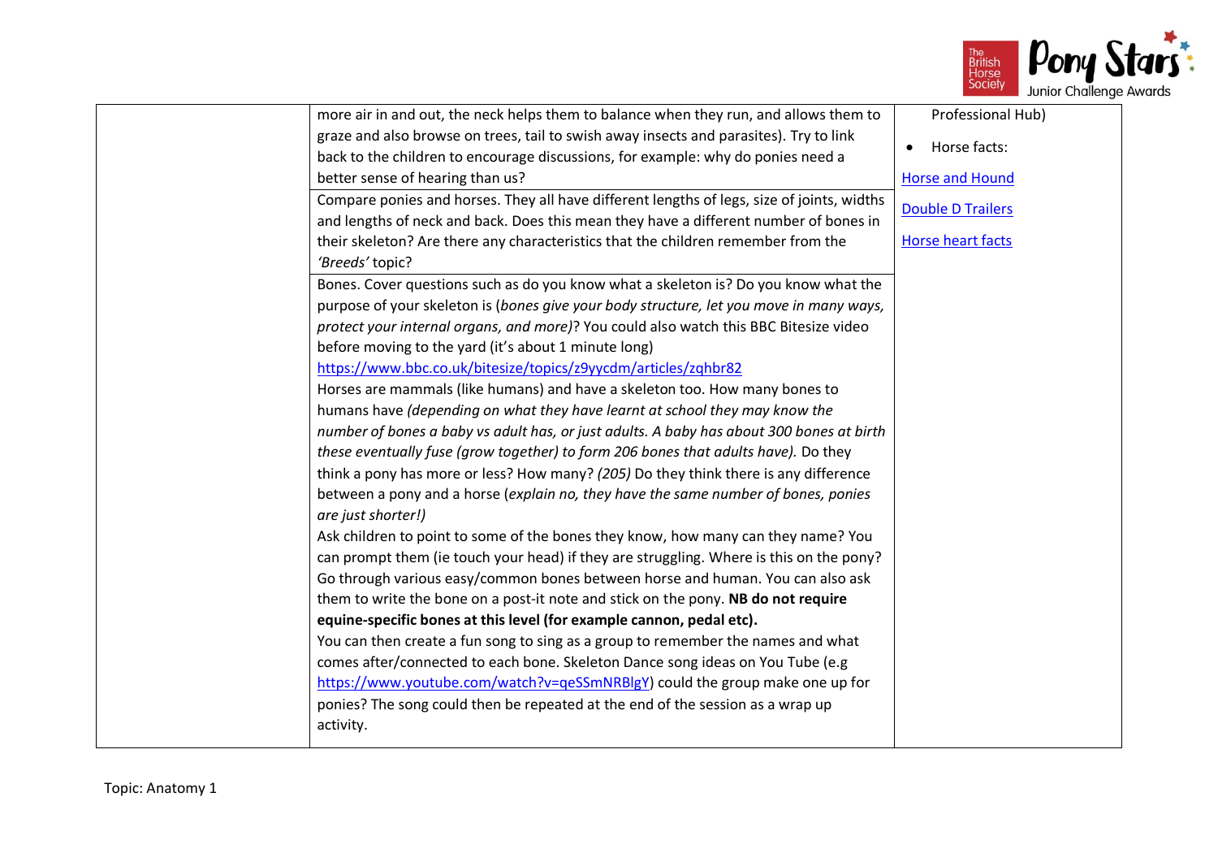| | | |
|---|---|---|
| | more air in and out, the neck helps them to balance when they run, and allows them to graze and also browse on trees, tail to swish away insects and parasites). Try to link back to the children to encourage discussions, for example: why do ponies need a better sense of hearing than us? | Professional Hub)<br><br>• Horse facts:<br><br>Horse and Hound<br><br>Double D Trailers<br><br>Horse heart facts |
| | Compare ponies and horses. They all have different lengths of legs, size of joints, widths and lengths of neck and back. Does this mean they have a different number of bones in their skeleton? Are there any characteristics that the children remember from the *'Breeds'* topic? | |
| | Bones. Cover questions such as do you know what a skeleton is? Do you know what the purpose of your skeleton is (*bones give your body structure, let you move in many ways, protect your internal organs, and more)*? You could also watch this BBC Bitesize video before moving to the yard (it's about 1 minute long)<br>https://www.bbc.co.uk/bitesize/topics/z9yycdm/articles/zqhbr82<br>Horses are mammals (like humans) and have a skeleton too. How many bones to humans have *(depending on what they have learnt at school they may know the number of bones a baby vs adult has, or just adults. A baby has about 300 bones at birth these eventually fuse (grow together) to form 206 bones that adults have).* Do they think a pony has more or less? How many? *(205)* Do they think there is any difference between a pony and a horse (*explain no, they have the same number of bones, ponies are just shorter!)*<br>Ask children to point to some of the bones they know, how many can they name? You can prompt them (ie touch your head) if they are struggling. Where is this on the pony? Go through various easy/common bones between horse and human. You can also ask them to write the bone on a post-it note and stick on the pony. **NB do not require equine-specific bones at this level (for example cannon, pedal etc).**<br>You can then create a fun song to sing as a group to remember the names and what comes after/connected to each bone. Skeleton Dance song ideas on You Tube (e.g https://www.youtube.com/watch?v=qeSSmNRBlgY) could the group make one up for ponies? The song could then be repeated at the end of the session as a wrap up activity. | |

Topic: Anatomy 1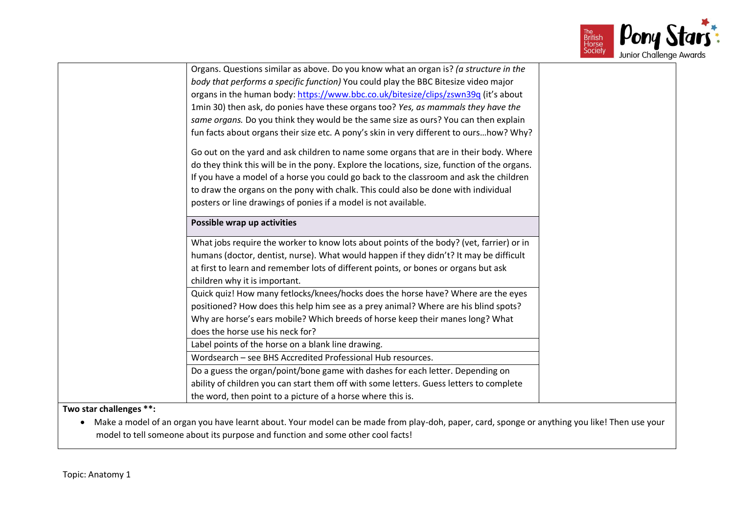| | | |
|---|---|---|
| | Organs. Questions similar as above. Do you know what an organ is? *(a structure in the body that performs a specific function)* You could play the BBC Bitesize video major organs in the human body: https://www.bbc.co.uk/bitesize/clips/zswn39q (it's about 1min 30) then ask, do ponies have these organs too? *Yes, as mammals they have the same organs.* Do you think they would be the same size as ours? You can then explain fun facts about organs their size etc. A pony's skin in very different to ours…how? Why?<br><br>Go out on the yard and ask children to name some organs that are in their body. Where do they think this will be in the pony. Explore the locations, size, function of the organs. If you have a model of a horse you could go back to the classroom and ask the children to draw the organs on the pony with chalk. This could also be done with individual posters or line drawings of ponies if a model is not available. | |
| | **Possible wrap up activities** | |
| | What jobs require the worker to know lots about points of the body? (vet, farrier) or in humans (doctor, dentist, nurse). What would happen if they didn't? It may be difficult at first to learn and remember lots of different points, or bones or organs but ask children why it is important. | |
| | Quick quiz! How many fetlocks/knees/hocks does the horse have? Where are the eyes positioned? How does this help him see as a prey animal? Where are his blind spots? Why are horse's ears mobile? Which breeds of horse keep their manes long? What does the horse use his neck for? | |
| | Label points of the horse on a blank line drawing. | |
| | Wordsearch – see BHS Accredited Professional Hub resources. | |
| | Do a guess the organ/point/bone game with dashes for each letter. Depending on ability of children you can start them off with some letters. Guess letters to complete the word, then point to a picture of a horse where this is. | |

**Two star challenges \*\*:**

- Make a model of an organ you have learnt about. Your model can be made from play-doh, paper, card, sponge or anything you like! Then use your model to tell someone about its purpose and function and some other cool facts!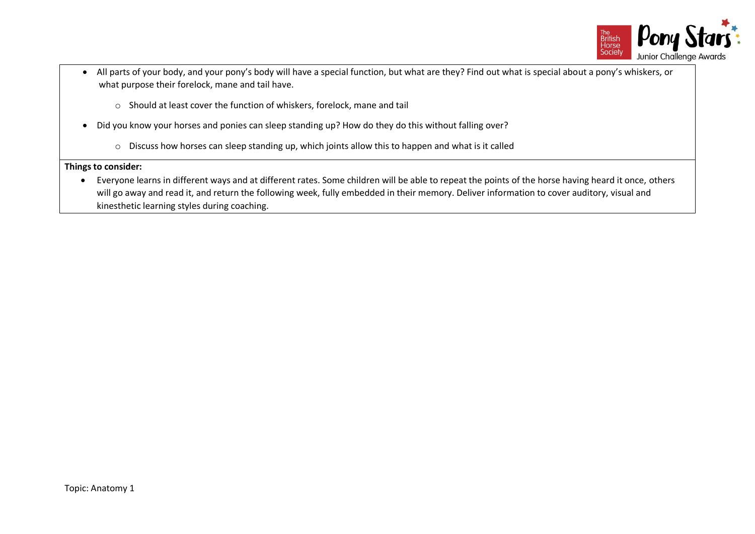- All parts of your body, and your pony's body will have a special function, but what are they? Find out what is special about a pony's whiskers, or what purpose their forelock, mane and tail have.
  - Should at least cover the function of whiskers, forelock, mane and tail
- Did you know your horses and ponies can sleep standing up? How do they do this without falling over?
  - Discuss how horses can sleep standing up, which joints allow this to happen and what is it called

**Things to consider:**

- Everyone learns in different ways and at different rates. Some children will be able to repeat the points of the horse having heard it once, others will go away and read it, and return the following week, fully embedded in their memory. Deliver information to cover auditory, visual and kinesthetic learning styles during coaching.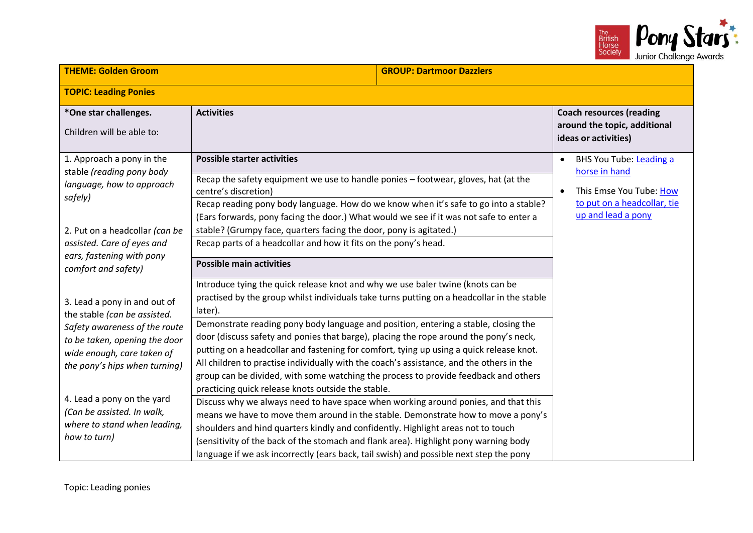| THEME: Golden Groom | | GROUP: Dartmoor Dazzlers |
|---|---|---|
| **TOPIC: Leading Ponies** | | |
| **\*One star challenges.** Children will be able to: | **Activities** | **Coach resources (reading around the topic, additional ideas or activities)** |
| 1. Approach a pony in the stable *(reading pony body language, how to approach safely)*<br><br>2. Put on a headcollar *(can be assisted. Care of eyes and ears, fastening with pony comfort and safety)*<br><br>3. Lead a pony in and out of the stable *(can be assisted. Safety awareness of the route to be taken, opening the door wide enough, care taken of the pony's hips when turning)*<br><br>4. Lead a pony on the yard *(Can be assisted. In walk, where to stand when leading, how to turn)* | **Possible starter activities**<br><br>Recap the safety equipment we use to handle ponies – footwear, gloves, hat (at the centre's discretion)<br><br>Recap reading pony body language. How do we know when it's safe to go into a stable? (Ears forwards, pony facing the door.) What would we see if it was not safe to enter a stable? (Grumpy face, quarters facing the door, pony is agitated.)<br><br>Recap parts of a headcollar and how it fits on the pony's head.<br><br>**Possible main activities**<br><br>Introduce tying the quick release knot and why we use baler twine (knots can be practised by the group whilst individuals take turns putting on a headcollar in the stable later).<br><br>Demonstrate reading pony body language and position, entering a stable, closing the door (discuss safety and ponies that barge), placing the rope around the pony's neck, putting on a headcollar and fastening for comfort, tying up using a quick release knot. All children to practise individually with the coach's assistance, and the others in the group can be divided, with some watching the process to provide feedback and others practicing quick release knots outside the stable.<br><br>Discuss why we always need to have space when working around ponies, and that this means we have to move them around in the stable. Demonstrate how to move a pony's shoulders and hind quarters kindly and confidently. Highlight areas not to touch (sensitivity of the back of the stomach and flank area). Highlight pony warning body language if we ask incorrectly (ears back, tail swish) and possible next step the pony | • BHS You Tube: Leading a horse in hand<br>• This Emse You Tube: How to put on a headcollar, tie up and lead a pony |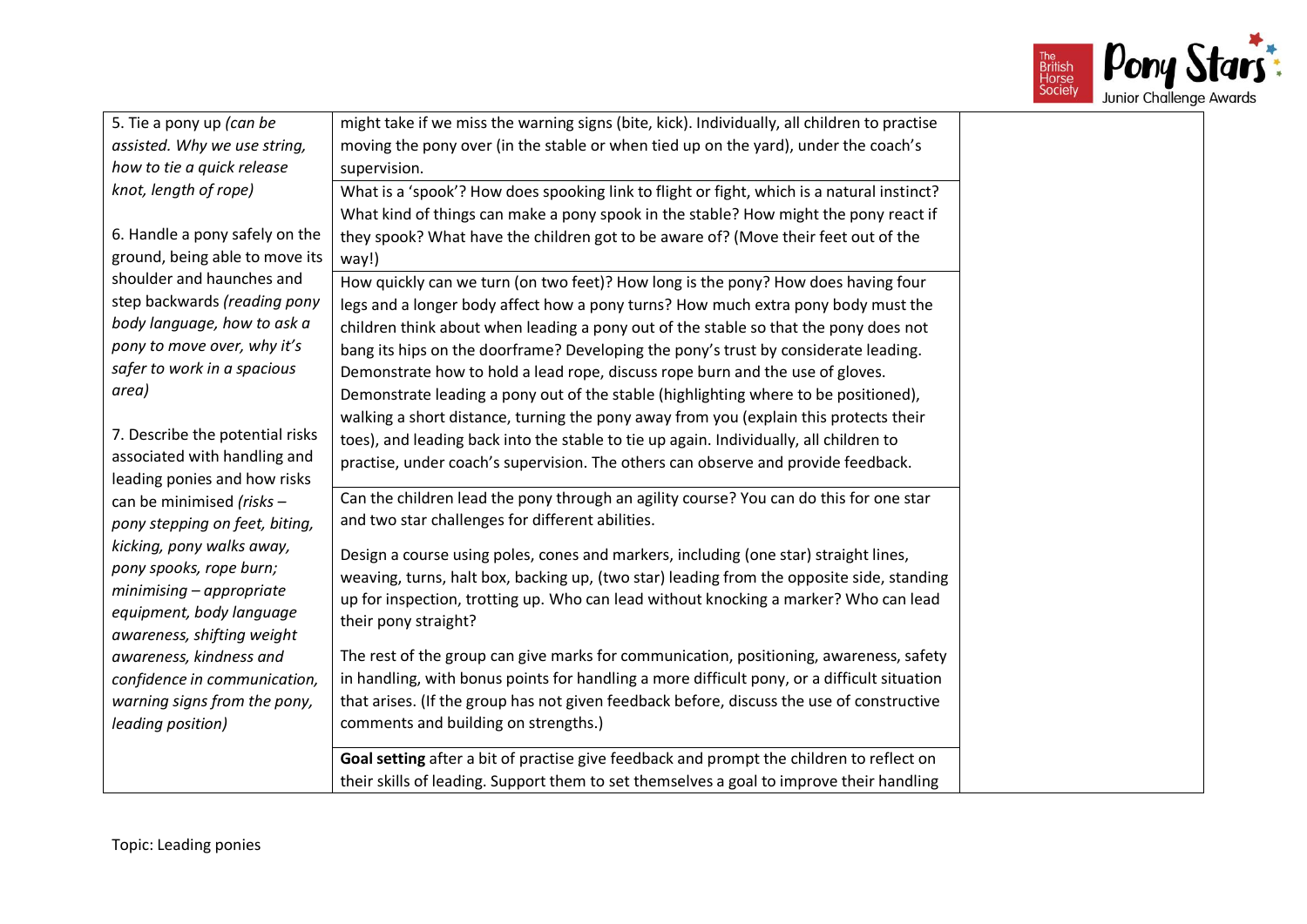| | | |
|---|---|---|
| 5. Tie a pony up *(can be assisted. Why we use string, how to tie a quick release knot, length of rope)*<br><br>6. Handle a pony safely on the ground, being able to move its shoulder and haunches and step backwards *(reading pony body language, how to ask a pony to move over, why it's safer to work in a spacious area)*<br><br>7. Describe the potential risks associated with handling and leading ponies and how risks can be minimised *(risks – pony stepping on feet, biting, kicking, pony walks away, pony spooks, rope burn; minimising – appropriate equipment, body language awareness, shifting weight awareness, kindness and confidence in communication, warning signs from the pony, leading position)* | might take if we miss the warning signs (bite, kick). Individually, all children to practise moving the pony over (in the stable or when tied up on the yard), under the coach's supervision. | |
| | What is a 'spook'? How does spooking link to flight or fight, which is a natural instinct? What kind of things can make a pony spook in the stable? How might the pony react if they spook? What have the children got to be aware of? (Move their feet out of the way!) | |
| | How quickly can we turn (on two feet)? How long is the pony? How does having four legs and a longer body affect how a pony turns? How much extra pony body must the children think about when leading a pony out of the stable so that the pony does not bang its hips on the doorframe? Developing the pony's trust by considerate leading. Demonstrate how to hold a lead rope, discuss rope burn and the use of gloves. Demonstrate leading a pony out of the stable (highlighting where to be positioned), walking a short distance, turning the pony away from you (explain this protects their toes), and leading back into the stable to tie up again. Individually, all children to practise, under coach's supervision. The others can observe and provide feedback. | |
| | Can the children lead the pony through an agility course? You can do this for one star and two star challenges for different abilities.<br><br>Design a course using poles, cones and markers, including (one star) straight lines, weaving, turns, halt box, backing up, (two star) leading from the opposite side, standing up for inspection, trotting up. Who can lead without knocking a marker? Who can lead their pony straight?<br><br>The rest of the group can give marks for communication, positioning, awareness, safety in handling, with bonus points for handling a more difficult pony, or a difficult situation that arises. (If the group has not given feedback before, discuss the use of constructive comments and building on strengths.) | |
| | **Goal setting** after a bit of practise give feedback and prompt the children to reflect on their skills of leading. Support them to set themselves a goal to improve their handling | |

Topic: Leading ponies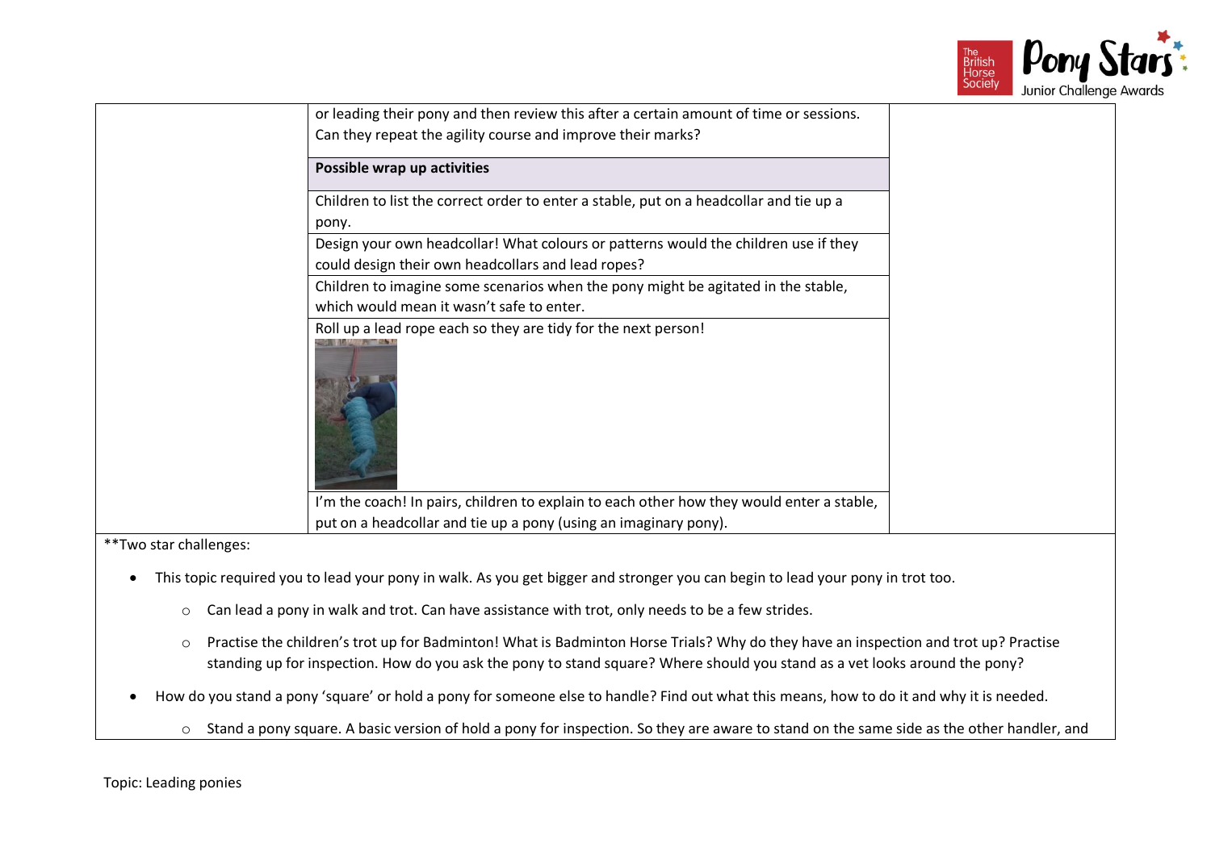| | | |
|---|---|---|
| | or leading their pony and then review this after a certain amount of time or sessions. Can they repeat the agility course and improve their marks? | |
| | **Possible wrap up activities** | |
| | Children to list the correct order to enter a stable, put on a headcollar and tie up a pony. | |
| | Design your own headcollar! What colours or patterns would the children use if they could design their own headcollars and lead ropes? | |
| | Children to imagine some scenarios when the pony might be agitated in the stable, which would mean it wasn't safe to enter. | |
| | Roll up a lead rope each so they are tidy for the next person! | |
| | I'm the coach! In pairs, children to explain to each other how they would enter a stable, put on a headcollar and tie up a pony (using an imaginary pony). | |

**Two star challenges:

- This topic required you to lead your pony in walk. As you get bigger and stronger you can begin to lead your pony in trot too.
  - Can lead a pony in walk and trot. Can have assistance with trot, only needs to be a few strides.
  - Practise the children's trot up for Badminton! What is Badminton Horse Trials? Why do they have an inspection and trot up? Practise standing up for inspection. How do you ask the pony to stand square? Where should you stand as a vet looks around the pony?
- How do you stand a pony 'square' or hold a pony for someone else to handle? Find out what this means, how to do it and why it is needed.
  - Stand a pony square. A basic version of hold a pony for inspection. So they are aware to stand on the same side as the other handler, and

Topic: Leading ponies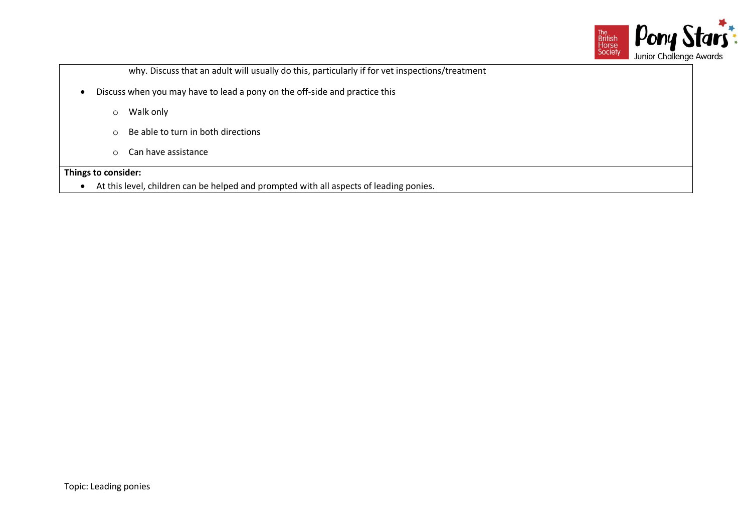why. Discuss that an adult will usually do this, particularly if for vet inspections/treatment

- Discuss when you may have to lead a pony on the off-side and practice this
    - Walk only
    - Be able to turn in both directions
    - Can have assistance

**Things to consider:**

- At this level, children can be helped and prompted with all aspects of leading ponies.

Topic: Leading ponies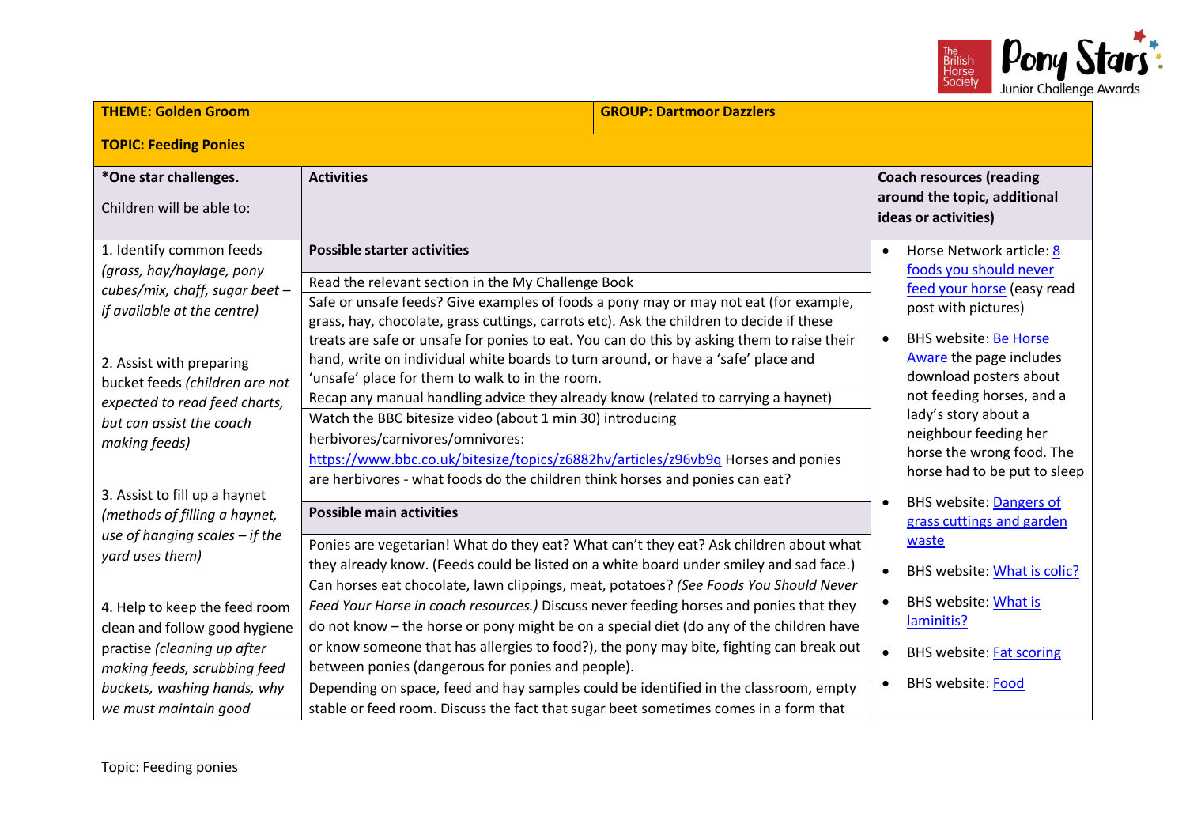| THEME: Golden Groom | GROUP: Dartmoor Dazzlers |
|---|---|

**TOPIC: Feeding Ponies**

| *One star challenges. Children will be able to: | Activities | Coach resources (reading around the topic, additional ideas or activities) |
|---|---|---|
| 1. Identify common feeds *(grass, hay/haylage, pony cubes/mix, chaff, sugar beet – if available at the centre)*<br><br>2. Assist with preparing bucket feeds *(children are not expected to read feed charts, but can assist the coach making feeds)*<br><br>3. Assist to fill up a haynet *(methods of filling a haynet, use of hanging scales – if the yard uses them)*<br><br>4. Help to keep the feed room clean and follow good hygiene practise *(cleaning up after making feeds, scrubbing feed buckets, washing hands, why we must maintain good* | **Possible starter activities**<br><br>Read the relevant section in the My Challenge Book<br><br>Safe or unsafe feeds? Give examples of foods a pony may or may not eat (for example, grass, hay, chocolate, grass cuttings, carrots etc). Ask the children to decide if these treats are safe or unsafe for ponies to eat. You can do this by asking them to raise their hand, write on individual white boards to turn around, or have a 'safe' place and 'unsafe' place for them to walk to in the room.<br><br>Recap any manual handling advice they already know (related to carrying a haynet)<br><br>Watch the BBC bitesize video (about 1 min 30) introducing herbivores/carnivores/omnivores: https://www.bbc.co.uk/bitesize/topics/z6882hv/articles/z96vb9q Horses and ponies are herbivores - what foods do the children think horses and ponies can eat?<br><br>**Possible main activities**<br><br>Ponies are vegetarian! What do they eat? What can't they eat? Ask children about what they already know. (Feeds could be listed on a white board under smiley and sad face.) Can horses eat chocolate, lawn clippings, meat, potatoes? *(See Foods You Should Never Feed Your Horse in coach resources.)* Discuss never feeding horses and ponies that they do not know – the horse or pony might be on a special diet (do any of the children have or know someone that has allergies to food?), the pony may bite, fighting can break out between ponies (dangerous for ponies and people).<br><br>Depending on space, feed and hay samples could be identified in the classroom, empty stable or feed room. Discuss the fact that sugar beet sometimes comes in a form that | • Horse Network article: 8 foods you should never feed your horse (easy read post with pictures)<br>• BHS website: Be Horse Aware the page includes download posters about not feeding horses, and a lady's story about a neighbour feeding her horse the wrong food. The horse had to be put to sleep<br>• BHS website: Dangers of grass cuttings and garden waste<br>• BHS website: What is colic?<br>• BHS website: What is laminitis?<br>• BHS website: Fat scoring<br>• BHS website: Food |

Topic: Feeding ponies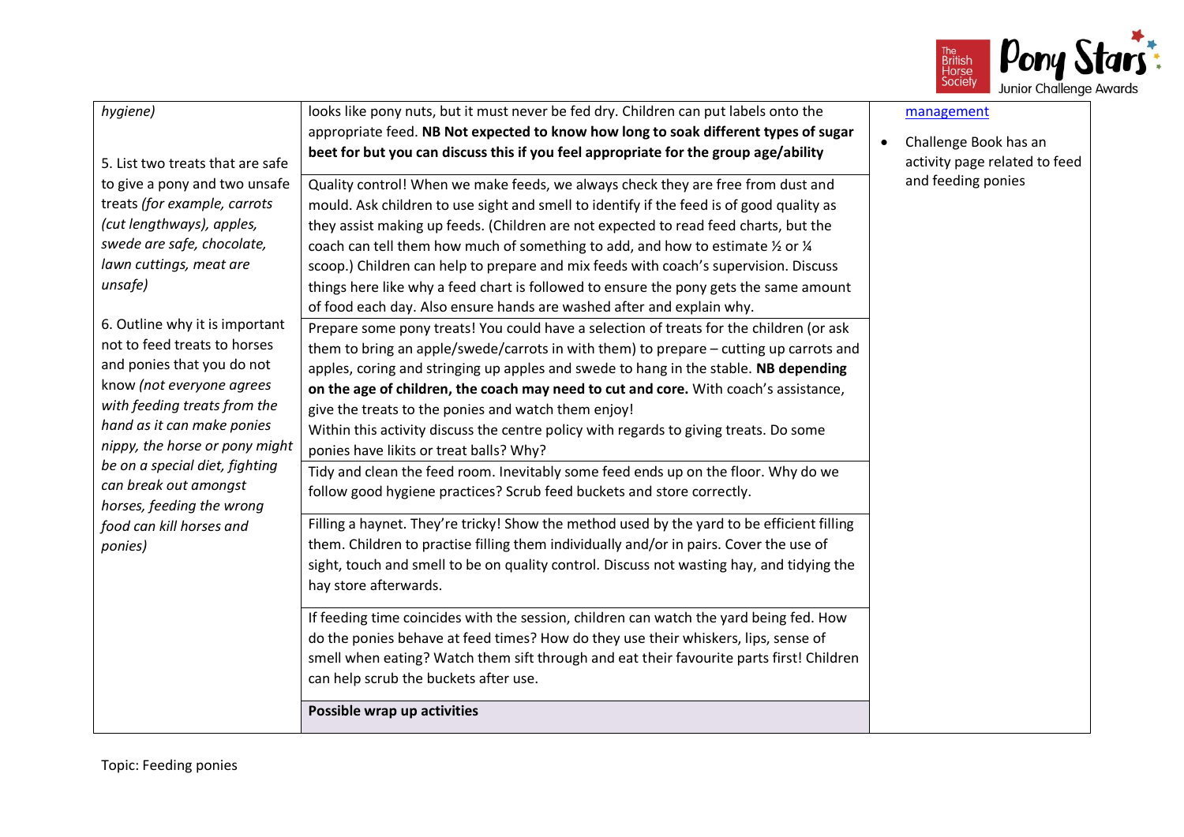| | | |
|---|---|---|
| *hygiene)*<br><br>5. List two treats that are safe to give a pony and two unsafe treats *(for example, carrots (cut lengthways), apples, swede are safe, chocolate, lawn cuttings, meat are unsafe)*<br><br>6. Outline why it is important not to feed treats to horses and ponies that you do not know *(not everyone agrees with feeding treats from the hand as it can make ponies nippy, the horse or pony might be on a special diet, fighting can break out amongst horses, feeding the wrong food can kill horses and ponies)* | looks like pony nuts, but it must never be fed dry. Children can put labels onto the appropriate feed. **NB Not expected to know how long to soak different types of sugar beet for but you can discuss this if you feel appropriate for the group age/ability** | management<br><br>• Challenge Book has an activity page related to feed and feeding ponies |
| | Quality control! When we make feeds, we always check they are free from dust and mould. Ask children to use sight and smell to identify if the feed is of good quality as they assist making up feeds. (Children are not expected to read feed charts, but the coach can tell them how much of something to add, and how to estimate ½ or ¼ scoop.) Children can help to prepare and mix feeds with coach's supervision. Discuss things here like why a feed chart is followed to ensure the pony gets the same amount of food each day. Also ensure hands are washed after and explain why. | |
| | Prepare some pony treats! You could have a selection of treats for the children (or ask them to bring an apple/swede/carrots in with them) to prepare – cutting up carrots and apples, coring and stringing up apples and swede to hang in the stable. **NB depending on the age of children, the coach may need to cut and core.** With coach's assistance, give the treats to the ponies and watch them enjoy!<br>Within this activity discuss the centre policy with regards to giving treats. Do some ponies have likits or treat balls? Why? | |
| | Tidy and clean the feed room. Inevitably some feed ends up on the floor. Why do we follow good hygiene practices? Scrub feed buckets and store correctly. | |
| | Filling a haynet. They're tricky! Show the method used by the yard to be efficient filling them. Children to practise filling them individually and/or in pairs. Cover the use of sight, touch and smell to be on quality control. Discuss not wasting hay, and tidying the hay store afterwards. | |
| | If feeding time coincides with the session, children can watch the yard being fed. How do the ponies behave at feed times? How do they use their whiskers, lips, sense of smell when eating? Watch them sift through and eat their favourite parts first! Children can help scrub the buckets after use. | |
| | **Possible wrap up activities** | |

Topic: Feeding ponies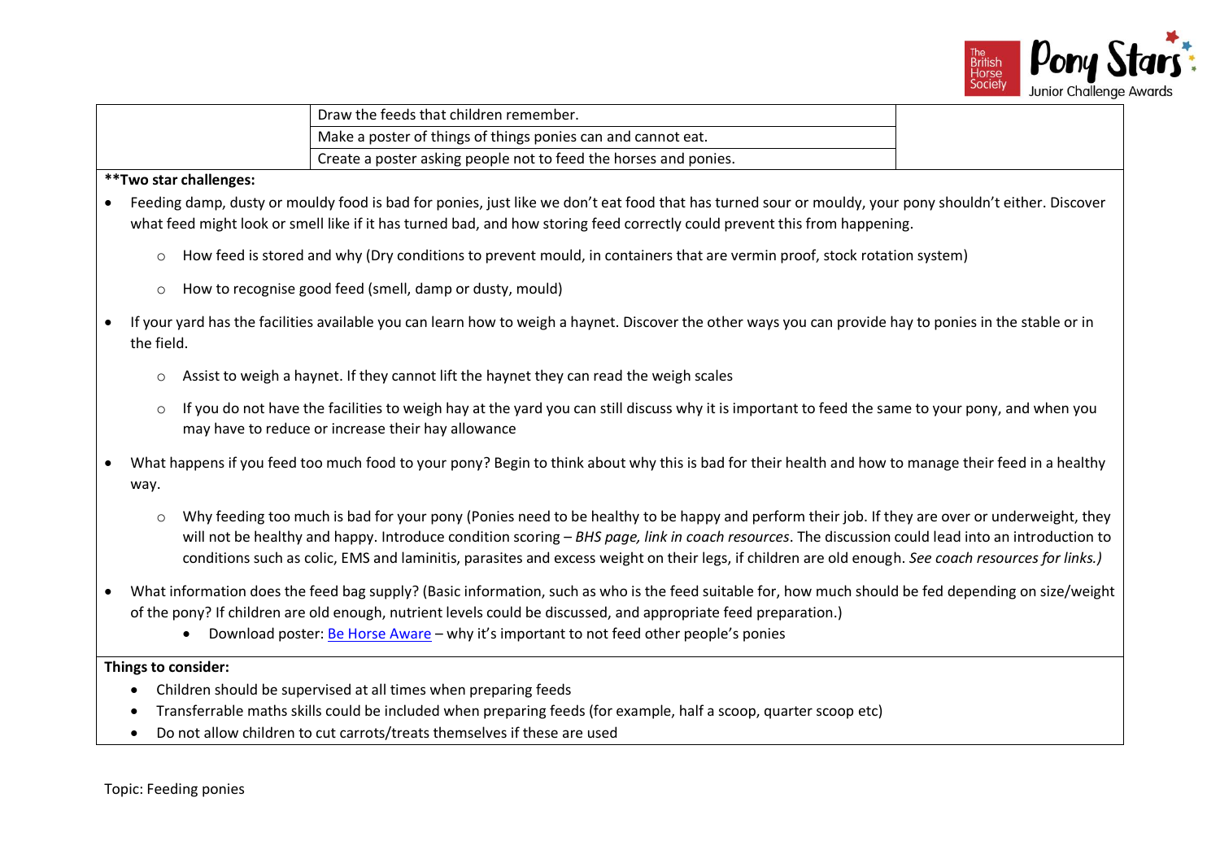| | | |
|---|---|---|
| | Draw the feeds that children remember. | |
| | Make a poster of things of things ponies can and cannot eat. | |
| | Create a poster asking people not to feed the horses and ponies. | |

**Two star challenges:**

- Feeding damp, dusty or mouldy food is bad for ponies, just like we don't eat food that has turned sour or mouldy, your pony shouldn't either. Discover what feed might look or smell like if it has turned bad, and how storing feed correctly could prevent this from happening.
    - How feed is stored and why (Dry conditions to prevent mould, in containers that are vermin proof, stock rotation system)
    - How to recognise good feed (smell, damp or dusty, mould)
- If your yard has the facilities available you can learn how to weigh a haynet. Discover the other ways you can provide hay to ponies in the stable or in the field.
    - Assist to weigh a haynet. If they cannot lift the haynet they can read the weigh scales
    - If you do not have the facilities to weigh hay at the yard you can still discuss why it is important to feed the same to your pony, and when you may have to reduce or increase their hay allowance
- What happens if you feed too much food to your pony? Begin to think about why this is bad for their health and how to manage their feed in a healthy way.
    - Why feeding too much is bad for your pony (Ponies need to be healthy to be happy and perform their job. If they are over or underweight, they will not be healthy and happy. Introduce condition scoring – *BHS page, link in coach resources*. The discussion could lead into an introduction to conditions such as colic, EMS and laminitis, parasites and excess weight on their legs, if children are old enough. *See coach resources for links.)*
- What information does the feed bag supply? (Basic information, such as who is the feed suitable for, how much should be fed depending on size/weight of the pony? If children are old enough, nutrient levels could be discussed, and appropriate feed preparation.)
    - Download poster: [Be Horse Aware]() – why it's important to not feed other people's ponies

**Things to consider:**

- Children should be supervised at all times when preparing feeds
- Transferrable maths skills could be included when preparing feeds (for example, half a scoop, quarter scoop etc)
- Do not allow children to cut carrots/treats themselves if these are used

Topic: Feeding ponies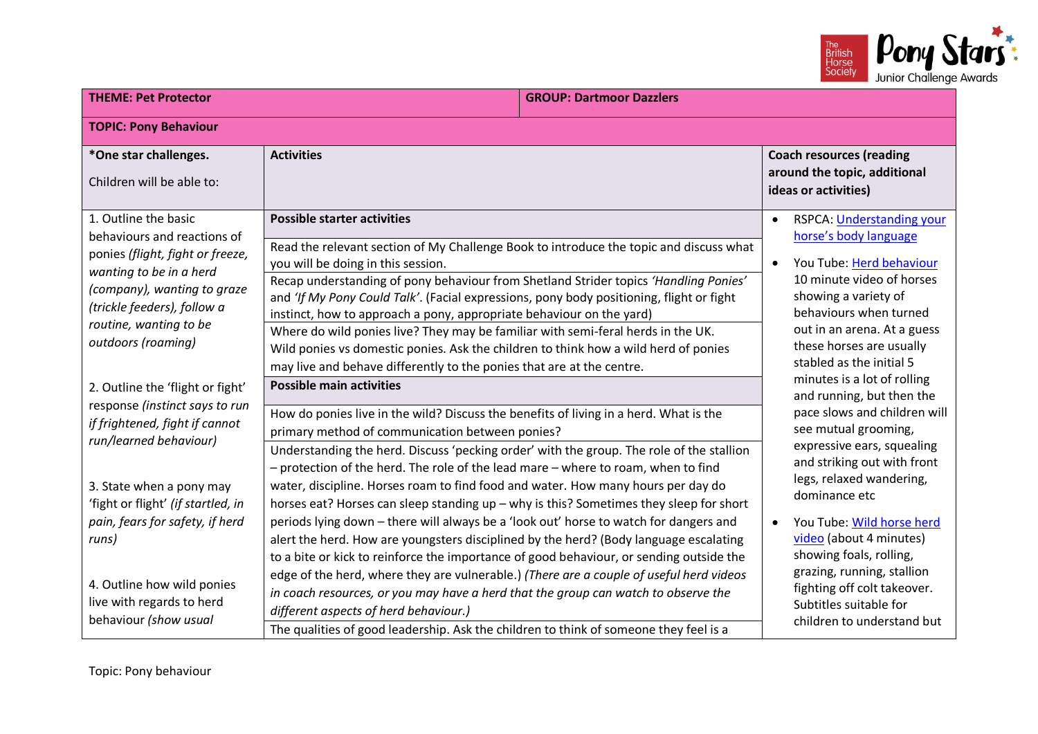| THEME: Pet Protector | | GROUP: Dartmoor Dazzlers |
|---|---|---|
| **TOPIC: Pony Behaviour** | | |
| ***One star challenges.**<br><br>Children will be able to: | **Activities** | **Coach resources (reading around the topic, additional ideas or activities)** |
| 1. Outline the basic behaviours and reactions of ponies *(flight, fight or freeze, wanting to be in a herd (company), wanting to graze (trickle feeders), follow a routine, wanting to be outdoors (roaming)*<br><br>2. Outline the 'flight or fight' response *(instinct says to run if frightened, fight if cannot run/learned behaviour)*<br><br>3. State when a pony may 'fight or flight' *(if startled, in pain, fears for safety, if herd runs)*<br><br>4. Outline how wild ponies live with regards to herd behaviour *(show usual* | **Possible starter activities**<br><br>Read the relevant section of My Challenge Book to introduce the topic and discuss what you will be doing in this session.<br><br>Recap understanding of pony behaviour from Shetland Strider topics *'Handling Ponies'* and *'If My Pony Could Talk'*. (Facial expressions, pony body positioning, flight or fight instinct, how to approach a pony, appropriate behaviour on the yard)<br><br>Where do wild ponies live? They may be familiar with semi-feral herds in the UK. Wild ponies vs domestic ponies. Ask the children to think how a wild herd of ponies may live and behave differently to the ponies that are at the centre.<br><br>**Possible main activities**<br><br>How do ponies live in the wild? Discuss the benefits of living in a herd. What is the primary method of communication between ponies?<br><br>Understanding the herd. Discuss 'pecking order' with the group. The role of the stallion – protection of the herd. The role of the lead mare – where to roam, when to find water, discipline. Horses roam to find food and water. How many hours per day do horses eat? Horses can sleep standing up – why is this? Sometimes they sleep for short periods lying down – there will always be a 'look out' horse to watch for dangers and alert the herd. How are youngsters disciplined by the herd? (Body language escalating to a bite or kick to reinforce the importance of good behaviour, or sending outside the edge of the herd, where they are vulnerable.) *(There are a couple of useful herd videos in coach resources, or you may have a herd that the group can watch to observe the different aspects of herd behaviour.)*<br><br>The qualities of good leadership. Ask the children to think of someone they feel is a | • RSPCA: Understanding your horse's body language<br><br>• You Tube: Herd behaviour 10 minute video of horses showing a variety of behaviours when turned out in an arena. At a guess these horses are usually stabled as the initial 5 minutes is a lot of rolling and running, but then the pace slows and children will see mutual grooming, expressive ears, squealing and striking out with front legs, relaxed wandering, dominance etc<br><br>• You Tube: Wild horse herd video (about 4 minutes) showing foals, rolling, grazing, running, stallion fighting off colt takeover. Subtitles suitable for children to understand but |

Topic: Pony behaviour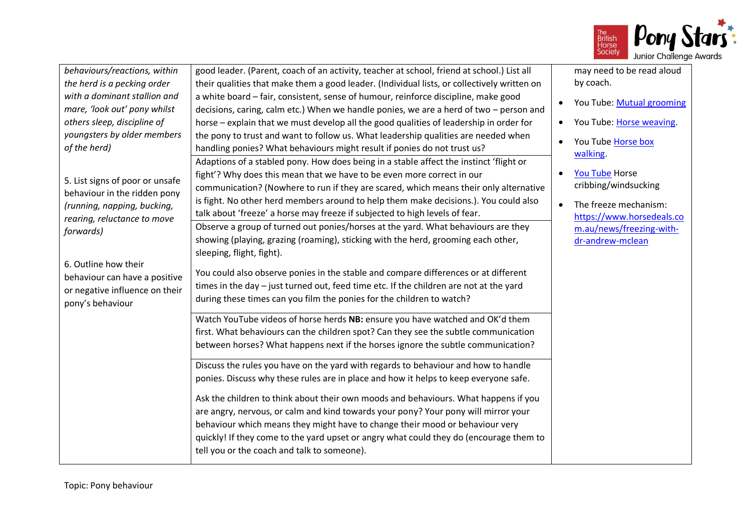| | | |
|---|---|---|
| *behaviours/reactions, within the herd is a pecking order with a dominant stallion and mare, 'look out' pony whilst others sleep, discipline of youngsters by older members of the herd)*<br><br>5. List signs of poor or unsafe behaviour in the ridden pony *(running, napping, bucking, rearing, reluctance to move forwards)*<br><br>6. Outline how their behaviour can have a positive or negative influence on their pony's behaviour | good leader. (Parent, coach of an activity, teacher at school, friend at school.) List all their qualities that make them a good leader. (Individual lists, or collectively written on a white board – fair, consistent, sense of humour, reinforce discipline, make good decisions, caring, calm etc.) When we handle ponies, we are a herd of two – person and horse – explain that we must develop all the good qualities of leadership in order for the pony to trust and want to follow us. What leadership qualities are needed when handling ponies? What behaviours might result if ponies do not trust us? | may need to be read aloud by coach.<br><br>• You Tube: Mutual grooming<br>• You Tube: Horse weaving.<br>• You Tube Horse box walking.<br>• You Tube Horse cribbing/windsucking<br>• The freeze mechanism: https://www.horsedeals.com.au/news/freezing-with-dr-andrew-mclean |
| | Adaptions of a stabled pony. How does being in a stable affect the instinct 'flight or fight'? Why does this mean that we have to be even more correct in our communication? (Nowhere to run if they are scared, which means their only alternative is fight. No other herd members around to help them make decisions.). You could also talk about 'freeze' a horse may freeze if subjected to high levels of fear. | |
| | Observe a group of turned out ponies/horses at the yard. What behaviours are they showing (playing, grazing (roaming), sticking with the herd, grooming each other, sleeping, flight, fight).<br><br>You could also observe ponies in the stable and compare differences or at different times in the day – just turned out, feed time etc. If the children are not at the yard during these times can you film the ponies for the children to watch? | |
| | Watch YouTube videos of horse herds **NB:** ensure you have watched and OK'd them first. What behaviours can the children spot? Can they see the subtle communication between horses? What happens next if the horses ignore the subtle communication? | |
| | Discuss the rules you have on the yard with regards to behaviour and how to handle ponies. Discuss why these rules are in place and how it helps to keep everyone safe.<br><br>Ask the children to think about their own moods and behaviours. What happens if you are angry, nervous, or calm and kind towards your pony? Your pony will mirror your behaviour which means they might have to change their mood or behaviour very quickly! If they come to the yard upset or angry what could they do (encourage them to tell you or the coach and talk to someone). | |

Topic: Pony behaviour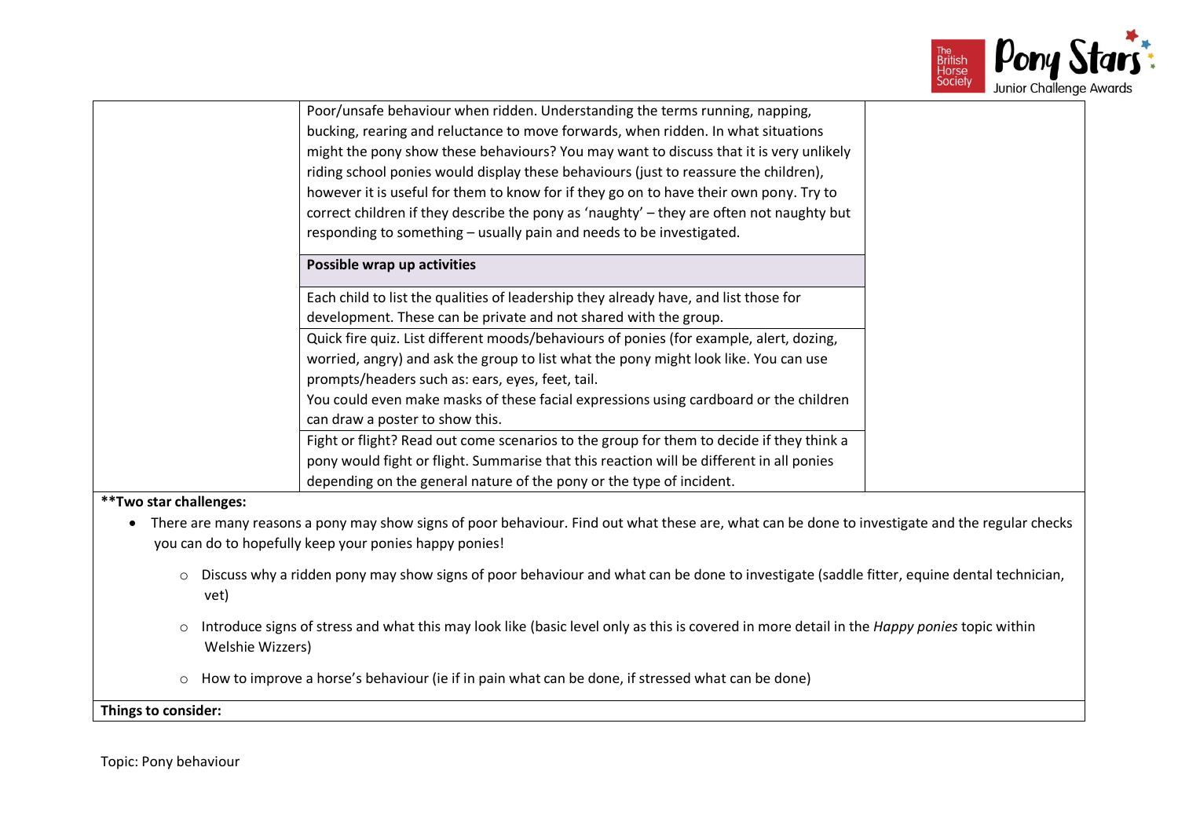| | | |
|---|---|---|
| | Poor/unsafe behaviour when ridden. Understanding the terms running, napping, bucking, rearing and reluctance to move forwards, when ridden. In what situations might the pony show these behaviours? You may want to discuss that it is very unlikely riding school ponies would display these behaviours (just to reassure the children), however it is useful for them to know for if they go on to have their own pony. Try to correct children if they describe the pony as 'naughty' – they are often not naughty but responding to something – usually pain and needs to be investigated. | |
| | **Possible wrap up activities** | |
| | Each child to list the qualities of leadership they already have, and list those for development. These can be private and not shared with the group. | |
| | Quick fire quiz. List different moods/behaviours of ponies (for example, alert, dozing, worried, angry) and ask the group to list what the pony might look like. You can use prompts/headers such as: ears, eyes, feet, tail. You could even make masks of these facial expressions using cardboard or the children can draw a poster to show this. | |
| | Fight or flight? Read out come scenarios to the group for them to decide if they think a pony would fight or flight. Summarise that this reaction will be different in all ponies depending on the general nature of the pony or the type of incident. | |

**\*\*Two star challenges:**

- There are many reasons a pony may show signs of poor behaviour. Find out what these are, what can be done to investigate and the regular checks you can do to hopefully keep your ponies happy ponies!
  - Discuss why a ridden pony may show signs of poor behaviour and what can be done to investigate (saddle fitter, equine dental technician, vet)
  - Introduce signs of stress and what this may look like (basic level only as this is covered in more detail in the *Happy ponies* topic within Welshie Wizzers)
  - How to improve a horse's behaviour (ie if in pain what can be done, if stressed what can be done)

**Things to consider:**

Topic: Pony behaviour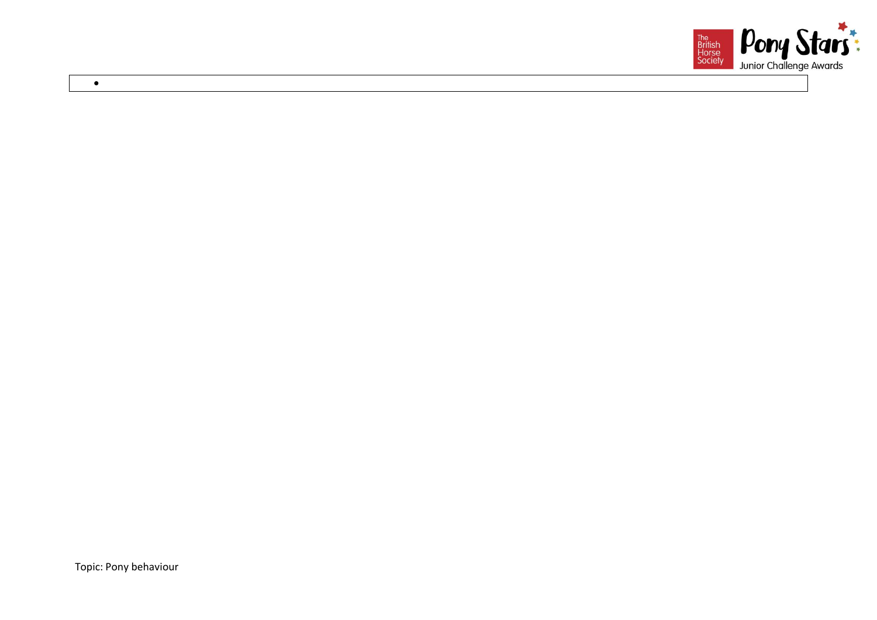- 

Topic: Pony behaviour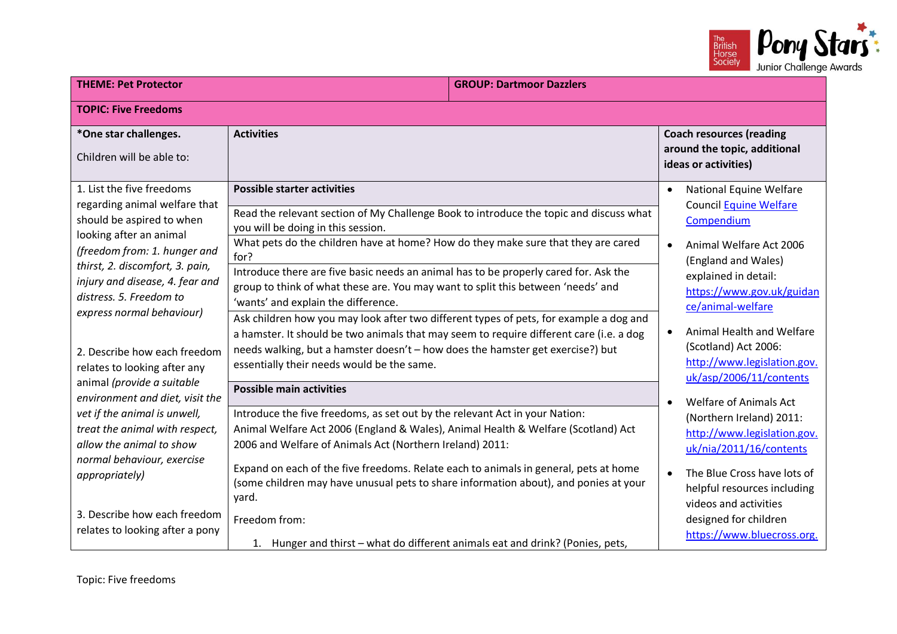| THEME: Pet Protector | | GROUP: Dartmoor Dazzlers |
|---|---|---|
| **TOPIC: Five Freedoms** | | |
| ***One star challenges.**<br><br>Children will be able to: | **Activities** | **Coach resources (reading around the topic, additional ideas or activities)** |
| 1. List the five freedoms regarding animal welfare that should be aspired to when looking after an animal *(freedom from: 1. hunger and thirst, 2. discomfort, 3. pain, injury and disease, 4. fear and distress. 5. Freedom to express normal behaviour)*<br><br>2. Describe how each freedom relates to looking after any animal *(provide a suitable environment and diet, visit the vet if the animal is unwell, treat the animal with respect, allow the animal to show normal behaviour, exercise appropriately)*<br><br>3. Describe how each freedom relates to looking after a pony | **Possible starter activities**<br><br>Read the relevant section of My Challenge Book to introduce the topic and discuss what you will be doing in this session.<br><br>What pets do the children have at home? How do they make sure that they are cared for?<br><br>Introduce there are five basic needs an animal has to be properly cared for. Ask the group to think of what these are. You may want to split this between 'needs' and 'wants' and explain the difference.<br><br>Ask children how you may look after two different types of pets, for example a dog and a hamster. It should be two animals that may seem to require different care (i.e. a dog needs walking, but a hamster doesn't – how does the hamster get exercise?) but essentially their needs would be the same.<br><br>**Possible main activities**<br><br>Introduce the five freedoms, as set out by the relevant Act in your Nation: Animal Welfare Act 2006 (England & Wales), Animal Health & Welfare (Scotland) Act 2006 and Welfare of Animals Act (Northern Ireland) 2011:<br><br>Expand on each of the five freedoms. Relate each to animals in general, pets at home (some children may have unusual pets to share information about), and ponies at your yard.<br><br>Freedom from:<br><br>1. Hunger and thirst – what do different animals eat and drink? (Ponies, pets, | • National Equine Welfare Council Equine Welfare Compendium<br><br>• Animal Welfare Act 2006 (England and Wales) explained in detail: https://www.gov.uk/guidance/animal-welfare<br><br>• Animal Health and Welfare (Scotland) Act 2006: http://www.legislation.gov.uk/asp/2006/11/contents<br><br>• Welfare of Animals Act (Northern Ireland) 2011: http://www.legislation.gov.uk/nia/2011/16/contents<br><br>• The Blue Cross have lots of helpful resources including videos and activities designed for children https://www.bluecross.org. |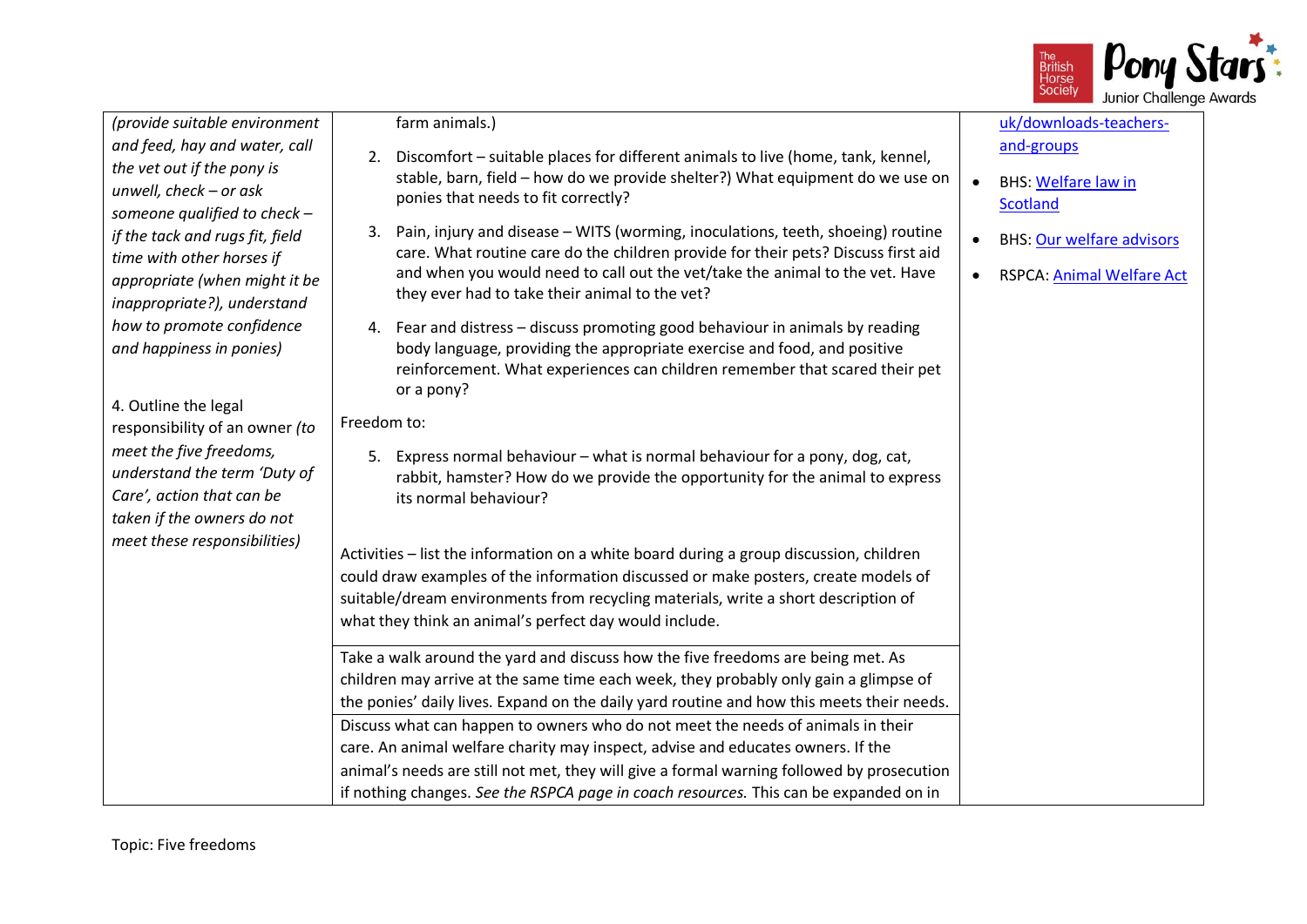| | | |
|---|---|---|
| *(provide suitable environment and feed, hay and water, call the vet out if the pony is unwell, check – or ask someone qualified to check – if the tack and rugs fit, field time with other horses if appropriate (when might it be inappropriate?), understand how to promote confidence and happiness in ponies)*<br><br>4. Outline the legal responsibility of an owner *(to meet the five freedoms, understand the term 'Duty of Care', action that can be taken if the owners do not meet these responsibilities)* | farm animals.)<br><br>2. Discomfort – suitable places for different animals to live (home, tank, kennel, stable, barn, field – how do we provide shelter?) What equipment do we use on ponies that needs to fit correctly?<br><br>3. Pain, injury and disease – WITS (worming, inoculations, teeth, shoeing) routine care. What routine care do the children provide for their pets? Discuss first aid and when you would need to call out the vet/take the animal to the vet. Have they ever had to take their animal to the vet?<br><br>4. Fear and distress – discuss promoting good behaviour in animals by reading body language, providing the appropriate exercise and food, and positive reinforcement. What experiences can children remember that scared their pet or a pony?<br><br>Freedom to:<br><br>5. Express normal behaviour – what is normal behaviour for a pony, dog, cat, rabbit, hamster? How do we provide the opportunity for the animal to express its normal behaviour?<br><br>Activities – list the information on a white board during a group discussion, children could draw examples of the information discussed or make posters, create models of suitable/dream environments from recycling materials, write a short description of what they think an animal's perfect day would include. | uk/downloads-teachers-and-groups<br><br>• BHS: Welfare law in Scotland<br><br>• BHS: Our welfare advisors<br><br>• RSPCA: Animal Welfare Act |
| | Take a walk around the yard and discuss how the five freedoms are being met. As children may arrive at the same time each week, they probably only gain a glimpse of the ponies' daily lives. Expand on the daily yard routine and how this meets their needs. | |
| | Discuss what can happen to owners who do not meet the needs of animals in their care. An animal welfare charity may inspect, advise and educates owners. If the animal's needs are still not met, they will give a formal warning followed by prosecution if nothing changes. *See the RSPCA page in coach resources.* This can be expanded on in | |

Topic: Five freedoms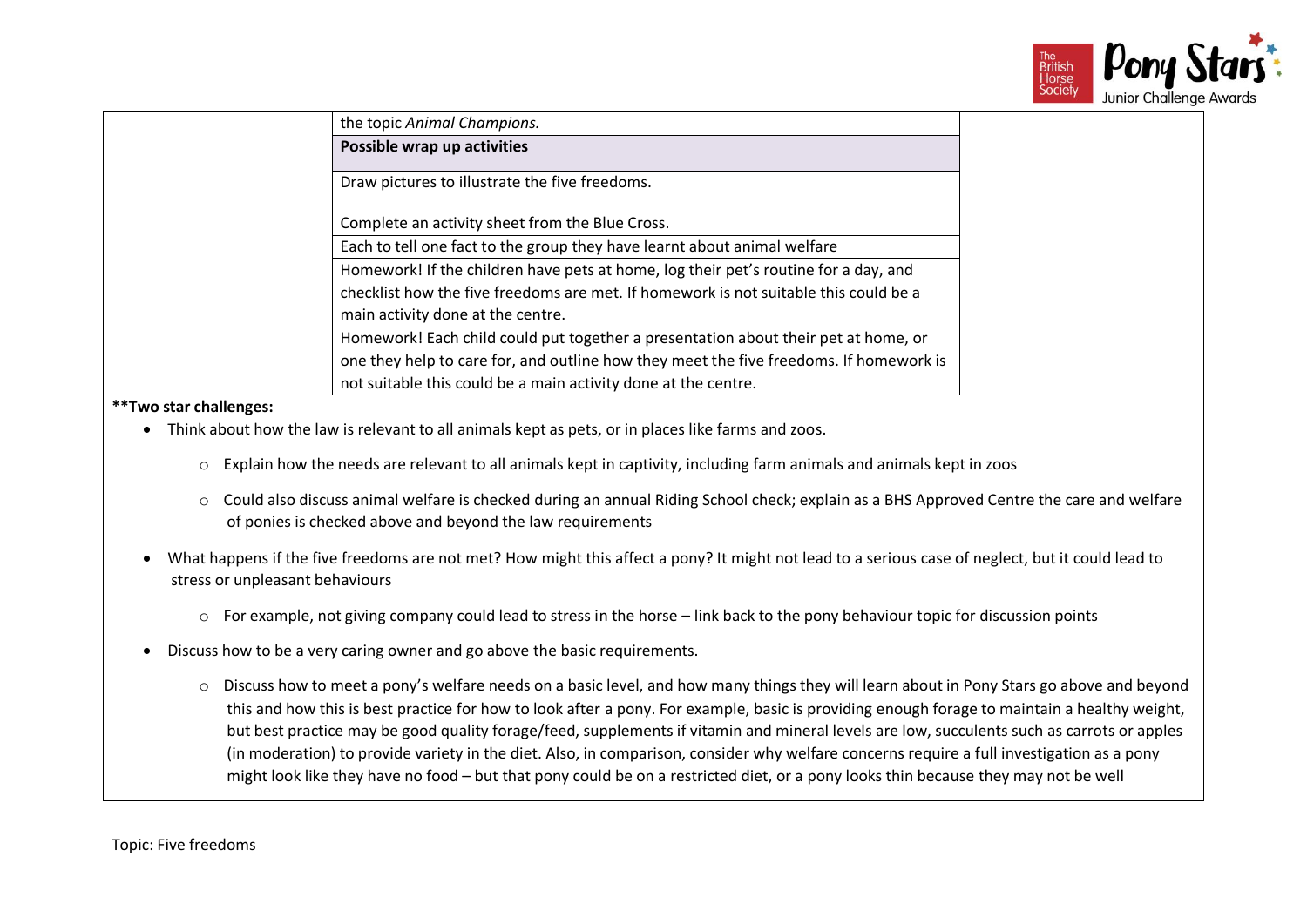| | | |
|---|---|---|
| | the topic *Animal Champions.* | |
| | **Possible wrap up activities** | |
| | Draw pictures to illustrate the five freedoms. | |
| | Complete an activity sheet from the Blue Cross. | |
| | Each to tell one fact to the group they have learnt about animal welfare | |
| | Homework! If the children have pets at home, log their pet's routine for a day, and checklist how the five freedoms are met. If homework is not suitable this could be a main activity done at the centre. | |
| | Homework! Each child could put together a presentation about their pet at home, or one they help to care for, and outline how they meet the five freedoms. If homework is not suitable this could be a main activity done at the centre. | |

****Two star challenges:**

- Think about how the law is relevant to all animals kept as pets, or in places like farms and zoos.
  - Explain how the needs are relevant to all animals kept in captivity, including farm animals and animals kept in zoos
  - Could also discuss animal welfare is checked during an annual Riding School check; explain as a BHS Approved Centre the care and welfare of ponies is checked above and beyond the law requirements
- What happens if the five freedoms are not met? How might this affect a pony? It might not lead to a serious case of neglect, but it could lead to stress or unpleasant behaviours
  - For example, not giving company could lead to stress in the horse – link back to the pony behaviour topic for discussion points
- Discuss how to be a very caring owner and go above the basic requirements.
  - Discuss how to meet a pony's welfare needs on a basic level, and how many things they will learn about in Pony Stars go above and beyond this and how this is best practice for how to look after a pony. For example, basic is providing enough forage to maintain a healthy weight, but best practice may be good quality forage/feed, supplements if vitamin and mineral levels are low, succulents such as carrots or apples (in moderation) to provide variety in the diet. Also, in comparison, consider why welfare concerns require a full investigation as a pony might look like they have no food – but that pony could be on a restricted diet, or a pony looks thin because they may not be well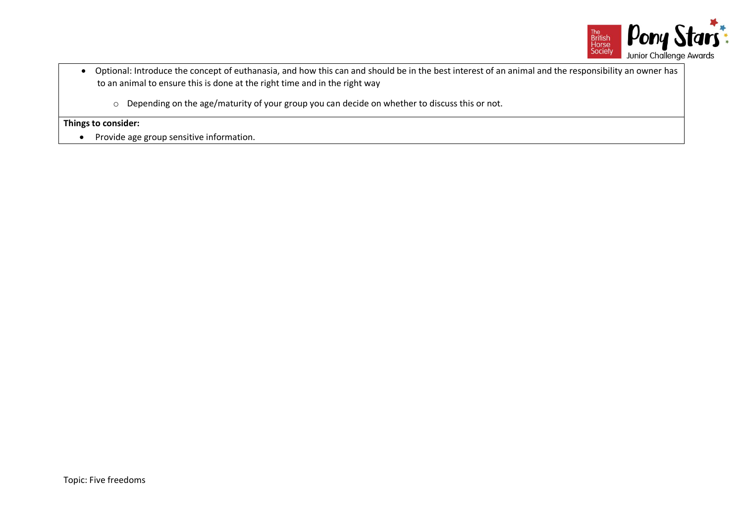- Optional: Introduce the concept of euthanasia, and how this can and should be in the best interest of an animal and the responsibility an owner has to an animal to ensure this is done at the right time and in the right way
    - Depending on the age/maturity of your group you can decide on whether to discuss this or not.

**Things to consider:**

- Provide age group sensitive information.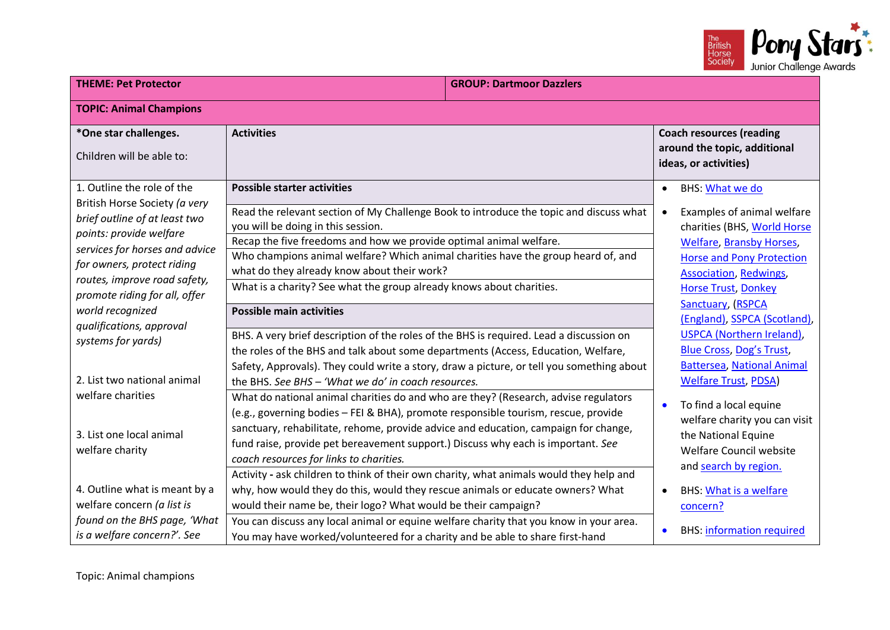| THEME: Pet Protector | | GROUP: Dartmoor Dazzlers |
|---|---|---|
| **TOPIC: Animal Champions** | | |
| ***One star challenges.**<br><br>Children will be able to: | **Activities** | **Coach resources (reading around the topic, additional ideas, or activities)** |
| 1. Outline the role of the British Horse Society *(a very brief outline of at least two points: provide welfare services for horses and advice for owners, protect riding routes, improve road safety, promote riding for all, offer world recognized qualifications, approval systems for yards)*<br><br>2. List two national animal welfare charities<br><br>3. List one local animal welfare charity<br><br>4. Outline what is meant by a welfare concern *(a list is found on the BHS page, 'What is a welfare concern?'. See* | **Possible starter activities**<br><br>Read the relevant section of My Challenge Book to introduce the topic and discuss what you will be doing in this session.<br><br>Recap the five freedoms and how we provide optimal animal welfare.<br><br>Who champions animal welfare? Which animal charities have the group heard of, and what do they already know about their work?<br><br>What is a charity? See what the group already knows about charities.<br><br>**Possible main activities**<br><br>BHS. A very brief description of the roles of the BHS is required. Lead a discussion on the roles of the BHS and talk about some departments (Access, Education, Welfare, Safety, Approvals). They could write a story, draw a picture, or tell you something about the BHS. *See BHS – 'What we do' in coach resources.*<br><br>What do national animal charities do and who are they? (Research, advise regulators (e.g., governing bodies – FEI & BHA), promote responsible tourism, rescue, provide sanctuary, rehabilitate, rehome, provide advice and education, campaign for change, fund raise, provide pet bereavement support.) Discuss why each is important. *See coach resources for links to charities.*<br><br>Activity - ask children to think of their own charity, what animals would they help and why, how would they do this, would they rescue animals or educate owners? What would their name be, their logo? What would their campaign?<br><br>You can discuss any local animal or equine welfare charity that you know in your area. You may have worked/volunteered for a charity and be able to share first-hand | • BHS: What we do<br><br>• Examples of animal welfare charities (BHS, World Horse Welfare, Bransby Horses, Horse and Pony Protection Association, Redwings, Horse Trust, Donkey Sanctuary, (RSPCA (England), SSPCA (Scotland), USPCA (Northern Ireland), Blue Cross, Dog's Trust, Battersea, National Animal Welfare Trust, PDSA)<br><br>• To find a local equine welfare charity you can visit the National Equine Welfare Council website and search by region.<br><br>• BHS: What is a welfare concern?<br><br>• BHS: information required |

Topic: Animal champions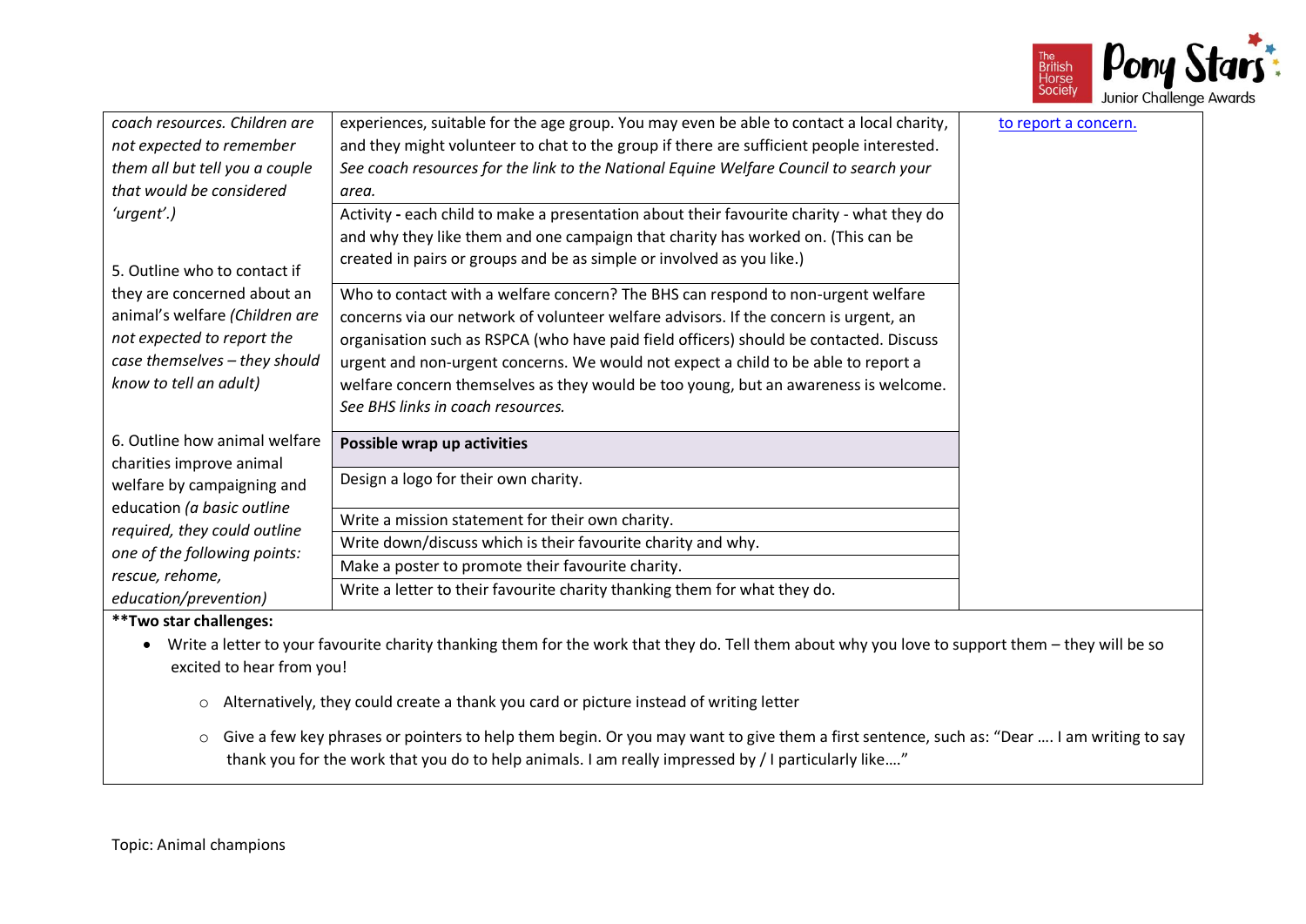| | | |
|---|---|---|
| *coach resources. Children are not expected to remember them all but tell you a couple that would be considered 'urgent'.)* | experiences, suitable for the age group. You may even be able to contact a local charity, and they might volunteer to chat to the group if there are sufficient people interested. *See coach resources for the link to the National Equine Welfare Council to search your area.* | to report a concern. |
| | Activity **-** each child to make a presentation about their favourite charity - what they do and why they like them and one campaign that charity has worked on. (This can be created in pairs or groups and be as simple or involved as you like.) | |
| 5. Outline who to contact if they are concerned about an animal's welfare *(Children are not expected to report the case themselves – they should know to tell an adult)* | Who to contact with a welfare concern? The BHS can respond to non-urgent welfare concerns via our network of volunteer welfare advisors. If the concern is urgent, an organisation such as RSPCA (who have paid field officers) should be contacted. Discuss urgent and non-urgent concerns. We would not expect a child to be able to report a welfare concern themselves as they would be too young, but an awareness is welcome. *See BHS links in coach resources.* | |
| 6. Outline how animal welfare charities improve animal welfare by campaigning and education *(a basic outline required, they could outline one of the following points: rescue, rehome, education/prevention)* | **Possible wrap up activities** | |
| | Design a logo for their own charity. | |
| | Write a mission statement for their own charity. | |
| | Write down/discuss which is their favourite charity and why. | |
| | Make a poster to promote their favourite charity. | |
| | Write a letter to their favourite charity thanking them for what they do. | |

**Two star challenges:**

- Write a letter to your favourite charity thanking them for the work that they do. Tell them about why you love to support them – they will be so excited to hear from you!
    - Alternatively, they could create a thank you card or picture instead of writing letter
    - Give a few key phrases or pointers to help them begin. Or you may want to give them a first sentence, such as: "Dear …. I am writing to say thank you for the work that you do to help animals. I am really impressed by / I particularly like…."

Topic: Animal champions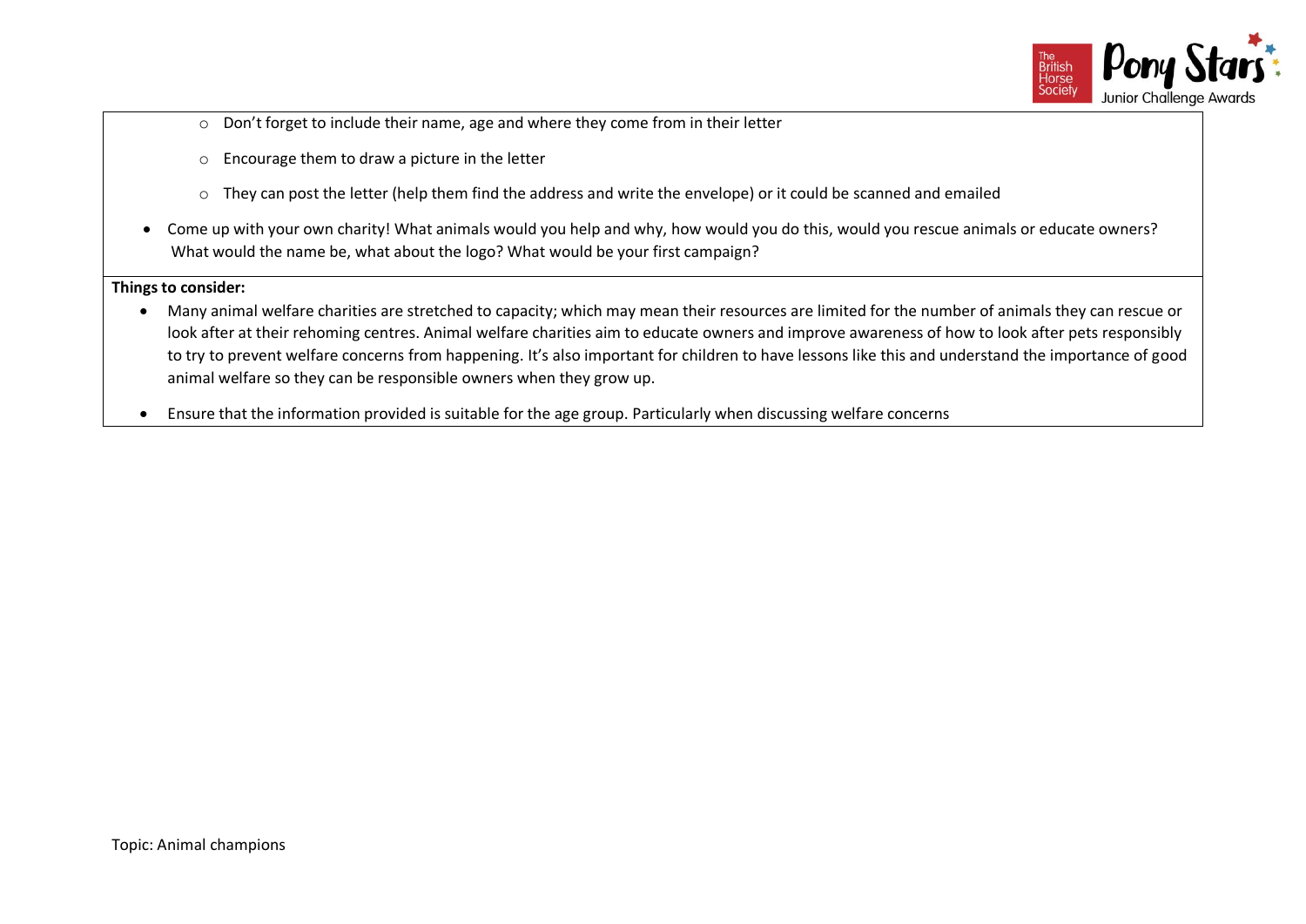- Don't forget to include their name, age and where they come from in their letter
   - Encourage them to draw a picture in the letter
   - They can post the letter (help them find the address and write the envelope) or it could be scanned and emailed
- Come up with your own charity! What animals would you help and why, how would you do this, would you rescue animals or educate owners? What would the name be, what about the logo? What would be your first campaign?

**Things to consider:**

- Many animal welfare charities are stretched to capacity; which may mean their resources are limited for the number of animals they can rescue or look after at their rehoming centres. Animal welfare charities aim to educate owners and improve awareness of how to look after pets responsibly to try to prevent welfare concerns from happening. It's also important for children to have lessons like this and understand the importance of good animal welfare so they can be responsible owners when they grow up.
- Ensure that the information provided is suitable for the age group. Particularly when discussing welfare concerns

Topic: Animal champions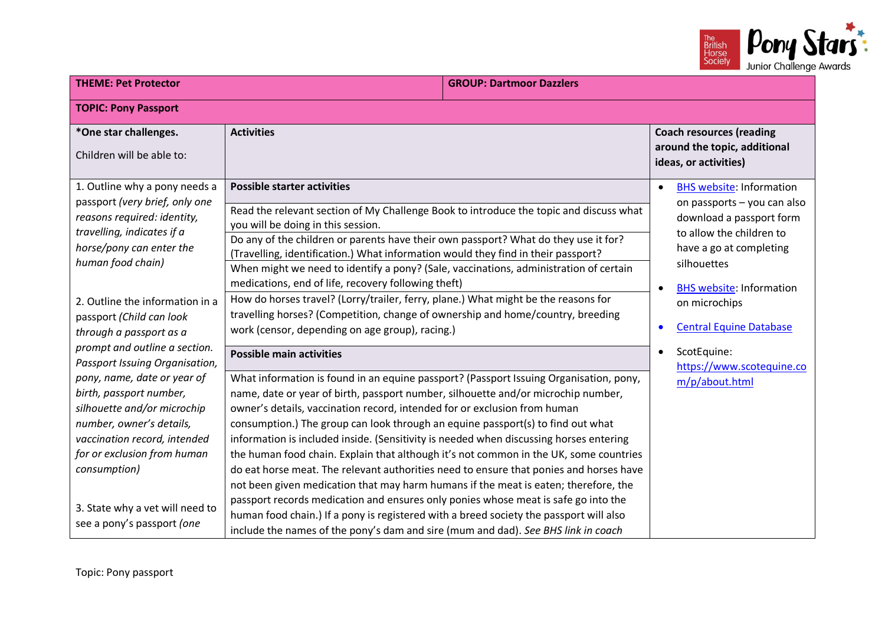| THEME: Pet Protector | | GROUP: Dartmoor Dazzlers |
|---|---|---|
| **TOPIC: Pony Passport** | | |
| ***One star challenges.**<br><br>Children will be able to: | **Activities** | **Coach resources (reading around the topic, additional ideas, or activities)** |
| 1. Outline why a pony needs a passport *(very brief, only one reasons required: identity, travelling, indicates if a horse/pony can enter the human food chain)*<br><br>2. Outline the information in a passport *(Child can look through a passport as a prompt and outline a section. Passport Issuing Organisation, pony, name, date or year of birth, passport number, silhouette and/or microchip number, owner's details, vaccination record, intended for or exclusion from human consumption)*<br><br>3. State why a vet will need to see a pony's passport *(one* | **Possible starter activities**<br><br>Read the relevant section of My Challenge Book to introduce the topic and discuss what you will be doing in this session.<br><br>Do any of the children or parents have their own passport? What do they use it for? (Travelling, identification.) What information would they find in their passport?<br><br>When might we need to identify a pony? (Sale, vaccinations, administration of certain medications, end of life, recovery following theft)<br><br>How do horses travel? (Lorry/trailer, ferry, plane.) What might be the reasons for travelling horses? (Competition, change of ownership and home/country, breeding work (censor, depending on age group), racing.)<br><br>**Possible main activities**<br><br>What information is found in an equine passport? (Passport Issuing Organisation, pony, name, date or year of birth, passport number, silhouette and/or microchip number, owner's details, vaccination record, intended for or exclusion from human consumption.) The group can look through an equine passport(s) to find out what information is included inside. (Sensitivity is needed when discussing horses entering the human food chain. Explain that although it's not common in the UK, some countries do eat horse meat. The relevant authorities need to ensure that ponies and horses have not been given medication that may harm humans if the meat is eaten; therefore, the passport records medication and ensures only ponies whose meat is safe go into the human food chain.) If a pony is registered with a breed society the passport will also include the names of the pony's dam and sire (mum and dad). *See BHS link in coach* | • BHS website: Information on passports – you can also download a passport form to allow the children to have a go at completing silhouettes<br><br>• BHS website: Information on microchips<br><br>• Central Equine Database<br><br>• ScotEquine: https://www.scotequine.com/p/about.html |

Topic: Pony passport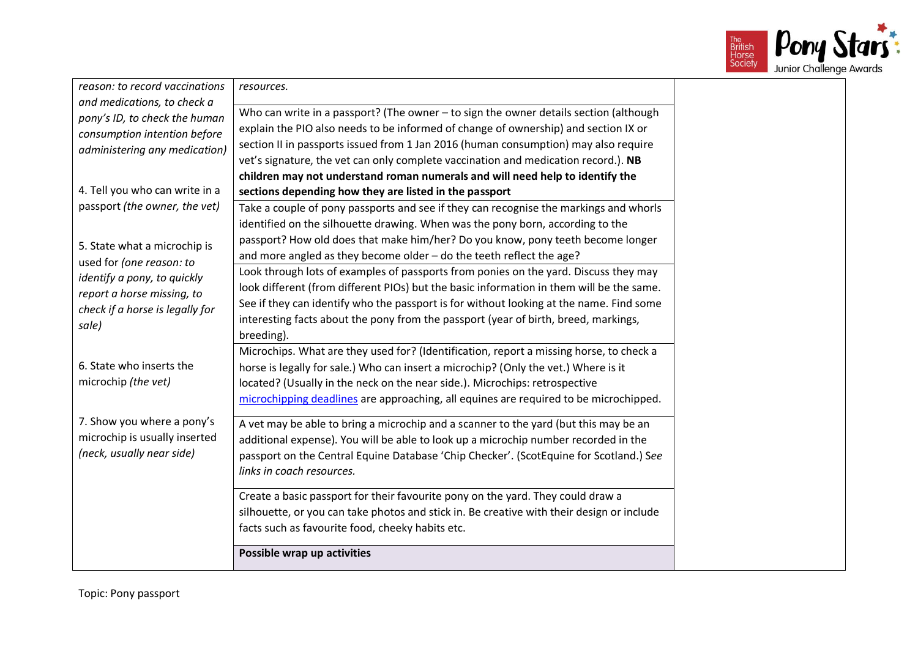| | | |
|---|---|---|
| *reason: to record vaccinations and medications, to check a pony's ID, to check the human consumption intention before administering any medication)*<br><br>4. Tell you who can write in a passport *(the owner, the vet)*<br><br>5. State what a microchip is used for *(one reason: to identify a pony, to quickly report a horse missing, to check if a horse is legally for sale)*<br><br>6. State who inserts the microchip *(the vet)*<br><br>7. Show you where a pony's microchip is usually inserted *(neck, usually near side)* | *resources.* | |
| | Who can write in a passport? (The owner – to sign the owner details section (although explain the PIO also needs to be informed of change of ownership) and section IX or section II in passports issued from 1 Jan 2016 (human consumption) may also require vet's signature, the vet can only complete vaccination and medication record.). **NB children may not understand roman numerals and will need help to identify the sections depending how they are listed in the passport** | |
| | Take a couple of pony passports and see if they can recognise the markings and whorls identified on the silhouette drawing. When was the pony born, according to the passport? How old does that make him/her? Do you know, pony teeth become longer and more angled as they become older – do the teeth reflect the age? | |
| | Look through lots of examples of passports from ponies on the yard. Discuss they may look different (from different PIOs) but the basic information in them will be the same. See if they can identify who the passport is for without looking at the name. Find some interesting facts about the pony from the passport (year of birth, breed, markings, breeding). | |
| | Microchips. What are they used for? (Identification, report a missing horse, to check a horse is legally for sale.) Who can insert a microchip? (Only the vet.) Where is it located? (Usually in the neck on the near side.). Microchips: retrospective microchipping deadlines are approaching, all equines are required to be microchipped. | |
| | A vet may be able to bring a microchip and a scanner to the yard (but this may be an additional expense). You will be able to look up a microchip number recorded in the passport on the Central Equine Database 'Chip Checker'. (ScotEquine for Scotland.) *See links in coach resources.* | |
| | Create a basic passport for their favourite pony on the yard. They could draw a silhouette, or you can take photos and stick in. Be creative with their design or include facts such as favourite food, cheeky habits etc. | |
| | **Possible wrap up activities** | |

Topic: Pony passport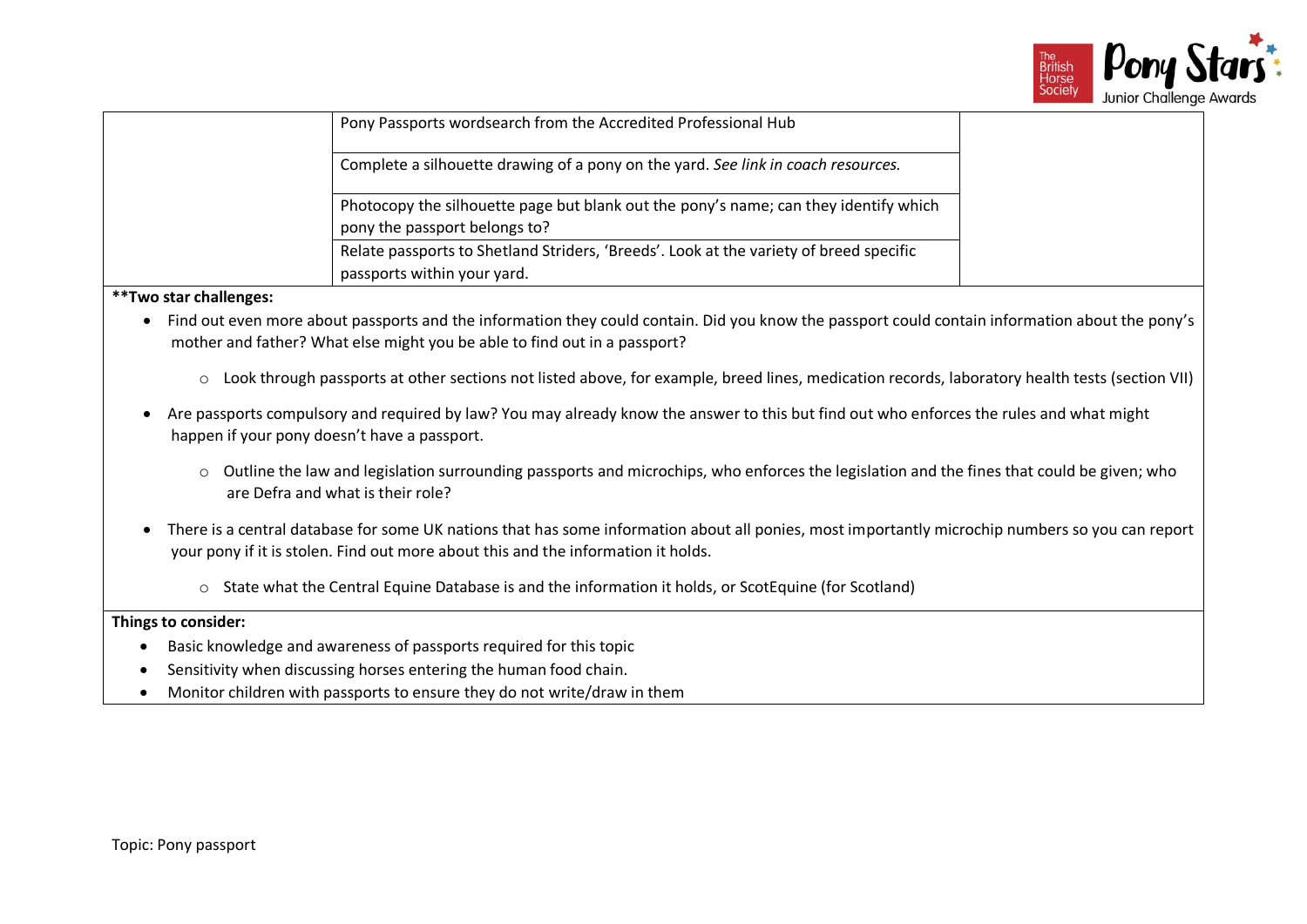| | | |
|---|---|---|
| | Pony Passports wordsearch from the Accredited Professional Hub | |
| | Complete a silhouette drawing of a pony on the yard. *See link in coach resources.* | |
| | Photocopy the silhouette page but blank out the pony's name; can they identify which pony the passport belongs to? | |
| | Relate passports to Shetland Striders, 'Breeds'. Look at the variety of breed specific passports within your yard. | |

**Two star challenges:**

- Find out even more about passports and the information they could contain. Did you know the passport could contain information about the pony's mother and father? What else might you be able to find out in a passport?
  - Look through passports at other sections not listed above, for example, breed lines, medication records, laboratory health tests (section VII)
- Are passports compulsory and required by law? You may already know the answer to this but find out who enforces the rules and what might happen if your pony doesn't have a passport.
  - Outline the law and legislation surrounding passports and microchips, who enforces the legislation and the fines that could be given; who are Defra and what is their role?
- There is a central database for some UK nations that has some information about all ponies, most importantly microchip numbers so you can report your pony if it is stolen. Find out more about this and the information it holds.
  - State what the Central Equine Database is and the information it holds, or ScotEquine (for Scotland)

**Things to consider:**

- Basic knowledge and awareness of passports required for this topic
- Sensitivity when discussing horses entering the human food chain.
- Monitor children with passports to ensure they do not write/draw in them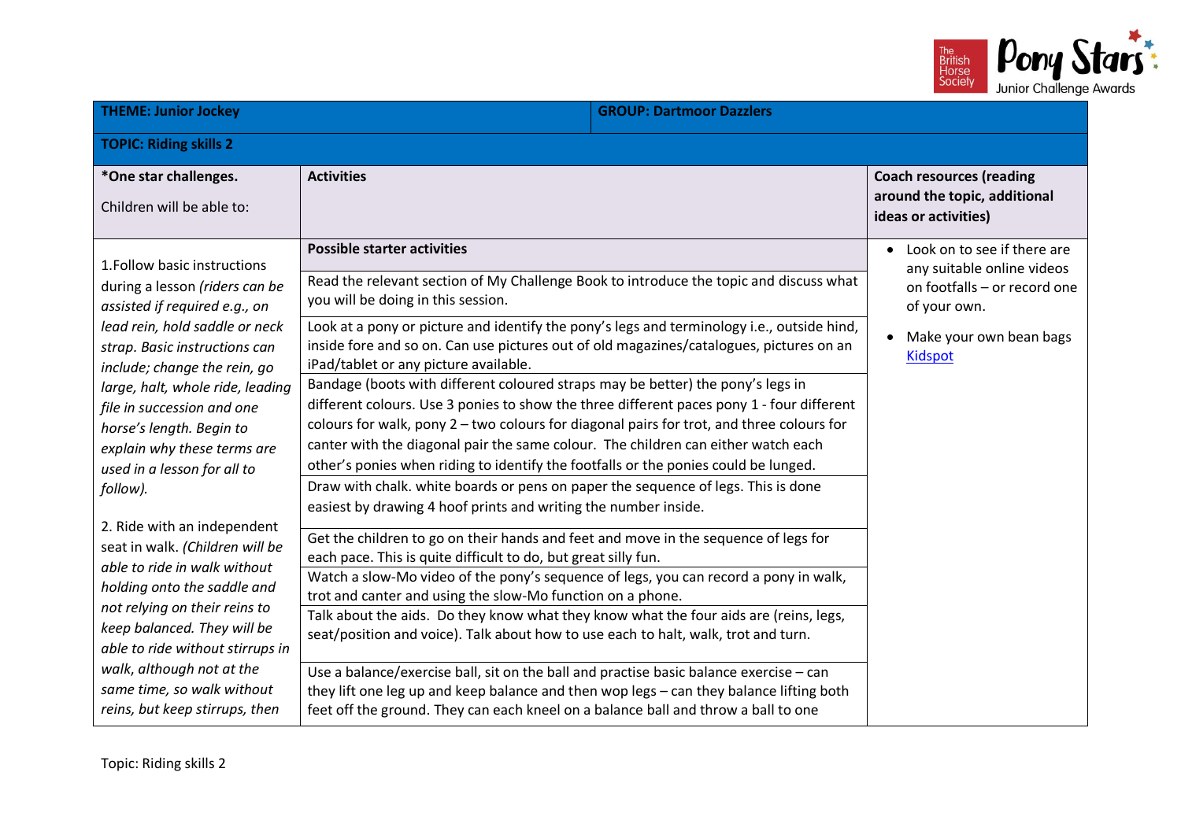| **THEME: Junior Jockey** | **GROUP: Dartmoor Dazzlers** | |
|---|---|---|
| **TOPIC: Riding skills 2** | | |
| ***One star challenges.** Children will be able to: | **Activities** | **Coach resources (reading around the topic, additional ideas or activities)** |
| 1.Follow basic instructions during a lesson *(riders can be assisted if required e.g., on lead rein, hold saddle or neck strap. Basic instructions can include; change the rein, go large, halt, whole ride, leading file in succession and one horse's length. Begin to explain why these terms are used in a lesson for all to follow).* 2. Ride with an independent seat in walk. *(Children will be able to ride in walk without holding onto the saddle and not relying on their reins to keep balanced. They will be able to ride without stirrups in walk, although not at the same time, so walk without reins, but keep stirrups, then* | **Possible starter activities** Read the relevant section of My Challenge Book to introduce the topic and discuss what you will be doing in this session. Look at a pony or picture and identify the pony's legs and terminology i.e., outside hind, inside fore and so on. Can use pictures out of old magazines/catalogues, pictures on an iPad/tablet or any picture available. Bandage (boots with different coloured straps may be better) the pony's legs in different colours. Use 3 ponies to show the three different paces pony 1 - four different colours for walk, pony 2 – two colours for diagonal pairs for trot, and three colours for canter with the diagonal pair the same colour. The children can either watch each other's ponies when riding to identify the footfalls or the ponies could be lunged. Draw with chalk. white boards or pens on paper the sequence of legs. This is done easiest by drawing 4 hoof prints and writing the number inside. Get the children to go on their hands and feet and move in the sequence of legs for each pace. This is quite difficult to do, but great silly fun. Watch a slow-Mo video of the pony's sequence of legs, you can record a pony in walk, trot and canter and using the slow-Mo function on a phone. Talk about the aids. Do they know what they know what the four aids are (reins, legs, seat/position and voice). Talk about how to use each to halt, walk, trot and turn. Use a balance/exercise ball, sit on the ball and practise basic balance exercise – can they lift one leg up and keep balance and then wop legs – can they balance lifting both feet off the ground. They can each kneel on a balance ball and throw a ball to one | • Look on to see if there are any suitable online videos on footfalls – or record one of your own. • Make your own bean bags [Kidspot] |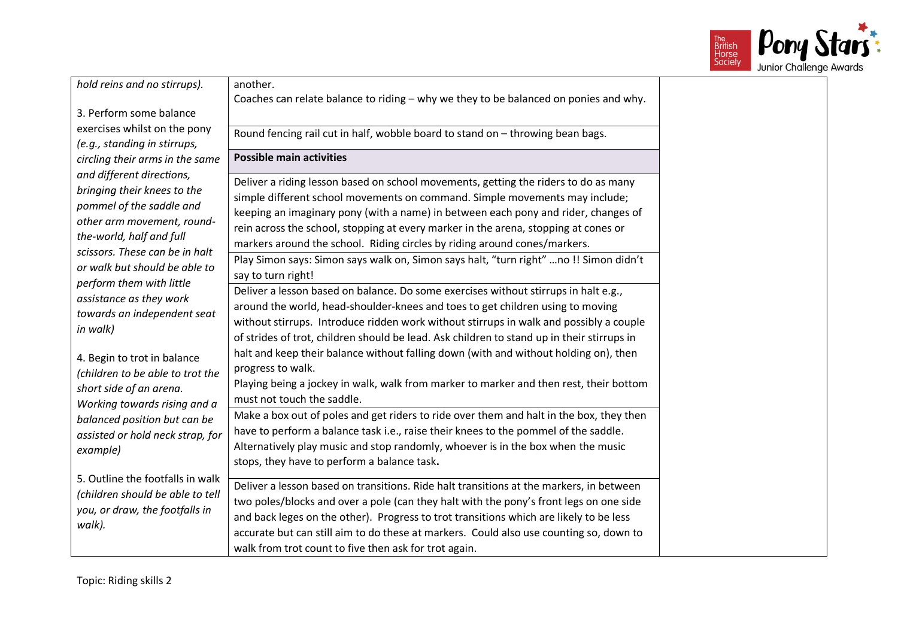| | | |
|---|---|---|
| *hold reins and no stirrups).*<br><br>3. Perform some balance exercises whilst on the pony *(e.g., standing in stirrups, circling their arms in the same and different directions, bringing their knees to the pommel of the saddle and other arm movement, round-the-world, half and full scissors. These can be in halt or walk but should be able to perform them with little assistance as they work towards an independent seat in walk)*<br><br>4. Begin to trot in balance *(children to be able to trot the short side of an arena. Working towards rising and a balanced position but can be assisted or hold neck strap, for example)*<br><br>5. Outline the footfalls in walk *(children should be able to tell you, or draw, the footfalls in walk).* | another.<br>Coaches can relate balance to riding – why we they to be balanced on ponies and why. | |
| | Round fencing rail cut in half, wobble board to stand on – throwing bean bags. | |
| | **Possible main activities** | |
| | Deliver a riding lesson based on school movements, getting the riders to do as many simple different school movements on command. Simple movements may include; keeping an imaginary pony (with a name) in between each pony and rider, changes of rein across the school, stopping at every marker in the arena, stopping at cones or markers around the school. Riding circles by riding around cones/markers. | |
| | Play Simon says: Simon says walk on, Simon says halt, "turn right" …no !! Simon didn't say to turn right! | |
| | Deliver a lesson based on balance. Do some exercises without stirrups in halt e.g., around the world, head-shoulder-knees and toes to get children using to moving without stirrups. Introduce ridden work without stirrups in walk and possibly a couple of strides of trot, children should be lead. Ask children to stand up in their stirrups in halt and keep their balance without falling down (with and without holding on), then progress to walk.<br>Playing being a jockey in walk, walk from marker to marker and then rest, their bottom must not touch the saddle. | |
| | Make a box out of poles and get riders to ride over them and halt in the box, they then have to perform a balance task i.e., raise their knees to the pommel of the saddle. Alternatively play music and stop randomly, whoever is in the box when the music stops, they have to perform a balance task**.** | |
| | Deliver a lesson based on transitions. Ride halt transitions at the markers, in between two poles/blocks and over a pole (can they halt with the pony's front legs on one side and back leges on the other). Progress to trot transitions which are likely to be less accurate but can still aim to do these at markers. Could also use counting so, down to walk from trot count to five then ask for trot again. | |

Topic: Riding skills 2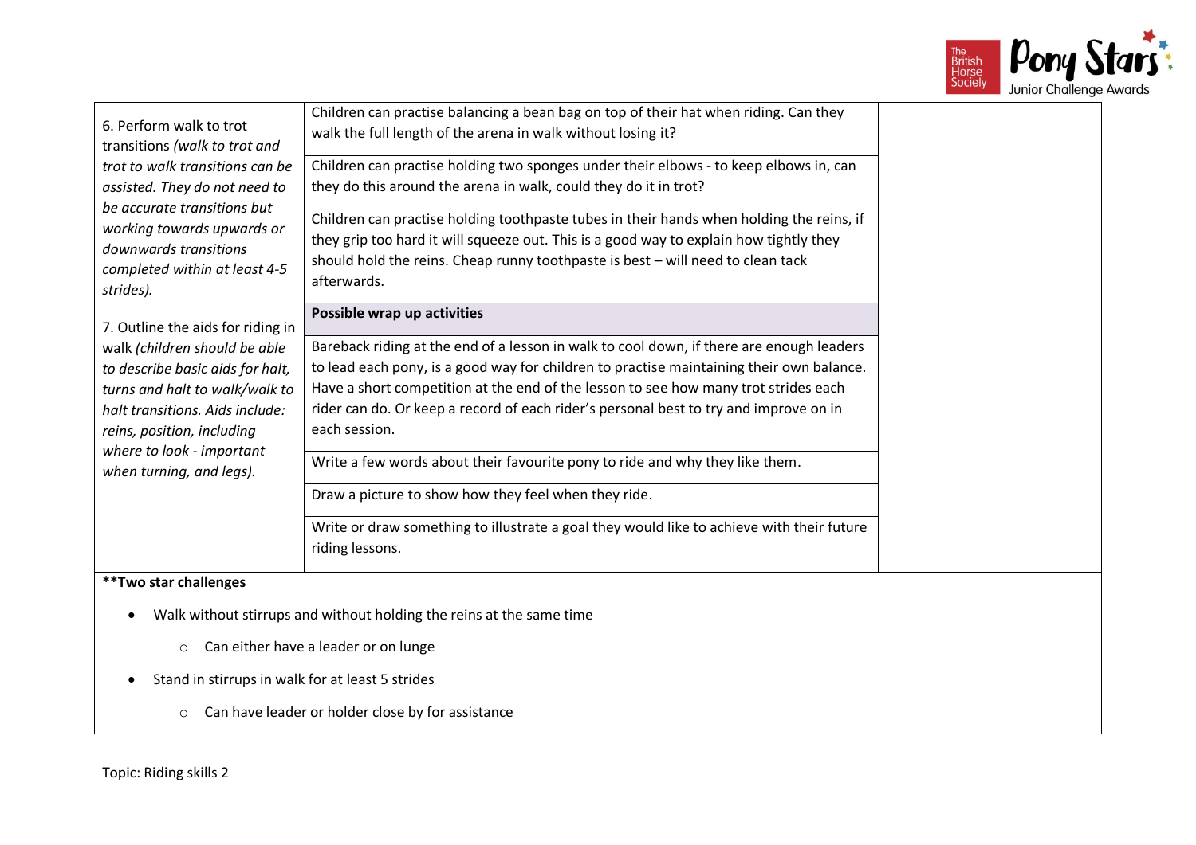| | | |
|---|---|---|
| 6. Perform walk to trot transitions *(walk to trot and trot to walk transitions can be assisted. They do not need to be accurate transitions but working towards upwards or downwards transitions completed within at least 4-5 strides).*<br><br>7. Outline the aids for riding in walk *(children should be able to describe basic aids for halt, turns and halt to walk/walk to halt transitions. Aids include: reins, position, including where to look - important when turning, and legs).* | Children can practise balancing a bean bag on top of their hat when riding. Can they walk the full length of the arena in walk without losing it? | |
| | Children can practise holding two sponges under their elbows - to keep elbows in, can they do this around the arena in walk, could they do it in trot? | |
| | Children can practise holding toothpaste tubes in their hands when holding the reins, if they grip too hard it will squeeze out. This is a good way to explain how tightly they should hold the reins. Cheap runny toothpaste is best – will need to clean tack afterwards. | |
| | **Possible wrap up activities** | |
| | Bareback riding at the end of a lesson in walk to cool down, if there are enough leaders to lead each pony, is a good way for children to practise maintaining their own balance. | |
| | Have a short competition at the end of the lesson to see how many trot strides each rider can do. Or keep a record of each rider's personal best to try and improve on in each session. | |
| | Write a few words about their favourite pony to ride and why they like them. | |
| | Draw a picture to show how they feel when they ride. | |
| | Write or draw something to illustrate a goal they would like to achieve with their future riding lessons. | |

**\*\*Two star challenges**

- Walk without stirrups and without holding the reins at the same time
  - Can either have a leader or on lunge
- Stand in stirrups in walk for at least 5 strides
  - Can have leader or holder close by for assistance

Topic: Riding skills 2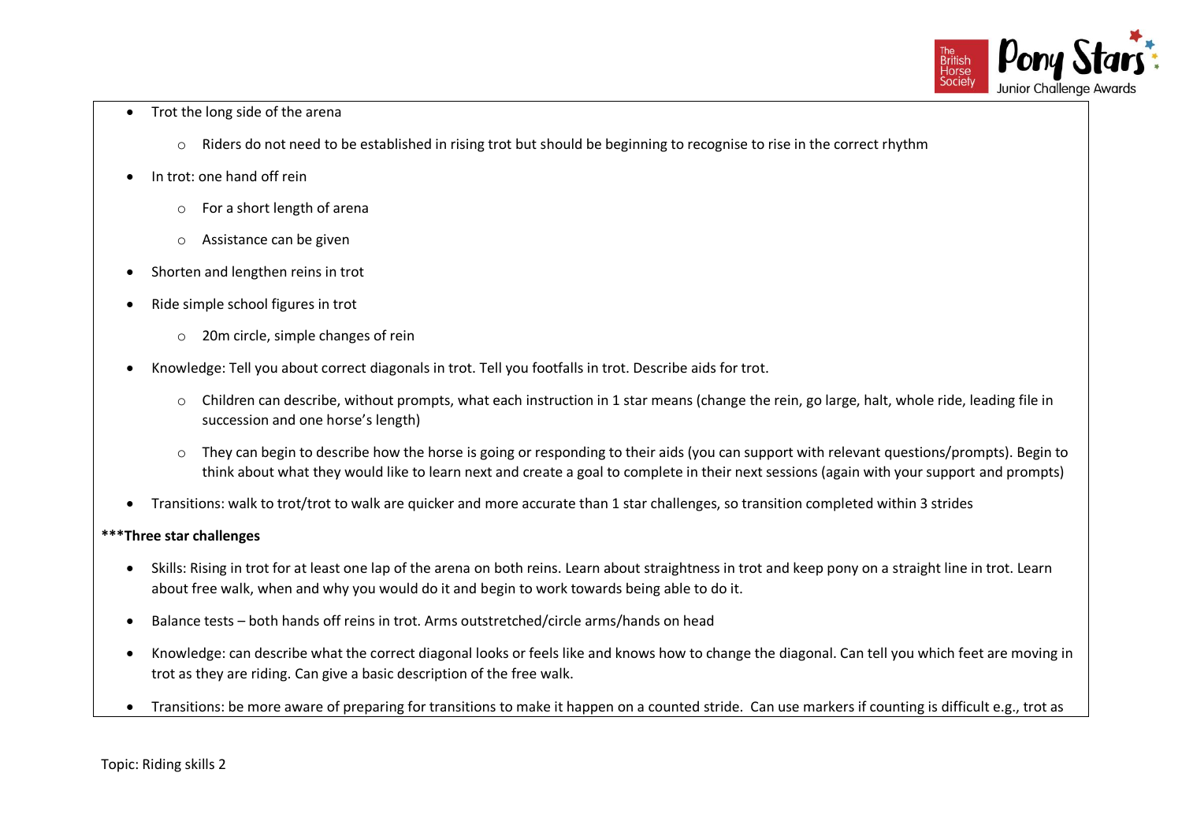- Trot the long side of the arena
    - Riders do not need to be established in rising trot but should be beginning to recognise to rise in the correct rhythm
- In trot: one hand off rein
    - For a short length of arena
    - Assistance can be given
- Shorten and lengthen reins in trot
- Ride simple school figures in trot
    - 20m circle, simple changes of rein
- Knowledge: Tell you about correct diagonals in trot. Tell you footfalls in trot. Describe aids for trot.
    - Children can describe, without prompts, what each instruction in 1 star means (change the rein, go large, halt, whole ride, leading file in succession and one horse's length)
    - They can begin to describe how the horse is going or responding to their aids (you can support with relevant questions/prompts). Begin to think about what they would like to learn next and create a goal to complete in their next sessions (again with your support and prompts)
- Transitions: walk to trot/trot to walk are quicker and more accurate than 1 star challenges, so transition completed within 3 strides

**\*\*\*Three star challenges**

- Skills: Rising in trot for at least one lap of the arena on both reins. Learn about straightness in trot and keep pony on a straight line in trot. Learn about free walk, when and why you would do it and begin to work towards being able to do it.
- Balance tests – both hands off reins in trot. Arms outstretched/circle arms/hands on head
- Knowledge: can describe what the correct diagonal looks or feels like and knows how to change the diagonal. Can tell you which feet are moving in trot as they are riding. Can give a basic description of the free walk.
- Transitions: be more aware of preparing for transitions to make it happen on a counted stride. Can use markers if counting is difficult e.g., trot as

Topic: Riding skills 2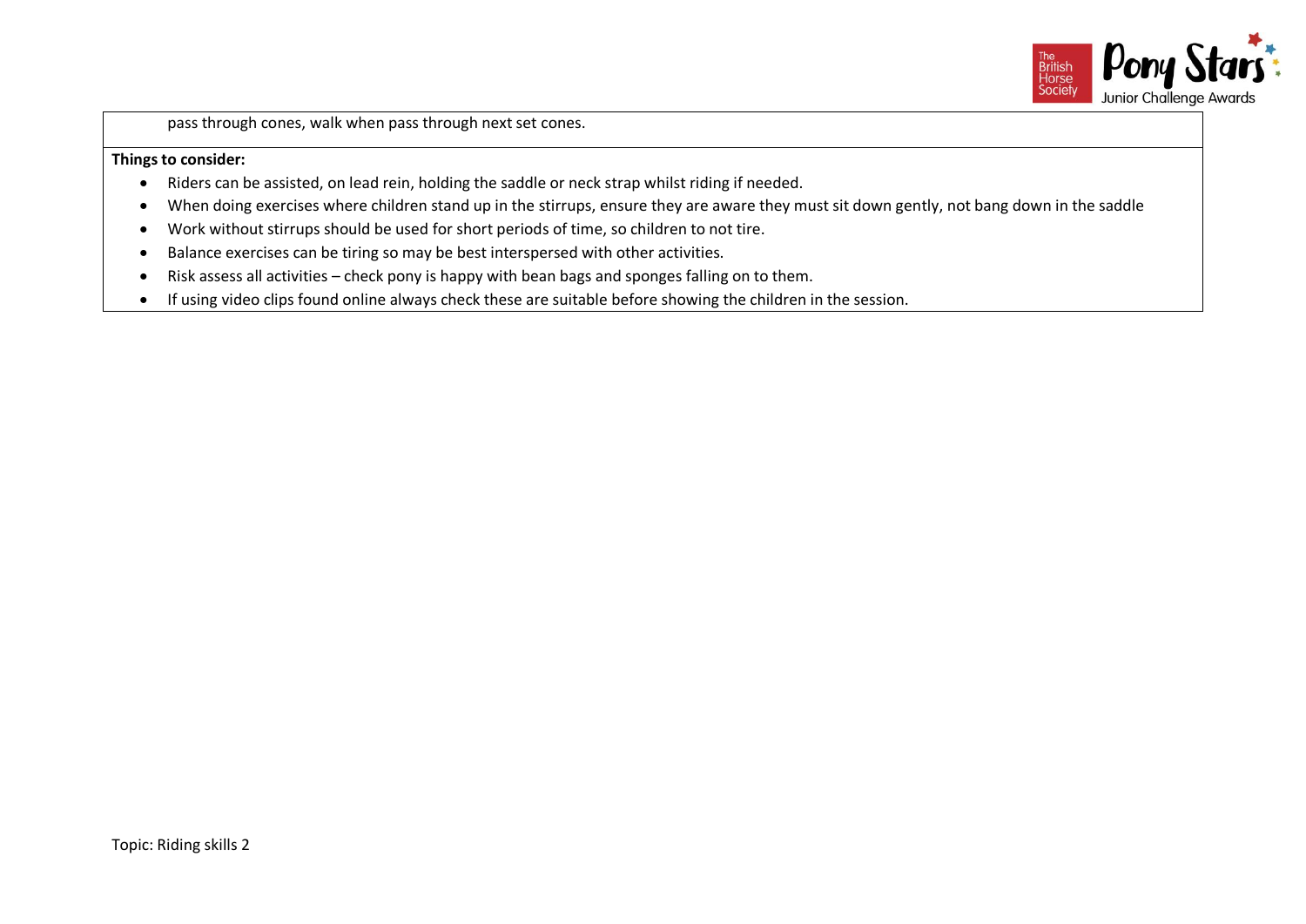pass through cones, walk when pass through next set cones.

**Things to consider:**

- Riders can be assisted, on lead rein, holding the saddle or neck strap whilst riding if needed.
- When doing exercises where children stand up in the stirrups, ensure they are aware they must sit down gently, not bang down in the saddle
- Work without stirrups should be used for short periods of time, so children to not tire.
- Balance exercises can be tiring so may be best interspersed with other activities.
- Risk assess all activities – check pony is happy with bean bags and sponges falling on to them.
- If using video clips found online always check these are suitable before showing the children in the session.

Topic: Riding skills 2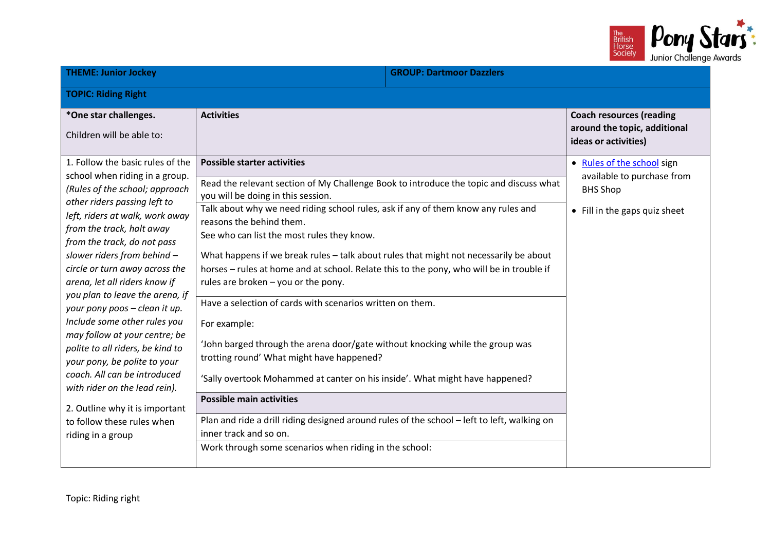| THEME: Junior Jockey | GROUP: Dartmoor Dazzlers | |
|---|---|---|
| **TOPIC: Riding Right** | | |
| **\*One star challenges.**<br><br>Children will be able to: | **Activities** | **Coach resources (reading around the topic, additional ideas or activities)** |
| 1. Follow the basic rules of the school when riding in a group. *(Rules of the school; approach other riders passing left to left, riders at walk, work away from the track, halt away from the track, do not pass slower riders from behind – circle or turn away across the arena, let all riders know if you plan to leave the arena, if your pony poos – clean it up. Include some other rules you may follow at your centre; be polite to all riders, be kind to your pony, be polite to your coach. All can be introduced with rider on the lead rein).*<br><br>2. Outline why it is important to follow these rules when riding in a group | **Possible starter activities**<br><br>Read the relevant section of My Challenge Book to introduce the topic and discuss what you will be doing in this session.<br><br>Talk about why we need riding school rules, ask if any of them know any rules and reasons the behind them.<br>See who can list the most rules they know.<br><br>What happens if we break rules – talk about rules that might not necessarily be about horses – rules at home and at school. Relate this to the pony, who will be in trouble if rules are broken – you or the pony.<br><br>Have a selection of cards with scenarios written on them.<br><br>For example:<br><br>'John barged through the arena door/gate without knocking while the group was trotting round' What might have happened?<br><br>'Sally overtook Mohammed at canter on his inside'. What might have happened?<br><br>**Possible main activities**<br><br>Plan and ride a drill riding designed around rules of the school – left to left, walking on inner track and so on.<br><br>Work through some scenarios when riding in the school: | • Rules of the school sign available to purchase from BHS Shop<br><br>• Fill in the gaps quiz sheet |

Topic: Riding right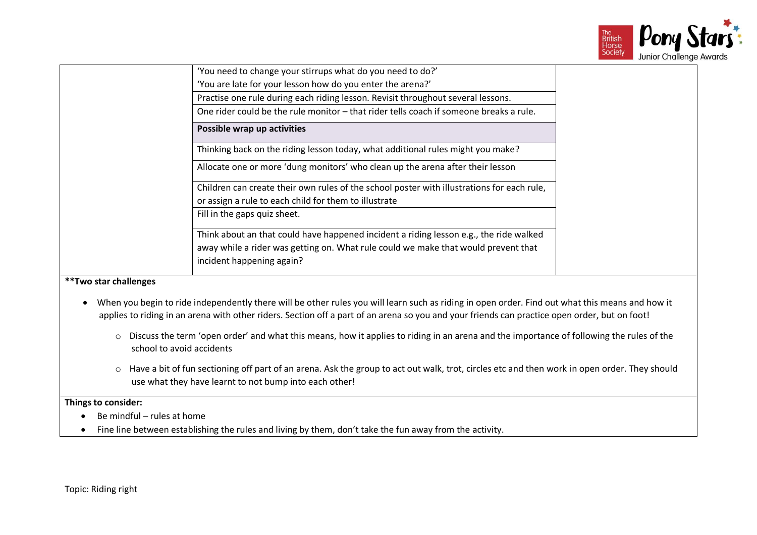| | | |
|---|---|---|
| | 'You need to change your stirrups what do you need to do?' 'You are late for your lesson how do you enter the arena?' | |
| | Practise one rule during each riding lesson. Revisit throughout several lessons. | |
| | One rider could be the rule monitor – that rider tells coach if someone breaks a rule. | |
| | **Possible wrap up activities** | |
| | Thinking back on the riding lesson today, what additional rules might you make? | |
| | Allocate one or more 'dung monitors' who clean up the arena after their lesson | |
| | Children can create their own rules of the school poster with illustrations for each rule, or assign a rule to each child for them to illustrate | |
| | Fill in the gaps quiz sheet. | |
| | Think about an that could have happened incident a riding lesson e.g., the ride walked away while a rider was getting on. What rule could we make that would prevent that incident happening again? | |

**\*\*Two star challenges**

- When you begin to ride independently there will be other rules you will learn such as riding in open order. Find out what this means and how it applies to riding in an arena with other riders. Section off a part of an arena so you and your friends can practice open order, but on foot!
    - Discuss the term 'open order' and what this means, how it applies to riding in an arena and the importance of following the rules of the school to avoid accidents
    - Have a bit of fun sectioning off part of an arena. Ask the group to act out walk, trot, circles etc and then work in open order. They should use what they have learnt to not bump into each other!

**Things to consider:**

- Be mindful – rules at home
- Fine line between establishing the rules and living by them, don't take the fun away from the activity.

Topic: Riding right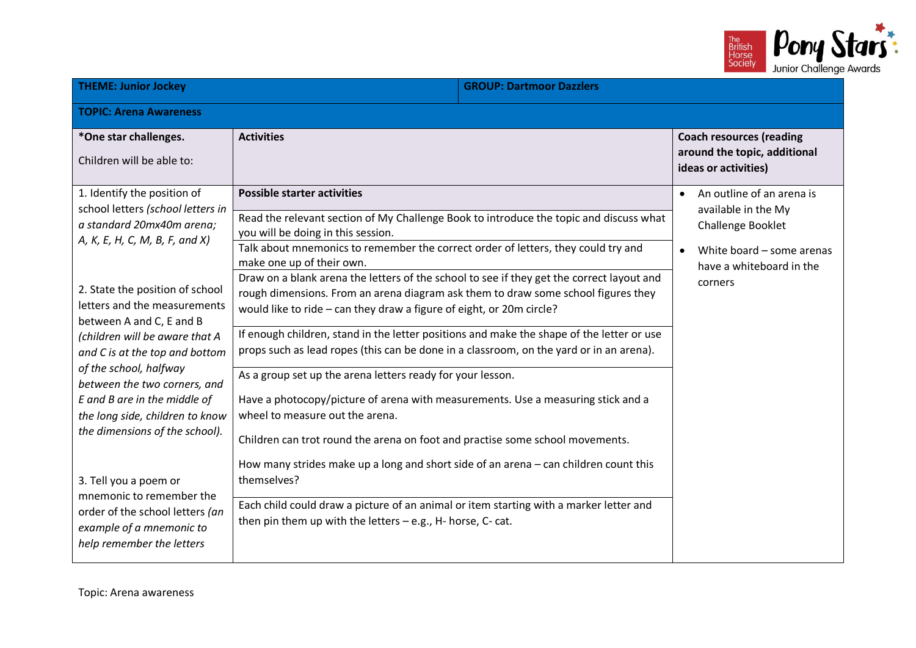| THEME: Junior Jockey | GROUP: Dartmoor Dazzlers | |
|---|---|---|
| **TOPIC: Arena Awareness** | | |
| ***One star challenges.** Children will be able to: | **Activities** | **Coach resources (reading around the topic, additional ideas or activities)** |
| 1. Identify the position of school letters *(school letters in a standard 20mx40m arena; A, K, E, H, C, M, B, F, and X)* 2. State the position of school letters and the measurements between A and C, E and B *(children will be aware that A and C is at the top and bottom of the school, halfway between the two corners, and E and B are in the middle of the long side, children to know the dimensions of the school).* 3. Tell you a poem or mnemonic to remember the order of the school letters *(an example of a mnemonic to help remember the letters* | **Possible starter activities** Read the relevant section of My Challenge Book to introduce the topic and discuss what you will be doing in this session. Talk about mnemonics to remember the correct order of letters, they could try and make one up of their own. Draw on a blank arena the letters of the school to see if they get the correct layout and rough dimensions. From an arena diagram ask them to draw some school figures they would like to ride – can they draw a figure of eight, or 20m circle? If enough children, stand in the letter positions and make the shape of the letter or use props such as lead ropes (this can be done in a classroom, on the yard or in an arena). As a group set up the arena letters ready for your lesson. Have a photocopy/picture of arena with measurements. Use a measuring stick and a wheel to measure out the arena. Children can trot round the arena on foot and practise some school movements. How many strides make up a long and short side of an arena – can children count this themselves? Each child could draw a picture of an animal or item starting with a marker letter and then pin them up with the letters – e.g., H- horse, C- cat. | • An outline of an arena is available in the My Challenge Booklet • White board – some arenas have a whiteboard in the corners |

Topic: Arena awareness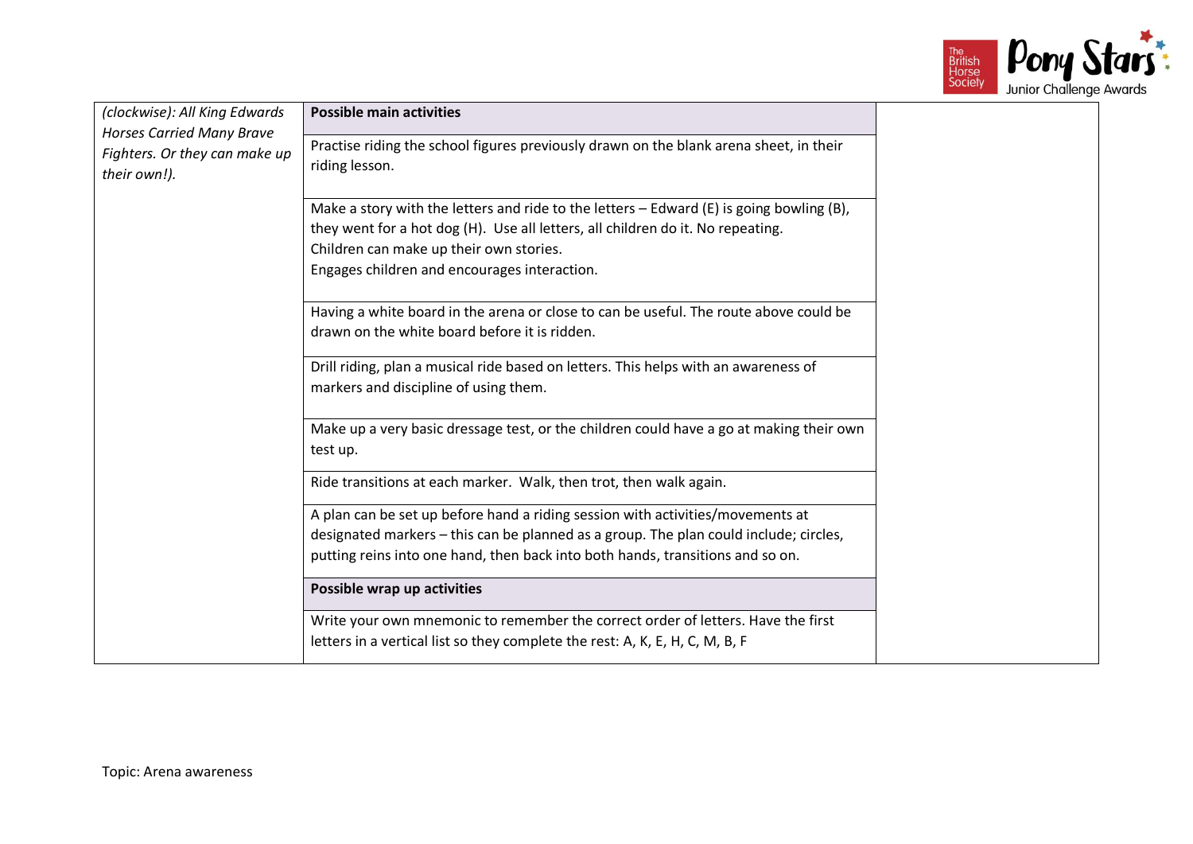| | | |
|---|---|---|
| *(clockwise): All King Edwards Horses Carried Many Brave Fighters. Or they can make up their own!).* | **Possible main activities** | |
| | Practise riding the school figures previously drawn on the blank arena sheet, in their riding lesson. | |
| | Make a story with the letters and ride to the letters – Edward (E) is going bowling (B), they went for a hot dog (H). Use all letters, all children do it. No repeating.<br>Children can make up their own stories.<br>Engages children and encourages interaction. | |
| | Having a white board in the arena or close to can be useful. The route above could be drawn on the white board before it is ridden. | |
| | Drill riding, plan a musical ride based on letters. This helps with an awareness of markers and discipline of using them. | |
| | Make up a very basic dressage test, or the children could have a go at making their own test up. | |
| | Ride transitions at each marker. Walk, then trot, then walk again. | |
| | A plan can be set up before hand a riding session with activities/movements at designated markers – this can be planned as a group. The plan could include; circles, putting reins into one hand, then back into both hands, transitions and so on. | |
| | **Possible wrap up activities** | |
| | Write your own mnemonic to remember the correct order of letters. Have the first letters in a vertical list so they complete the rest: A, K, E, H, C, M, B, F | |

Topic: Arena awareness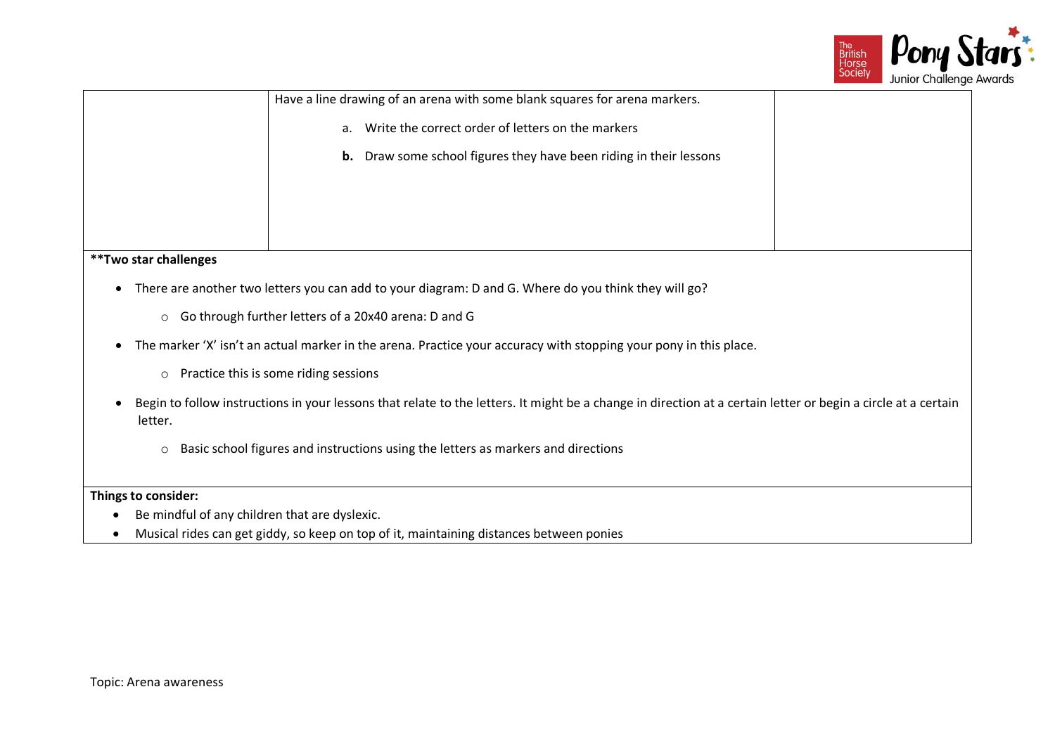|  | Have a line drawing of an arena with some blank squares for arena markers.<br><br>a. Write the correct order of letters on the markers<br><br>**b.** Draw some school figures they have been riding in their lessons |  |
|---|---|---|

**Two star challenges**

- There are another two letters you can add to your diagram: D and G. Where do you think they will go?
  - Go through further letters of a 20x40 arena: D and G
- The marker 'X' isn't an actual marker in the arena. Practice your accuracy with stopping your pony in this place.
  - Practice this is some riding sessions
- Begin to follow instructions in your lessons that relate to the letters. It might be a change in direction at a certain letter or begin a circle at a certain letter.
  - Basic school figures and instructions using the letters as markers and directions

**Things to consider:**

- Be mindful of any children that are dyslexic.
- Musical rides can get giddy, so keep on top of it, maintaining distances between ponies

Topic: Arena awareness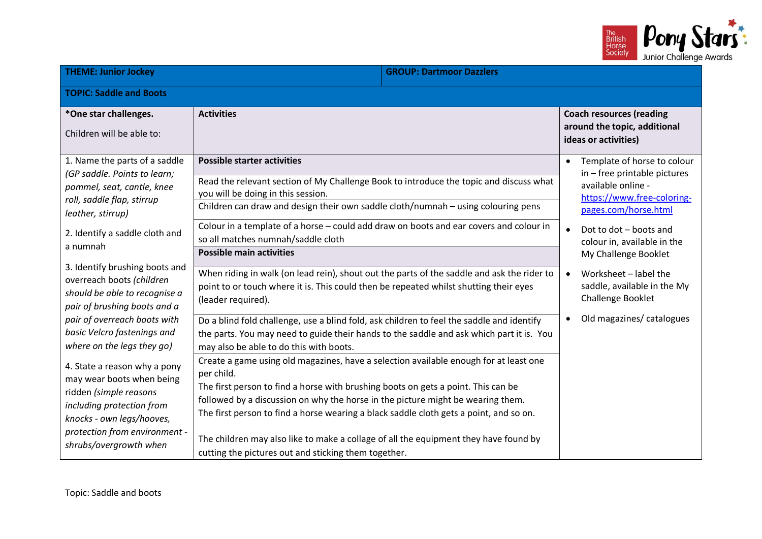| THEME: Junior Jockey | | GROUP: Dartmoor Dazzlers |
|---|---|---|
| **TOPIC: Saddle and Boots** | | |
| ***One star challenges.**<br><br>Children will be able to: | **Activities** | **Coach resources (reading around the topic, additional ideas or activities)** |
| 1. Name the parts of a saddle *(GP saddle. Points to learn; pommel, seat, cantle, knee roll, saddle flap, stirrup leather, stirrup)*<br><br>2. Identify a saddle cloth and a numnah<br><br>3. Identify brushing boots and overreach boots *(children should be able to recognise a pair of brushing boots and a pair of overreach boots with basic Velcro fastenings and where on the legs they go)*<br><br>4. State a reason why a pony may wear boots when being ridden *(simple reasons including protection from knocks - own legs/hooves, protection from environment - shrubs/overgrowth when* | **Possible starter activities**<br><br>Read the relevant section of My Challenge Book to introduce the topic and discuss what you will be doing in this session.<br><br>Children can draw and design their own saddle cloth/numnah – using colouring pens<br><br>Colour in a template of a horse – could add draw on boots and ear covers and colour in so all matches numnah/saddle cloth<br><br>**Possible main activities**<br><br>When riding in walk (on lead rein), shout out the parts of the saddle and ask the rider to point to or touch where it is. This could then be repeated whilst shutting their eyes (leader required).<br><br>Do a blind fold challenge, use a blind fold, ask children to feel the saddle and identify the parts. You may need to guide their hands to the saddle and ask which part it is. You may also be able to do this with boots.<br><br>Create a game using old magazines, have a selection available enough for at least one per child.<br>The first person to find a horse with brushing boots on gets a point. This can be followed by a discussion on why the horse in the picture might be wearing them.<br>The first person to find a horse wearing a black saddle cloth gets a point, and so on.<br><br>The children may also like to make a collage of all the equipment they have found by cutting the pictures out and sticking them together. | • Template of horse to colour in – free printable pictures available online - https://www.free-coloring-pages.com/horse.html<br><br>• Dot to dot – boots and colour in, available in the My Challenge Booklet<br><br>• Worksheet – label the saddle, available in the My Challenge Booklet<br><br>• Old magazines/ catalogues |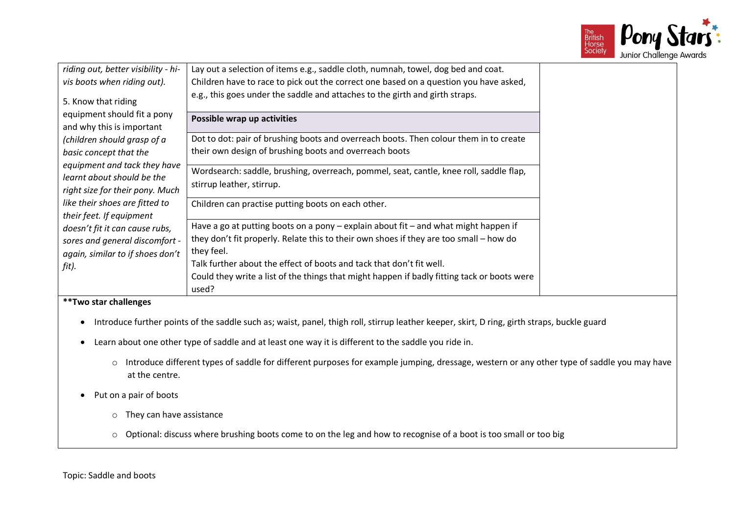| | | |
|---|---|---|
| *riding out, better visibility - hi-vis boots when riding out).*<br><br>5. Know that riding equipment should fit a pony and why this is important *(children should grasp of a basic concept that the equipment and tack they have learnt about should be the right size for their pony. Much like their shoes are fitted to their feet. If equipment doesn't fit it can cause rubs, sores and general discomfort - again, similar to if shoes don't fit).* | Lay out a selection of items e.g., saddle cloth, numnah, towel, dog bed and coat. Children have to race to pick out the correct one based on a question you have asked, e.g., this goes under the saddle and attaches to the girth and girth straps. | |
| | **Possible wrap up activities** | |
| | Dot to dot: pair of brushing boots and overreach boots. Then colour them in to create their own design of brushing boots and overreach boots | |
| | Wordsearch: saddle, brushing, overreach, pommel, seat, cantle, knee roll, saddle flap, stirrup leather, stirrup. | |
| | Children can practise putting boots on each other. | |
| | Have a go at putting boots on a pony – explain about fit – and what might happen if they don't fit properly. Relate this to their own shoes if they are too small – how do they feel.<br>Talk further about the effect of boots and tack that don't fit well.<br>Could they write a list of the things that might happen if badly fitting tack or boots were used? | |

****Two star challenges**

- Introduce further points of the saddle such as; waist, panel, thigh roll, stirrup leather keeper, skirt, D ring, girth straps, buckle guard
- Learn about one other type of saddle and at least one way it is different to the saddle you ride in.
    - Introduce different types of saddle for different purposes for example jumping, dressage, western or any other type of saddle you may have at the centre.
- Put on a pair of boots
    - They can have assistance
    - Optional: discuss where brushing boots come to on the leg and how to recognise of a boot is too small or too big

Topic: Saddle and boots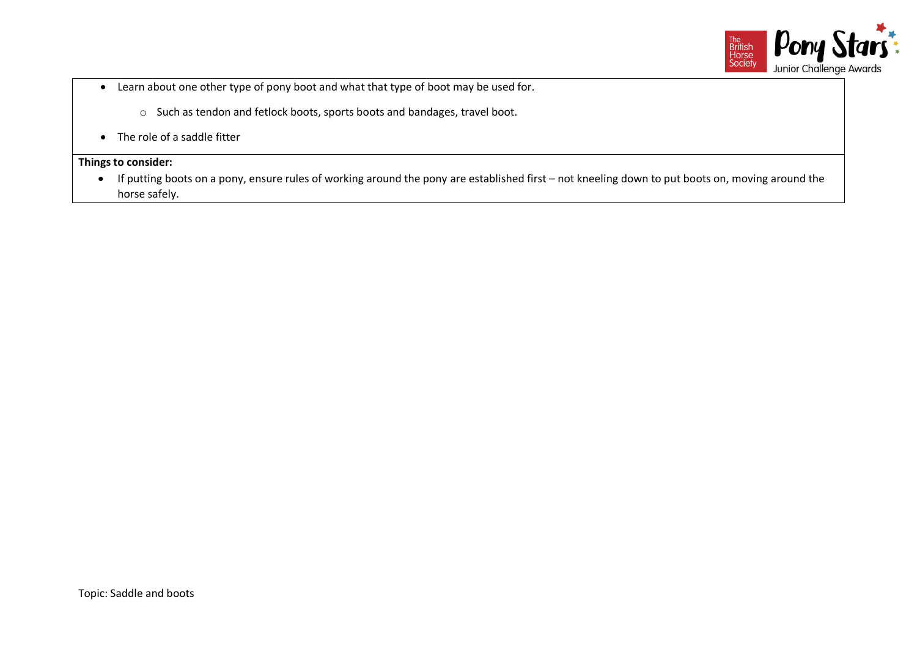- Learn about one other type of pony boot and what that type of boot may be used for.
    - Such as tendon and fetlock boots, sports boots and bandages, travel boot.
- The role of a saddle fitter

**Things to consider:**

- If putting boots on a pony, ensure rules of working around the pony are established first – not kneeling down to put boots on, moving around the horse safely.

Topic: Saddle and boots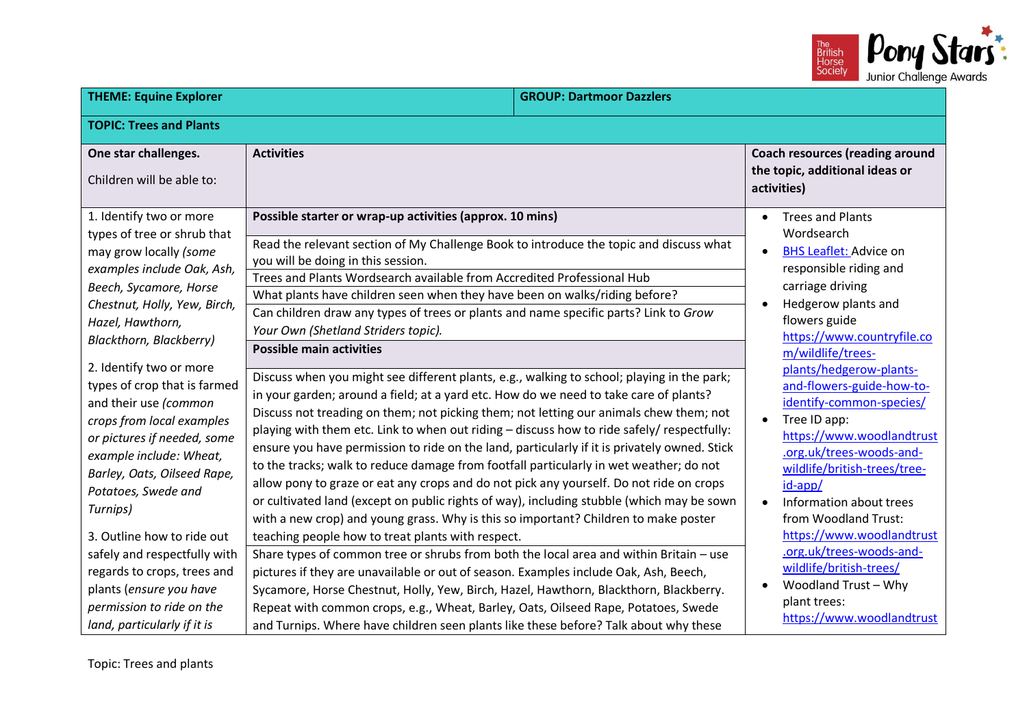| THEME: Equine Explorer | | GROUP: Dartmoor Dazzlers |
|---|---|---|
| **TOPIC: Trees and Plants** | | |
| **One star challenges.**<br><br>Children will be able to: | **Activities** | **Coach resources (reading around the topic, additional ideas or activities)** |
| 1. Identify two or more types of tree or shrub that may grow locally *(some examples include Oak, Ash, Beech, Sycamore, Horse Chestnut, Holly, Yew, Birch, Hazel, Hawthorn, Blackthorn, Blackberry)*<br><br>2. Identify two or more types of crop that is farmed and their use *(common crops from local examples or pictures if needed, some example include: Wheat, Barley, Oats, Oilseed Rape, Potatoes, Swede and Turnips)*<br><br>3. Outline how to ride out safely and respectfully with regards to crops, trees and plants (*ensure you have permission to ride on the land, particularly if it is* | **Possible starter or wrap-up activities (approx. 10 mins)**<br><br>Read the relevant section of My Challenge Book to introduce the topic and discuss what you will be doing in this session.<br><br>Trees and Plants Wordsearch available from Accredited Professional Hub<br><br>What plants have children seen when they have been on walks/riding before?<br><br>Can children draw any types of trees or plants and name specific parts? Link to *Grow Your Own (Shetland Striders topic).*<br><br>**Possible main activities**<br><br>Discuss when you might see different plants, e.g., walking to school; playing in the park; in your garden; around a field; at a yard etc. How do we need to take care of plants? Discuss not treading on them; not picking them; not letting our animals chew them; not playing with them etc. Link to when out riding – discuss how to ride safely/ respectfully: ensure you have permission to ride on the land, particularly if it is privately owned. Stick to the tracks; walk to reduce damage from footfall particularly in wet weather; do not allow pony to graze or eat any crops and do not pick any yourself. Do not ride on crops or cultivated land (except on public rights of way), including stubble (which may be sown with a new crop) and young grass. Why is this so important? Children to make poster teaching people how to treat plants with respect.<br><br>Share types of common tree or shrubs from both the local area and within Britain – use pictures if they are unavailable or out of season. Examples include Oak, Ash, Beech, Sycamore, Horse Chestnut, Holly, Yew, Birch, Hazel, Hawthorn, Blackthorn, Blackberry. Repeat with common crops, e.g., Wheat, Barley, Oats, Oilseed Rape, Potatoes, Swede and Turnips. Where have children seen plants like these before? Talk about why these | • Trees and Plants Wordsearch<br>• BHS Leaflet: Advice on responsible riding and carriage driving<br>• Hedgerow plants and flowers guide https://www.countryfile.com/wildlife/trees-plants/hedgerow-plants-and-flowers-guide-how-to-identify-common-species/<br>• Tree ID app: https://www.woodlandtrust.org.uk/trees-woods-and-wildlife/british-trees/tree-id-app/<br>• Information about trees from Woodland Trust: https://www.woodlandtrust.org.uk/trees-woods-and-wildlife/british-trees/<br>• Woodland Trust – Why plant trees: https://www.woodlandtrust |

Topic: Trees and plants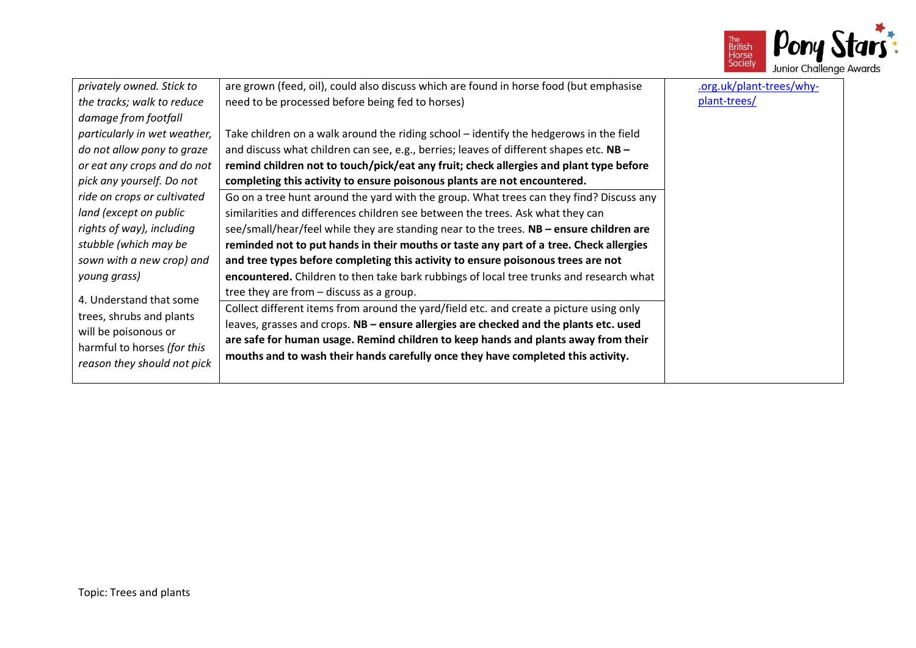| | | |
|---|---|---|
| *privately owned. Stick to the tracks; walk to reduce damage from footfall particularly in wet weather, do not allow pony to graze or eat any crops and do not pick any yourself. Do not ride on crops or cultivated land (except on public rights of way), including stubble (which may be sown with a new crop) and young grass)*<br><br>4. Understand that some trees, shrubs and plants will be poisonous or harmful to horses *(for this reason they should not pick* | are grown (feed, oil), could also discuss which are found in horse food (but emphasise need to be processed before being fed to horses)<br><br>Take children on a walk around the riding school – identify the hedgerows in the field and discuss what children can see, e.g., berries; leaves of different shapes etc. **NB – remind children not to touch/pick/eat any fruit; check allergies and plant type before completing this activity to ensure poisonous plants are not encountered.** | .org.uk/plant-trees/why-plant-trees/ |
| | Go on a tree hunt around the yard with the group. What trees can they find? Discuss any similarities and differences children see between the trees. Ask what they can see/small/hear/feel while they are standing near to the trees. **NB – ensure children are reminded not to put hands in their mouths or taste any part of a tree. Check allergies and tree types before completing this activity to ensure poisonous trees are not encountered.** Children to then take bark rubbings of local tree trunks and research what tree they are from – discuss as a group. | |
| | Collect different items from around the yard/field etc. and create a picture using only leaves, grasses and crops. **NB – ensure allergies are checked and the plants etc. used are safe for human usage. Remind children to keep hands and plants away from their mouths and to wash their hands carefully once they have completed this activity.** | |

Topic: Trees and plants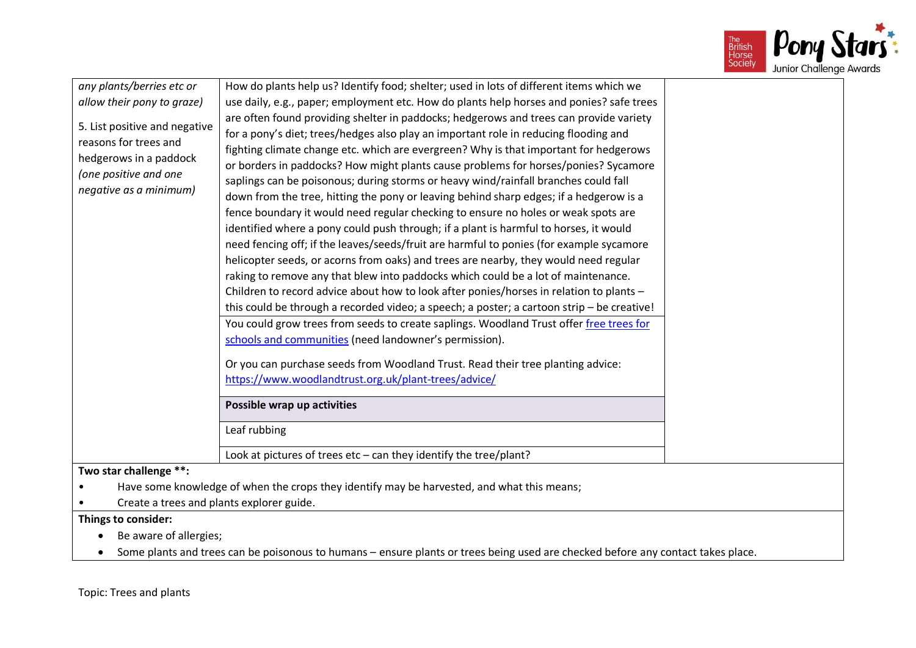| | | |
|---|---|---|
| *any plants/berries etc or allow their pony to graze)*<br><br>5. List positive and negative reasons for trees and hedgerows in a paddock *(one positive and one negative as a minimum)* | How do plants help us? Identify food; shelter; used in lots of different items which we use daily, e.g., paper; employment etc. How do plants help horses and ponies? safe trees are often found providing shelter in paddocks; hedgerows and trees can provide variety for a pony's diet; trees/hedges also play an important role in reducing flooding and fighting climate change etc. which are evergreen? Why is that important for hedgerows or borders in paddocks? How might plants cause problems for horses/ponies? Sycamore saplings can be poisonous; during storms or heavy wind/rainfall branches could fall down from the tree, hitting the pony or leaving behind sharp edges; if a hedgerow is a fence boundary it would need regular checking to ensure no holes or weak spots are identified where a pony could push through; if a plant is harmful to horses, it would need fencing off; if the leaves/seeds/fruit are harmful to ponies (for example sycamore helicopter seeds, or acorns from oaks) and trees are nearby, they would need regular raking to remove any that blew into paddocks which could be a lot of maintenance. Children to record advice about how to look after ponies/horses in relation to plants – this could be through a recorded video; a speech; a poster; a cartoon strip – be creative! | |
| | You could grow trees from seeds to create saplings. Woodland Trust offer [free trees for schools and communities]() (need landowner's permission).<br><br>Or you can purchase seeds from Woodland Trust. Read their tree planting advice: [https://www.woodlandtrust.org.uk/plant-trees/advice/](https://www.woodlandtrust.org.uk/plant-trees/advice/) | |
| | **Possible wrap up activities** | |
| | Leaf rubbing | |
| | Look at pictures of trees etc – can they identify the tree/plant? | |

**Two star challenge \*\*:**

- Have some knowledge of when the crops they identify may be harvested, and what this means;
- Create a trees and plants explorer guide.

**Things to consider:**

- Be aware of allergies;
- Some plants and trees can be poisonous to humans – ensure plants or trees being used are checked before any contact takes place.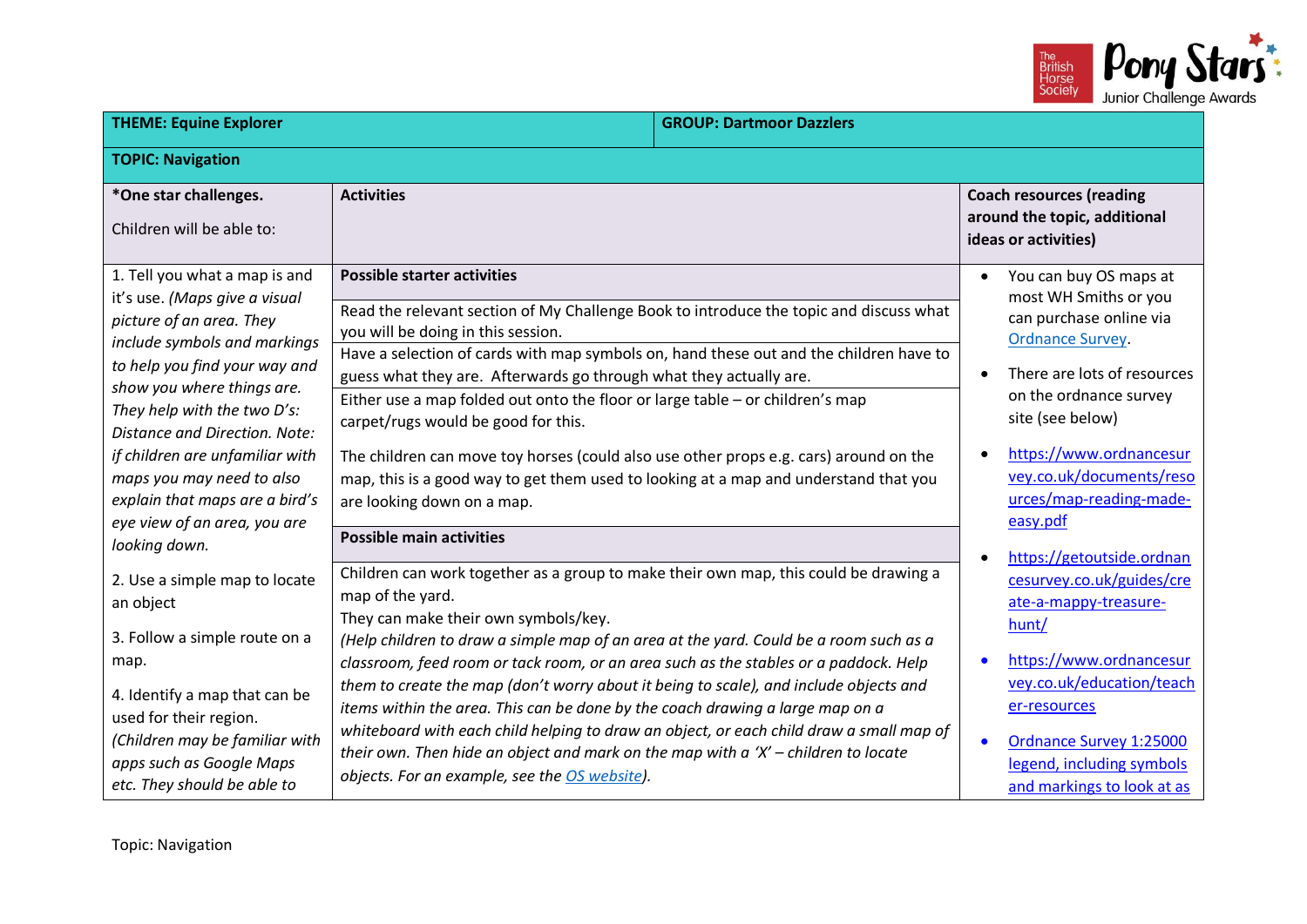| THEME: Equine Explorer | | GROUP: Dartmoor Dazzlers |
|---|---|---|
| **TOPIC: Navigation** | | |
| ***One star challenges.** Children will be able to: | **Activities** | **Coach resources (reading around the topic, additional ideas or activities)** |
| 1. Tell you what a map is and it's use. *(Maps give a visual picture of an area. They include symbols and markings to help you find your way and show you where things are. They help with the two D's: Distance and Direction. Note: if children are unfamiliar with maps you may need to also explain that maps are a bird's eye view of an area, you are looking down.* 2. Use a simple map to locate an object 3. Follow a simple route on a map. 4. Identify a map that can be used for their region. *(Children may be familiar with apps such as Google Maps etc. They should be able to* | **Possible starter activities** Read the relevant section of My Challenge Book to introduce the topic and discuss what you will be doing in this session. Have a selection of cards with map symbols on, hand these out and the children have to guess what they are. Afterwards go through what they actually are. Either use a map folded out onto the floor or large table – or children's map carpet/rugs would be good for this. The children can move toy horses (could also use other props e.g. cars) around on the map, this is a good way to get them used to looking at a map and understand that you are looking down on a map. **Possible main activities** Children can work together as a group to make their own map, this could be drawing a map of the yard. They can make their own symbols/key. *(Help children to draw a simple map of an area at the yard. Could be a room such as a classroom, feed room or tack room, or an area such as the stables or a paddock. Help them to create the map (don't worry about it being to scale), and include objects and items within the area. This can be done by the coach drawing a large map on a whiteboard with each child helping to draw an object, or each child draw a small map of their own. Then hide an object and mark on the map with a 'X' – children to locate objects. For an example, see the OS website).* | • You can buy OS maps at most WH Smiths or you can purchase online via Ordnance Survey. • There are lots of resources on the ordnance survey site (see below) • https://www.ordnancesurvey.co.uk/documents/resources/map-reading-made-easy.pdf • https://getoutside.ordnancesurvey.co.uk/guides/create-a-mappy-treasure-hunt/ • https://www.ordnancesurvey.co.uk/education/teacher-resources • Ordnance Survey 1:25000 legend, including symbols and markings to look at as |

Topic: Navigation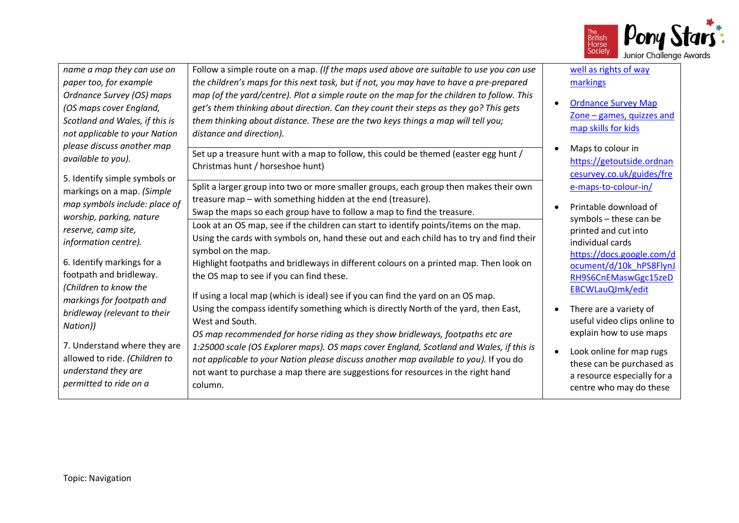| | | |
|---|---|---|
| *name a map they can use on paper too, for example Ordnance Survey (OS) maps (OS maps cover England, Scotland and Wales, if this is not applicable to your Nation please discuss another map available to you).*<br><br>5. Identify simple symbols or markings on a map. *(Simple map symbols include: place of worship, parking, nature reserve, camp site, information centre).*<br><br>6. Identify markings for a footpath and bridleway. *(Children to know the markings for footpath and bridleway (relevant to their Nation))*<br><br>7. Understand where they are allowed to ride. *(Children to understand they are permitted to ride on a* | Follow a simple route on a map. *(If the maps used above are suitable to use you can use the children's maps for this next task, but if not, you may have to have a pre-prepared map (of the yard/centre). Plot a simple route on the map for the children to follow. This get's them thinking about direction. Can they count their steps as they go? This gets them thinking about distance. These are the two keys things a map will tell you; distance and direction).* | well as rights of way markings<br><br>• Ordnance Survey Map Zone – games, quizzes and map skills for kids<br><br>• Maps to colour in https://getoutside.ordnancesurvey.co.uk/guides/free-maps-to-colour-in/<br><br>• Printable download of symbols – these can be printed and cut into individual cards https://docs.google.com/document/d/10k_hPS8FlynJRH9S6CnEMaswGgc15zeDEBCWLauQJmk/edit<br><br>• There are a variety of useful video clips online to explain how to use maps<br><br>• Look online for map rugs these can be purchased as a resource especially for a centre who may do these |
| | Set up a treasure hunt with a map to follow, this could be themed (easter egg hunt / Christmas hunt / horseshoe hunt) | |
| | Split a larger group into two or more smaller groups, each group then makes their own treasure map – with something hidden at the end (treasure).<br>Swap the maps so each group have to follow a map to find the treasure. | |
| | Look at an OS map, see if the children can start to identify points/items on the map.<br>Using the cards with symbols on, hand these out and each child has to try and find their symbol on the map.<br>Highlight footpaths and bridleways in different colours on a printed map. Then look on the OS map to see if you can find these.<br><br>If using a local map (which is ideal) see if you can find the yard on an OS map.<br>Using the compass identify something which is directly North of the yard, then East, West and South.<br>*OS map recommended for horse riding as they show bridleways, footpaths etc are 1:25000 scale (OS Explorer maps). OS maps cover England, Scotland and Wales, if this is not applicable to your Nation please discuss another map available to you).* If you do not want to purchase a map there are suggestions for resources in the right hand column. | |

Topic: Navigation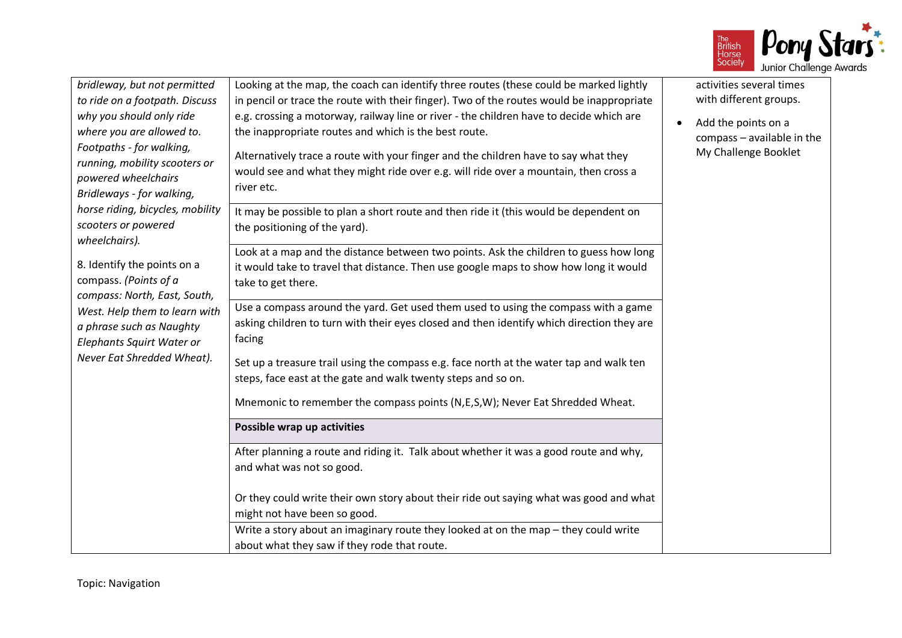| | | |
|---|---|---|
| *bridleway, but not permitted to ride on a footpath. Discuss why you should only ride where you are allowed to. Footpaths - for walking, running, mobility scooters or powered wheelchairs Bridleways - for walking, horse riding, bicycles, mobility scooters or powered wheelchairs).*<br><br>8. Identify the points on a compass. *(Points of a compass: North, East, South, West. Help them to learn with a phrase such as Naughty Elephants Squirt Water or Never Eat Shredded Wheat).* | Looking at the map, the coach can identify three routes (these could be marked lightly in pencil or trace the route with their finger). Two of the routes would be inappropriate e.g. crossing a motorway, railway line or river - the children have to decide which are the inappropriate routes and which is the best route.<br><br>Alternatively trace a route with your finger and the children have to say what they would see and what they might ride over e.g. will ride over a mountain, then cross a river etc. | activities several times with different groups.<br><br>• Add the points on a compass – available in the My Challenge Booklet |
| | It may be possible to plan a short route and then ride it (this would be dependent on the positioning of the yard). | |
| | Look at a map and the distance between two points. Ask the children to guess how long it would take to travel that distance. Then use google maps to show how long it would take to get there. | |
| | Use a compass around the yard. Get used them used to using the compass with a game asking children to turn with their eyes closed and then identify which direction they are facing<br><br>Set up a treasure trail using the compass e.g. face north at the water tap and walk ten steps, face east at the gate and walk twenty steps and so on.<br><br>Mnemonic to remember the compass points (N,E,S,W); Never Eat Shredded Wheat. | |
| | **Possible wrap up activities** | |
| | After planning a route and riding it. Talk about whether it was a good route and why, and what was not so good.<br><br>Or they could write their own story about their ride out saying what was good and what might not have been so good. | |
| | Write a story about an imaginary route they looked at on the map – they could write about what they saw if they rode that route. | |

Topic: Navigation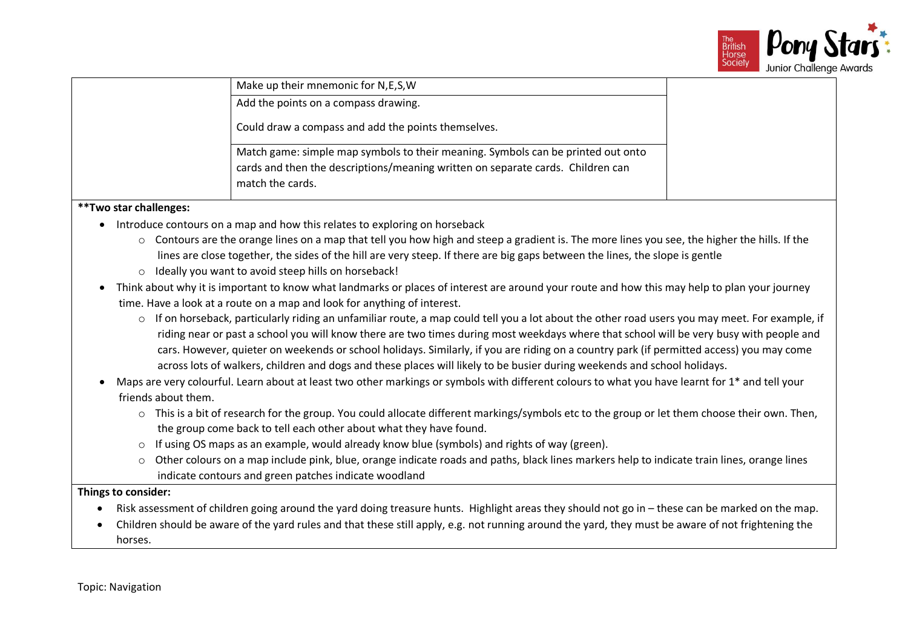| | | |
|---|---|---|
| | Make up their mnemonic for N,E,S,W | |
| | Add the points on a compass drawing.<br><br>Could draw a compass and add the points themselves. | |
| | Match game: simple map symbols to their meaning. Symbols can be printed out onto cards and then the descriptions/meaning written on separate cards. Children can match the cards. | |

**\*\*Two star challenges:**

- Introduce contours on a map and how this relates to exploring on horseback
  - Contours are the orange lines on a map that tell you how high and steep a gradient is. The more lines you see, the higher the hills. If the lines are close together, the sides of the hill are very steep. If there are big gaps between the lines, the slope is gentle
  - Ideally you want to avoid steep hills on horseback!
- Think about why it is important to know what landmarks or places of interest are around your route and how this may help to plan your journey time. Have a look at a route on a map and look for anything of interest.
  - If on horseback, particularly riding an unfamiliar route, a map could tell you a lot about the other road users you may meet. For example, if riding near or past a school you will know there are two times during most weekdays where that school will be very busy with people and cars. However, quieter on weekends or school holidays. Similarly, if you are riding on a country park (if permitted access) you may come across lots of walkers, children and dogs and these places will likely to be busier during weekends and school holidays.
- Maps are very colourful. Learn about at least two other markings or symbols with different colours to what you have learnt for 1* and tell your friends about them.
  - This is a bit of research for the group. You could allocate different markings/symbols etc to the group or let them choose their own. Then, the group come back to tell each other about what they have found.
  - If using OS maps as an example, would already know blue (symbols) and rights of way (green).
  - Other colours on a map include pink, blue, orange indicate roads and paths, black lines markers help to indicate train lines, orange lines indicate contours and green patches indicate woodland

**Things to consider:**

- Risk assessment of children going around the yard doing treasure hunts. Highlight areas they should not go in – these can be marked on the map.
- Children should be aware of the yard rules and that these still apply, e.g. not running around the yard, they must be aware of not frightening the horses.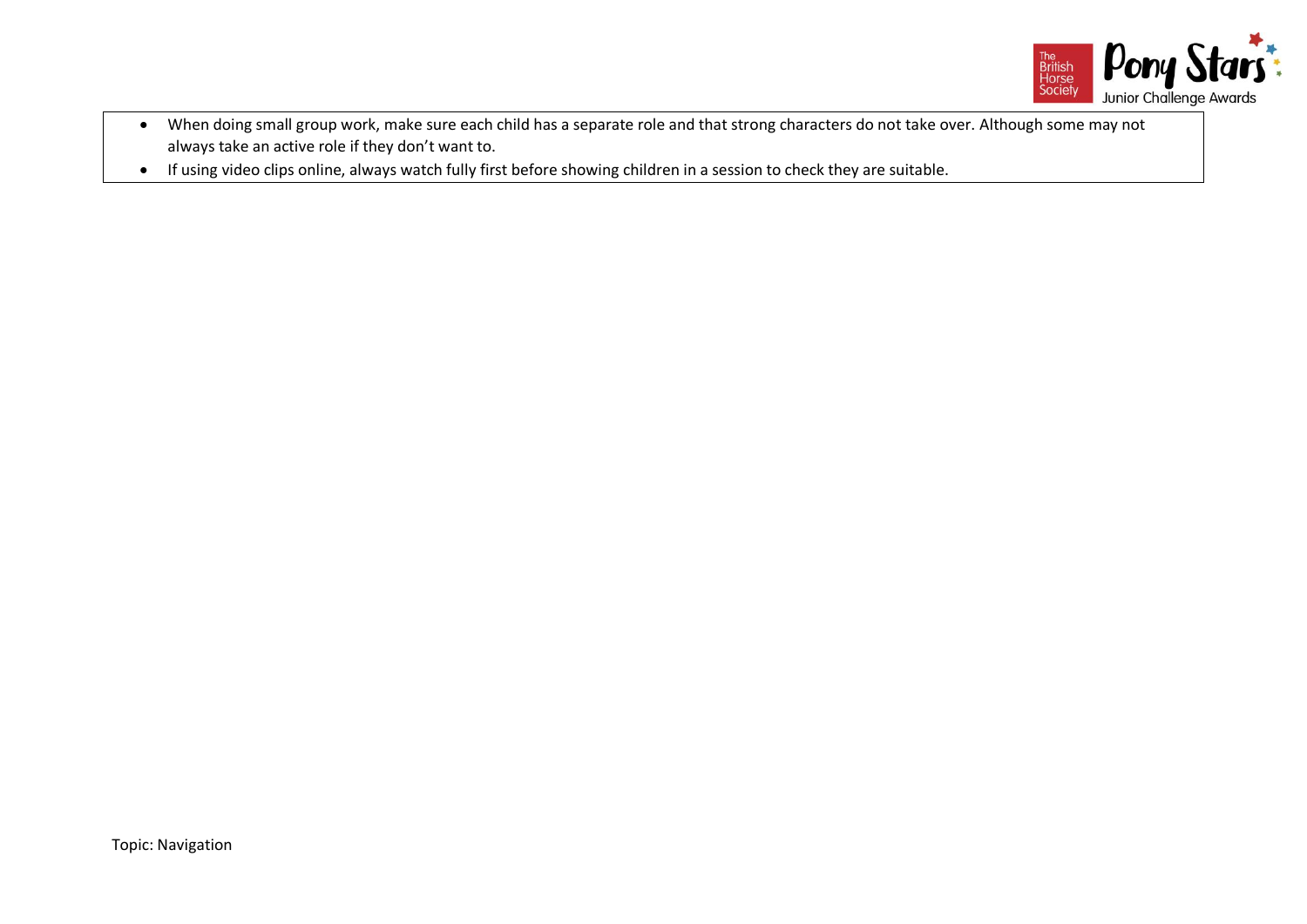- When doing small group work, make sure each child has a separate role and that strong characters do not take over. Although some may not always take an active role if they don't want to.
- If using video clips online, always watch fully first before showing children in a session to check they are suitable.

Topic: Navigation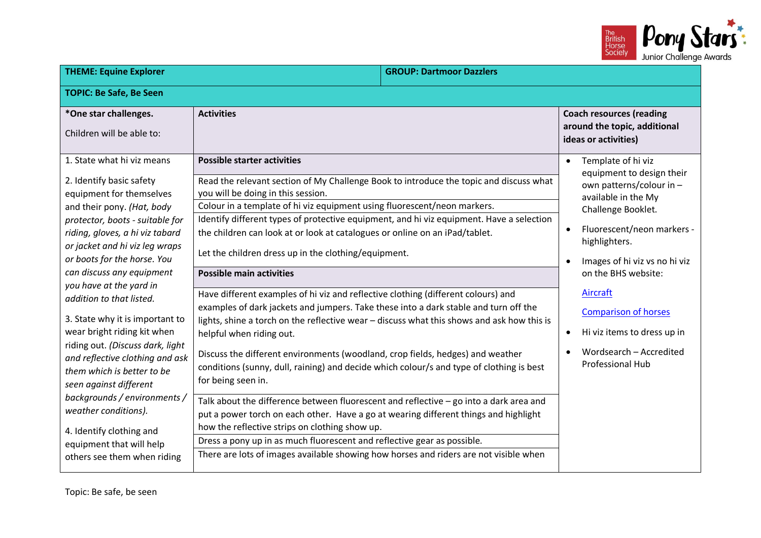| THEME: Equine Explorer | | GROUP: Dartmoor Dazzlers |
|---|---|---|
| **TOPIC: Be Safe, Be Seen** | | |
| ***One star challenges.** Children will be able to: | **Activities** | **Coach resources (reading around the topic, additional ideas or activities)** |
| 1. State what hi viz means<br><br>2. Identify basic safety equipment for themselves and their pony. *(Hat, body protector, boots - suitable for riding, gloves, a hi viz tabard or jacket and hi viz leg wraps or boots for the horse. You can discuss any equipment you have at the yard in addition to that listed.*<br><br>3. State why it is important to wear bright riding kit when riding out. *(Discuss dark, light and reflective clothing and ask them which is better to be seen against different backgrounds / environments / weather conditions).*<br><br>4. Identify clothing and equipment that will help others see them when riding | **Possible starter activities**<br><br>Read the relevant section of My Challenge Book to introduce the topic and discuss what you will be doing in this session.<br><br>Colour in a template of hi viz equipment using fluorescent/neon markers.<br><br>Identify different types of protective equipment, and hi viz equipment. Have a selection the children can look at or look at catalogues or online on an iPad/tablet.<br><br>Let the children dress up in the clothing/equipment.<br><br>**Possible main activities**<br><br>Have different examples of hi viz and reflective clothing (different colours) and examples of dark jackets and jumpers. Take these into a dark stable and turn off the lights, shine a torch on the reflective wear – discuss what this shows and ask how this is helpful when riding out.<br><br>Discuss the different environments (woodland, crop fields, hedges) and weather conditions (sunny, dull, raining) and decide which colour/s and type of clothing is best for being seen in.<br><br>Talk about the difference between fluorescent and reflective – go into a dark area and put a power torch on each other. Have a go at wearing different things and highlight how the reflective strips on clothing show up.<br><br>Dress a pony up in as much fluorescent and reflective gear as possible.<br><br>There are lots of images available showing how horses and riders are not visible when | • Template of hi viz equipment to design their own patterns/colour in – available in the My Challenge Booklet.<br><br>• Fluorescent/neon markers - highlighters.<br><br>• Images of hi viz vs no hi viz on the BHS website:<br><br>Aircraft<br><br>Comparison of horses<br><br>• Hi viz items to dress up in<br><br>• Wordsearch – Accredited Professional Hub |

Topic: Be safe, be seen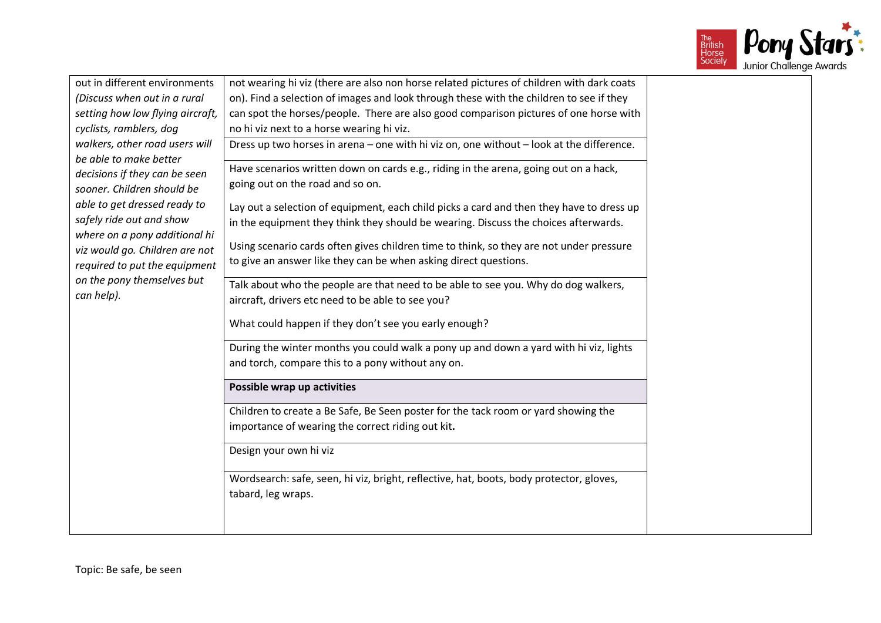| | | |
|---|---|---|
| out in different environments *(Discuss when out in a rural setting how low flying aircraft, cyclists, ramblers, dog walkers, other road users will be able to make better decisions if they can be seen sooner. Children should be able to get dressed ready to safely ride out and show where on a pony additional hi viz would go. Children are not required to put the equipment on the pony themselves but can help).* | not wearing hi viz (there are also non horse related pictures of children with dark coats on). Find a selection of images and look through these with the children to see if they can spot the horses/people. There are also good comparison pictures of one horse with no hi viz next to a horse wearing hi viz. | |
| | Dress up two horses in arena – one with hi viz on, one without – look at the difference. | |
| | Have scenarios written down on cards e.g., riding in the arena, going out on a hack, going out on the road and so on.<br><br>Lay out a selection of equipment, each child picks a card and then they have to dress up in the equipment they think they should be wearing. Discuss the choices afterwards.<br><br>Using scenario cards often gives children time to think, so they are not under pressure to give an answer like they can be when asking direct questions. | |
| | Talk about who the people are that need to be able to see you. Why do dog walkers, aircraft, drivers etc need to be able to see you?<br><br>What could happen if they don't see you early enough? | |
| | During the winter months you could walk a pony up and down a yard with hi viz, lights and torch, compare this to a pony without any on. | |
| | **Possible wrap up activities** | |
| | Children to create a Be Safe, Be Seen poster for the tack room or yard showing the importance of wearing the correct riding out kit**.** | |
| | Design your own hi viz | |
| | Wordsearch: safe, seen, hi viz, bright, reflective, hat, boots, body protector, gloves, tabard, leg wraps. | |

Topic: Be safe, be seen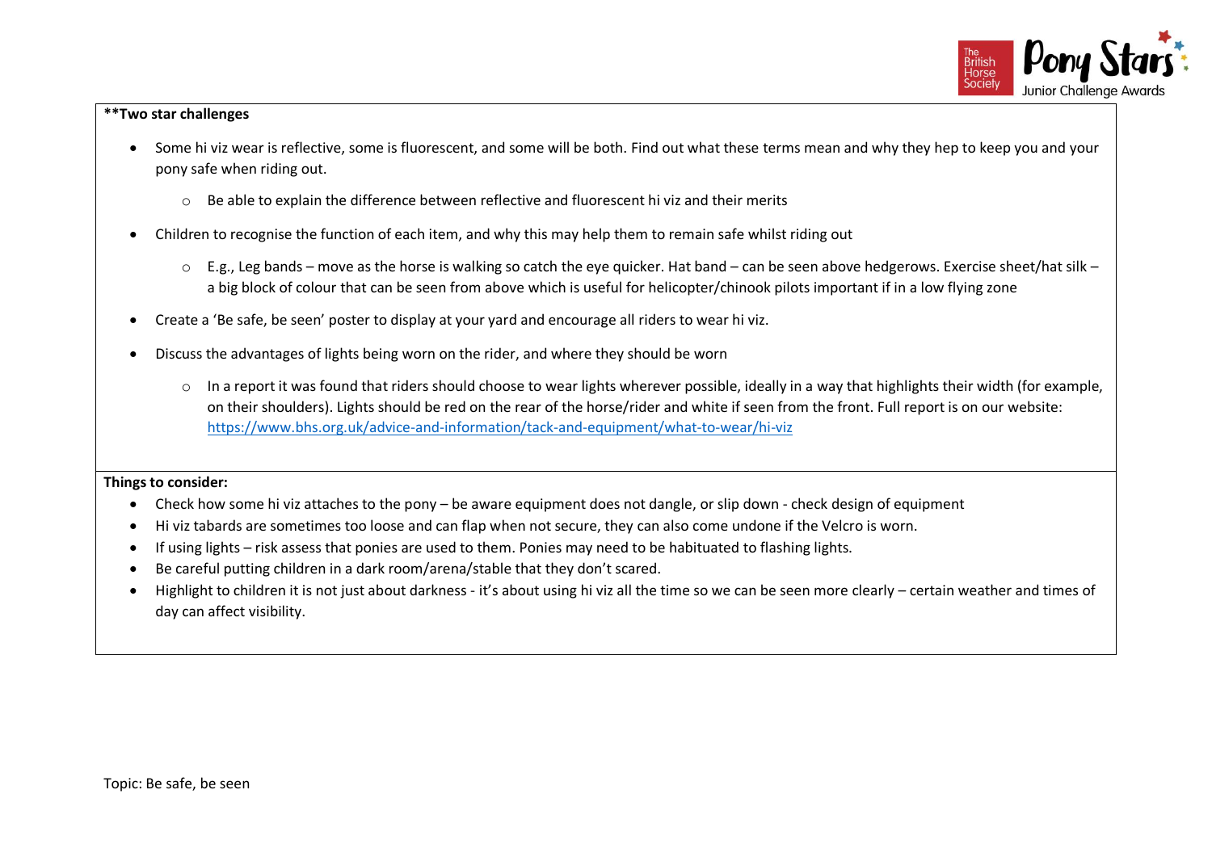**Two star challenges

- Some hi viz wear is reflective, some is fluorescent, and some will be both. Find out what these terms mean and why they hep to keep you and your pony safe when riding out.
    - Be able to explain the difference between reflective and fluorescent hi viz and their merits
- Children to recognise the function of each item, and why this may help them to remain safe whilst riding out
    - E.g., Leg bands – move as the horse is walking so catch the eye quicker. Hat band – can be seen above hedgerows. Exercise sheet/hat silk – a big block of colour that can be seen from above which is useful for helicopter/chinook pilots important if in a low flying zone
- Create a 'Be safe, be seen' poster to display at your yard and encourage all riders to wear hi viz.
- Discuss the advantages of lights being worn on the rider, and where they should be worn
    - In a report it was found that riders should choose to wear lights wherever possible, ideally in a way that highlights their width (for example, on their shoulders). Lights should be red on the rear of the horse/rider and white if seen from the front. Full report is on our website: https://www.bhs.org.uk/advice-and-information/tack-and-equipment/what-to-wear/hi-viz

**Things to consider:**

- Check how some hi viz attaches to the pony – be aware equipment does not dangle, or slip down - check design of equipment
- Hi viz tabards are sometimes too loose and can flap when not secure, they can also come undone if the Velcro is worn.
- If using lights – risk assess that ponies are used to them. Ponies may need to be habituated to flashing lights.
- Be careful putting children in a dark room/arena/stable that they don't scared.
- Highlight to children it is not just about darkness - it's about using hi viz all the time so we can be seen more clearly – certain weather and times of day can affect visibility.

Topic: Be safe, be seen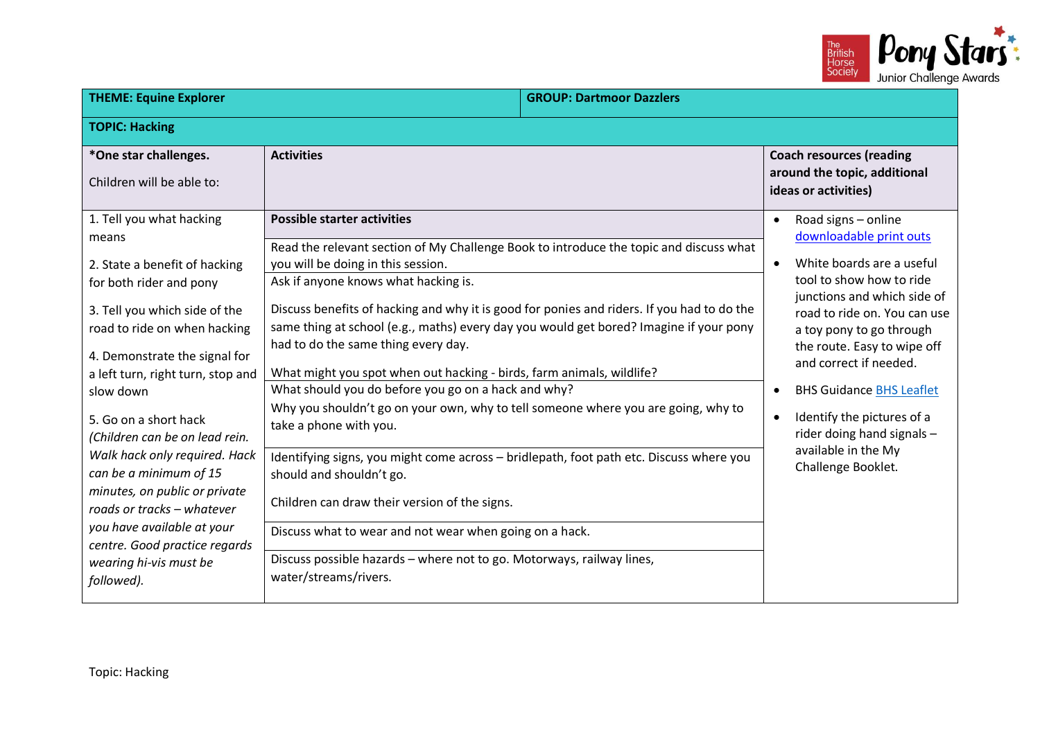| **THEME: Equine Explorer** | | **GROUP: Dartmoor Dazzlers** |
|---|---|---|
| **TOPIC: Hacking** | | |
| ***One star challenges.**<br><br>Children will be able to: | **Activities** | **Coach resources (reading around the topic, additional ideas or activities)** |
| 1. Tell you what hacking means<br><br>2. State a benefit of hacking for both rider and pony<br><br>3. Tell you which side of the road to ride on when hacking<br><br>4. Demonstrate the signal for a left turn, right turn, stop and slow down<br><br>5. Go on a short hack *(Children can be on lead rein. Walk hack only required. Hack can be a minimum of 15 minutes, on public or private roads or tracks – whatever you have available at your centre. Good practice regards wearing hi-vis must be followed).* | **Possible starter activities**<br><br>Read the relevant section of My Challenge Book to introduce the topic and discuss what you will be doing in this session.<br><br>Ask if anyone knows what hacking is.<br><br>Discuss benefits of hacking and why it is good for ponies and riders. If you had to do the same thing at school (e.g., maths) every day you would get bored? Imagine if your pony had to do the same thing every day.<br><br>What might you spot when out hacking - birds, farm animals, wildlife?<br><br>What should you do before you go on a hack and why?<br>Why you shouldn't go on your own, why to tell someone where you are going, why to take a phone with you.<br><br>Identifying signs, you might come across – bridlepath, foot path etc. Discuss where you should and shouldn't go.<br><br>Children can draw their version of the signs.<br><br>Discuss what to wear and not wear when going on a hack.<br><br>Discuss possible hazards – where not to go. Motorways, railway lines, water/streams/rivers. | • Road signs – online downloadable print outs<br><br>• White boards are a useful tool to show how to ride junctions and which side of road to ride on. You can use a toy pony to go through the route. Easy to wipe off and correct if needed.<br><br>• BHS Guidance BHS Leaflet<br><br>• Identify the pictures of a rider doing hand signals – available in the My Challenge Booklet. |

Topic: Hacking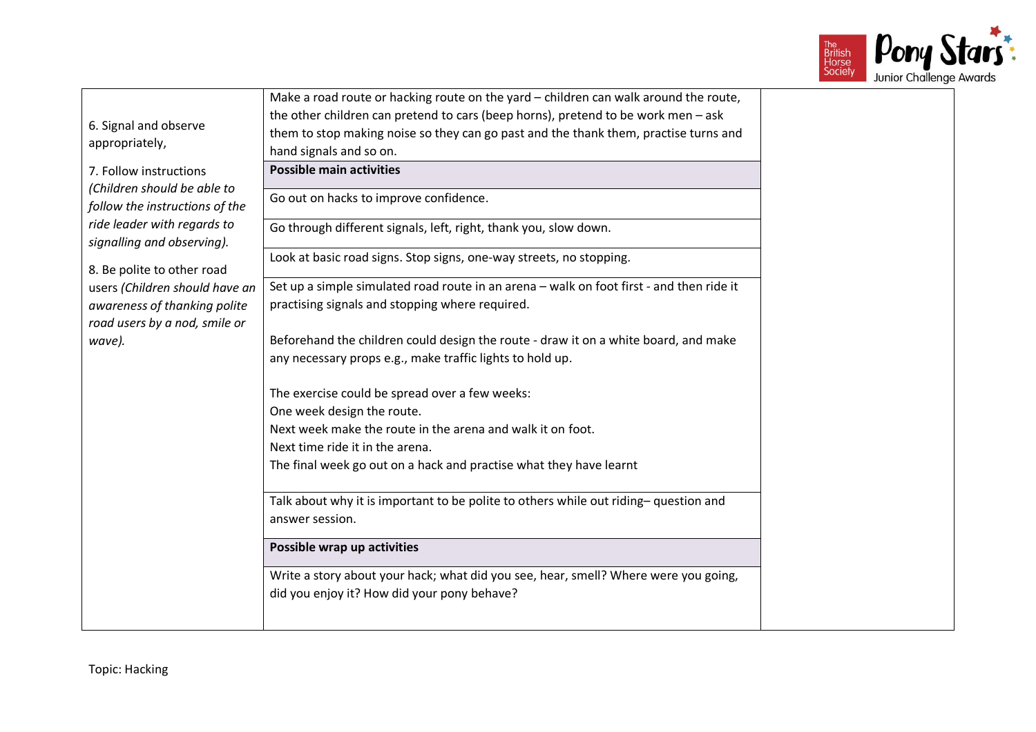| | | |
|---|---|---|
| 6. Signal and observe appropriately,<br><br>7. Follow instructions *(Children should be able to follow the instructions of the ride leader with regards to signalling and observing).*<br><br>8. Be polite to other road users *(Children should have an awareness of thanking polite road users by a nod, smile or wave).* | Make a road route or hacking route on the yard – children can walk around the route, the other children can pretend to cars (beep horns), pretend to be work men – ask them to stop making noise so they can go past and the thank them, practise turns and hand signals and so on. | |
| | **Possible main activities** | |
| | Go out on hacks to improve confidence. | |
| | Go through different signals, left, right, thank you, slow down. | |
| | Look at basic road signs. Stop signs, one-way streets, no stopping. | |
| | Set up a simple simulated road route in an arena – walk on foot first - and then ride it practising signals and stopping where required.<br><br>Beforehand the children could design the route - draw it on a white board, and make any necessary props e.g., make traffic lights to hold up.<br><br>The exercise could be spread over a few weeks:<br>One week design the route.<br>Next week make the route in the arena and walk it on foot.<br>Next time ride it in the arena.<br>The final week go out on a hack and practise what they have learnt | |
| | Talk about why it is important to be polite to others while out riding– question and answer session. | |
| | **Possible wrap up activities** | |
| | Write a story about your hack; what did you see, hear, smell? Where were you going, did you enjoy it? How did your pony behave? | |

Topic: Hacking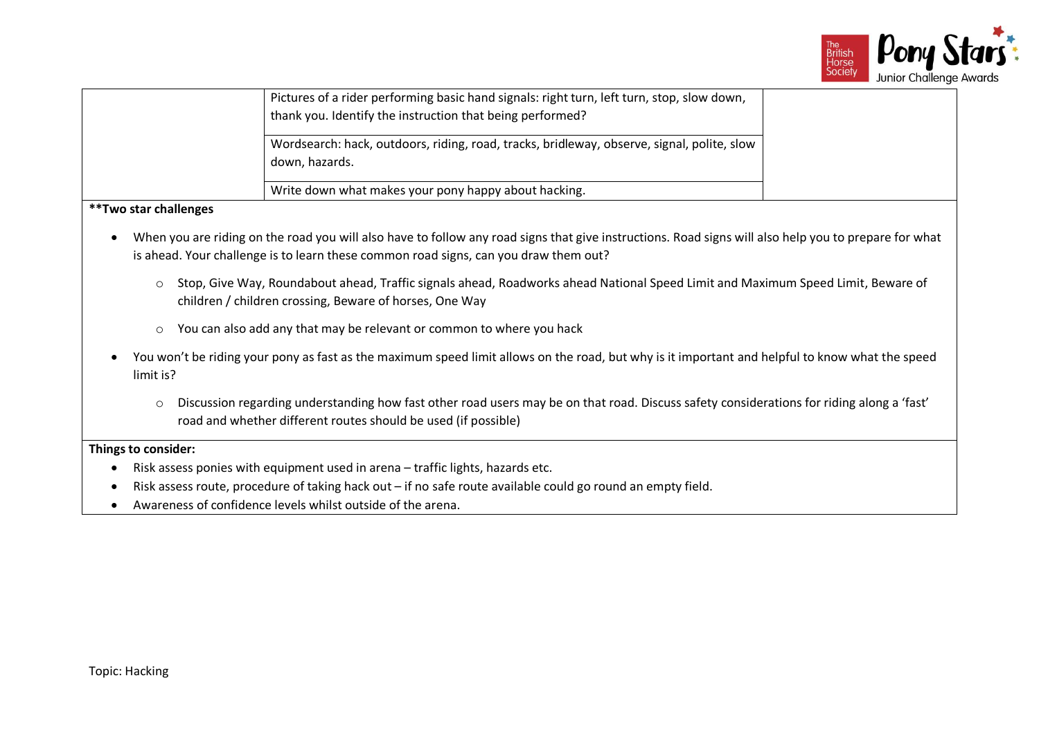| | | |
|---|---|---|
| | Pictures of a rider performing basic hand signals: right turn, left turn, stop, slow down, thank you. Identify the instruction that being performed? | |
| | Wordsearch: hack, outdoors, riding, road, tracks, bridleway, observe, signal, polite, slow down, hazards. | |
| | Write down what makes your pony happy about hacking. | |

**Two star challenges**

- When you are riding on the road you will also have to follow any road signs that give instructions. Road signs will also help you to prepare for what is ahead. Your challenge is to learn these common road signs, can you draw them out?
    - Stop, Give Way, Roundabout ahead, Traffic signals ahead, Roadworks ahead National Speed Limit and Maximum Speed Limit, Beware of children / children crossing, Beware of horses, One Way
    - You can also add any that may be relevant or common to where you hack
- You won't be riding your pony as fast as the maximum speed limit allows on the road, but why is it important and helpful to know what the speed limit is?
    - Discussion regarding understanding how fast other road users may be on that road. Discuss safety considerations for riding along a 'fast' road and whether different routes should be used (if possible)

**Things to consider:**

- Risk assess ponies with equipment used in arena – traffic lights, hazards etc.
- Risk assess route, procedure of taking hack out – if no safe route available could go round an empty field.
- Awareness of confidence levels whilst outside of the arena.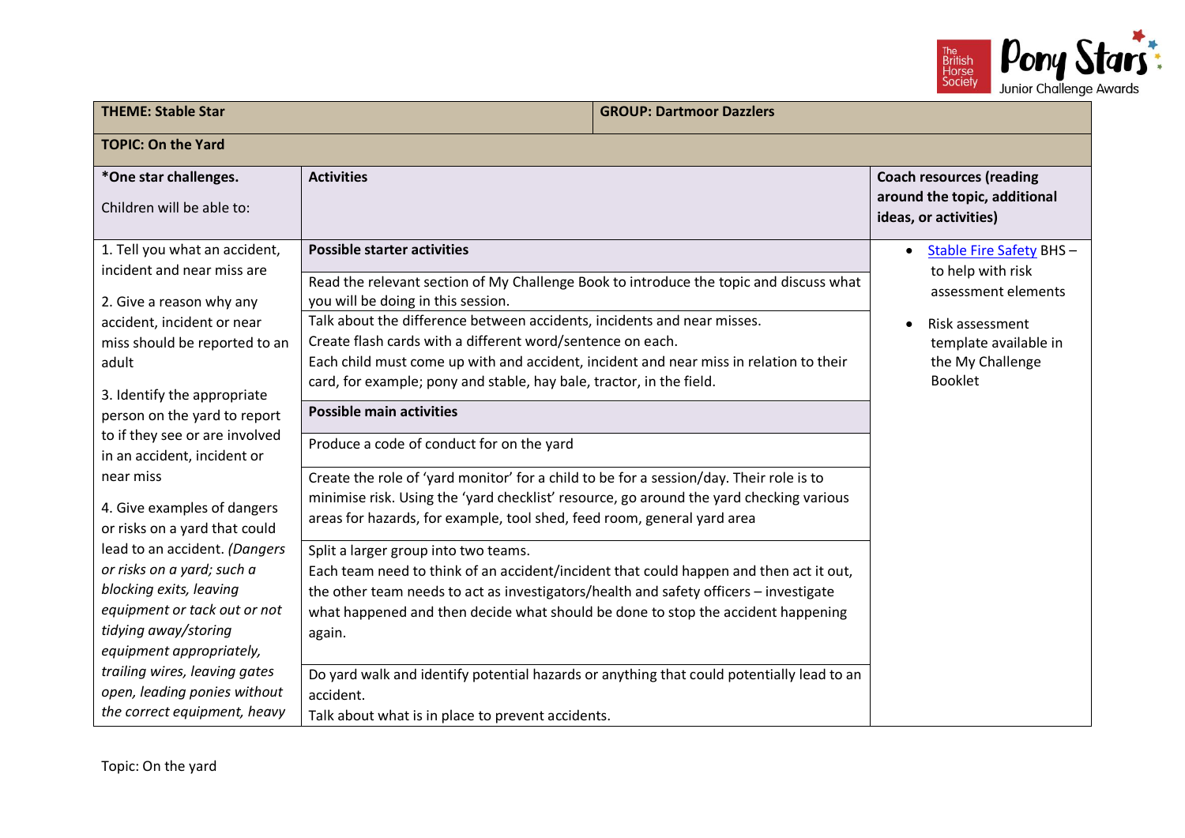| **THEME: Stable Star** | **GROUP: Dartmoor Dazzlers** | |
|---|---|---|
| **TOPIC: On the Yard** | | |
| ***One star challenges.** Children will be able to: | **Activities** | **Coach resources (reading around the topic, additional ideas, or activities)** |
| 1. Tell you what an accident, incident and near miss are<br><br>2. Give a reason why any accident, incident or near miss should be reported to an adult<br><br>3. Identify the appropriate person on the yard to report to if they see or are involved in an accident, incident or near miss<br><br>4. Give examples of dangers or risks on a yard that could lead to an accident. *(Dangers or risks on a yard; such a blocking exits, leaving equipment or tack out or not tidying away/storing equipment appropriately, trailing wires, leaving gates open, leading ponies without the correct equipment, heavy* | **Possible starter activities**<br><br>Read the relevant section of My Challenge Book to introduce the topic and discuss what you will be doing in this session.<br><br>Talk about the difference between accidents, incidents and near misses.<br>Create flash cards with a different word/sentence on each.<br>Each child must come up with and accident, incident and near miss in relation to their card, for example; pony and stable, hay bale, tractor, in the field.<br><br>**Possible main activities**<br><br>Produce a code of conduct for on the yard<br><br>Create the role of 'yard monitor' for a child to be for a session/day. Their role is to minimise risk. Using the 'yard checklist' resource, go around the yard checking various areas for hazards, for example, tool shed, feed room, general yard area<br><br>Split a larger group into two teams.<br>Each team need to think of an accident/incident that could happen and then act it out, the other team needs to act as investigators/health and safety officers – investigate what happened and then decide what should be done to stop the accident happening again.<br><br>Do yard walk and identify potential hazards or anything that could potentially lead to an accident.<br>Talk about what is in place to prevent accidents. | • Stable Fire Safety BHS – to help with risk assessment elements<br><br>• Risk assessment template available in the My Challenge Booklet |

Topic: On the yard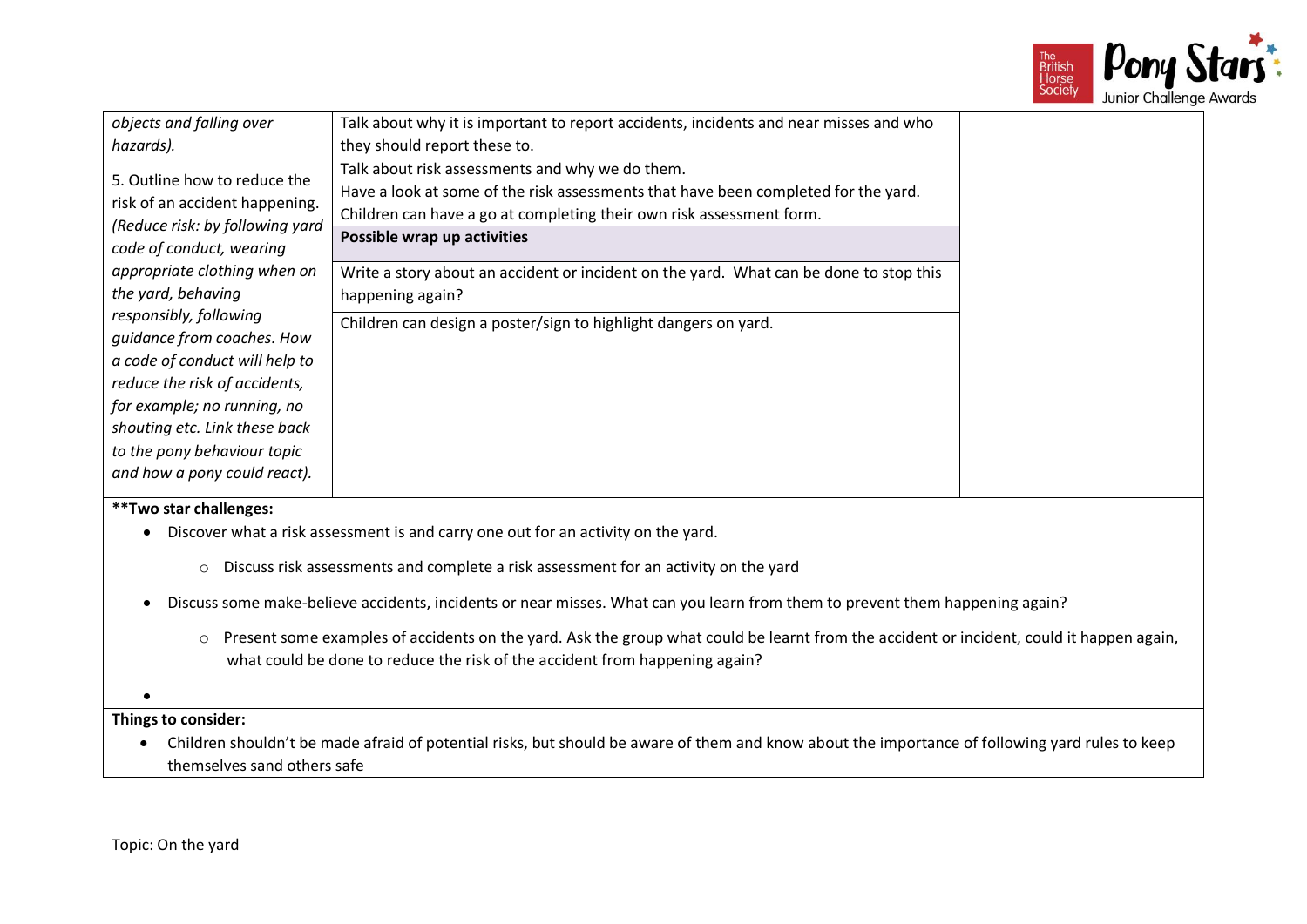| | | |
|---|---|---|
| *objects and falling over hazards).*<br><br>5. Outline how to reduce the risk of an accident happening. *(Reduce risk: by following yard code of conduct, wearing appropriate clothing when on the yard, behaving responsibly, following guidance from coaches. How a code of conduct will help to reduce the risk of accidents, for example; no running, no shouting etc. Link these back to the pony behaviour topic and how a pony could react).* | Talk about why it is important to report accidents, incidents and near misses and who they should report these to.<br><br>Talk about risk assessments and why we do them.<br>Have a look at some of the risk assessments that have been completed for the yard.<br>Children can have a go at completing their own risk assessment form.<br><br>**Possible wrap up activities**<br><br>Write a story about an accident or incident on the yard. What can be done to stop this happening again?<br><br>Children can design a poster/sign to highlight dangers on yard. | |

****Two star challenges:**

- Discover what a risk assessment is and carry one out for an activity on the yard.
  - Discuss risk assessments and complete a risk assessment for an activity on the yard
- Discuss some make-believe accidents, incidents or near misses. What can you learn from them to prevent them happening again?
  - Present some examples of accidents on the yard. Ask the group what could be learnt from the accident or incident, could it happen again, what could be done to reduce the risk of the accident from happening again?
-

**Things to consider:**

- Children shouldn't be made afraid of potential risks, but should be aware of them and know about the importance of following yard rules to keep themselves sand others safe

Topic: On the yard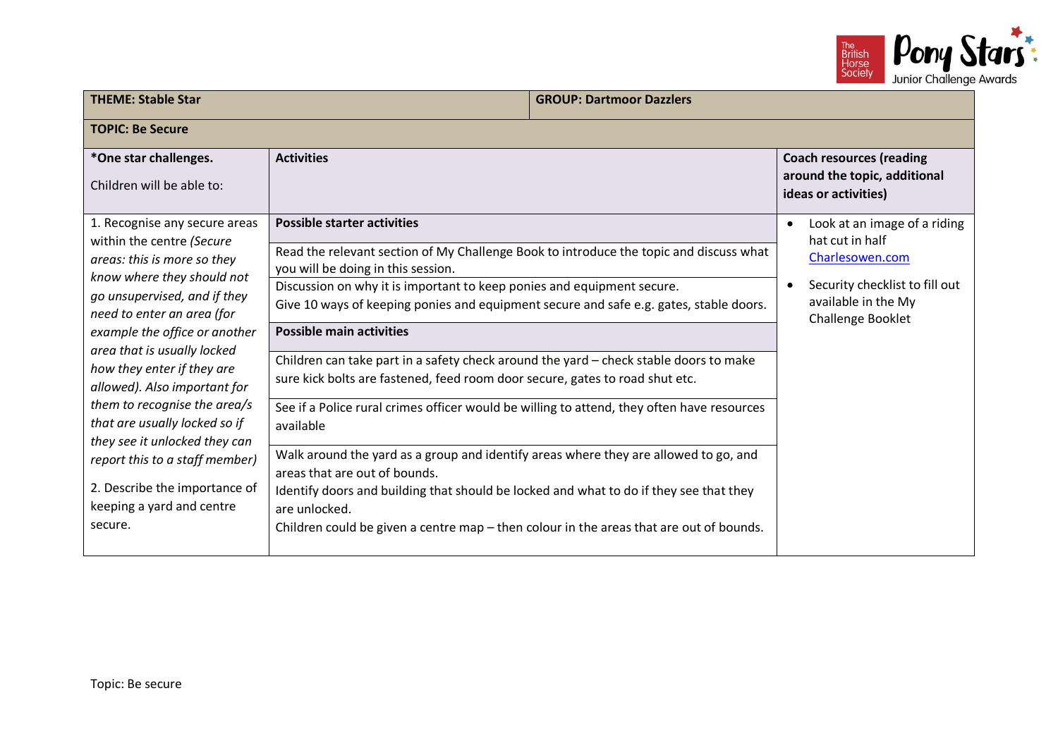| THEME: Stable Star | | GROUP: Dartmoor Dazzlers |
|---|---|---|
| **TOPIC: Be Secure** | | |
| ***One star challenges.**<br><br>Children will be able to: | **Activities** | **Coach resources (reading around the topic, additional ideas or activities)** |
| 1. Recognise any secure areas within the centre *(Secure areas: this is more so they know where they should not go unsupervised, and if they need to enter an area (for example the office or another area that is usually locked how they enter if they are allowed). Also important for them to recognise the area/s that are usually locked so if they see it unlocked they can report this to a staff member)*<br><br>2. Describe the importance of keeping a yard and centre secure. | **Possible starter activities**<br><br>Read the relevant section of My Challenge Book to introduce the topic and discuss what you will be doing in this session.<br><br>Discussion on why it is important to keep ponies and equipment secure.<br>Give 10 ways of keeping ponies and equipment secure and safe e.g. gates, stable doors.<br><br>**Possible main activities**<br><br>Children can take part in a safety check around the yard – check stable doors to make sure kick bolts are fastened, feed room door secure, gates to road shut etc.<br><br>See if a Police rural crimes officer would be willing to attend, they often have resources available<br><br>Walk around the yard as a group and identify areas where they are allowed to go, and areas that are out of bounds.<br>Identify doors and building that should be locked and what to do if they see that they are unlocked.<br>Children could be given a centre map – then colour in the areas that are out of bounds. | • Look at an image of a riding hat cut in half Charlesowen.com<br>• Security checklist to fill out available in the My Challenge Booklet |

Topic: Be secure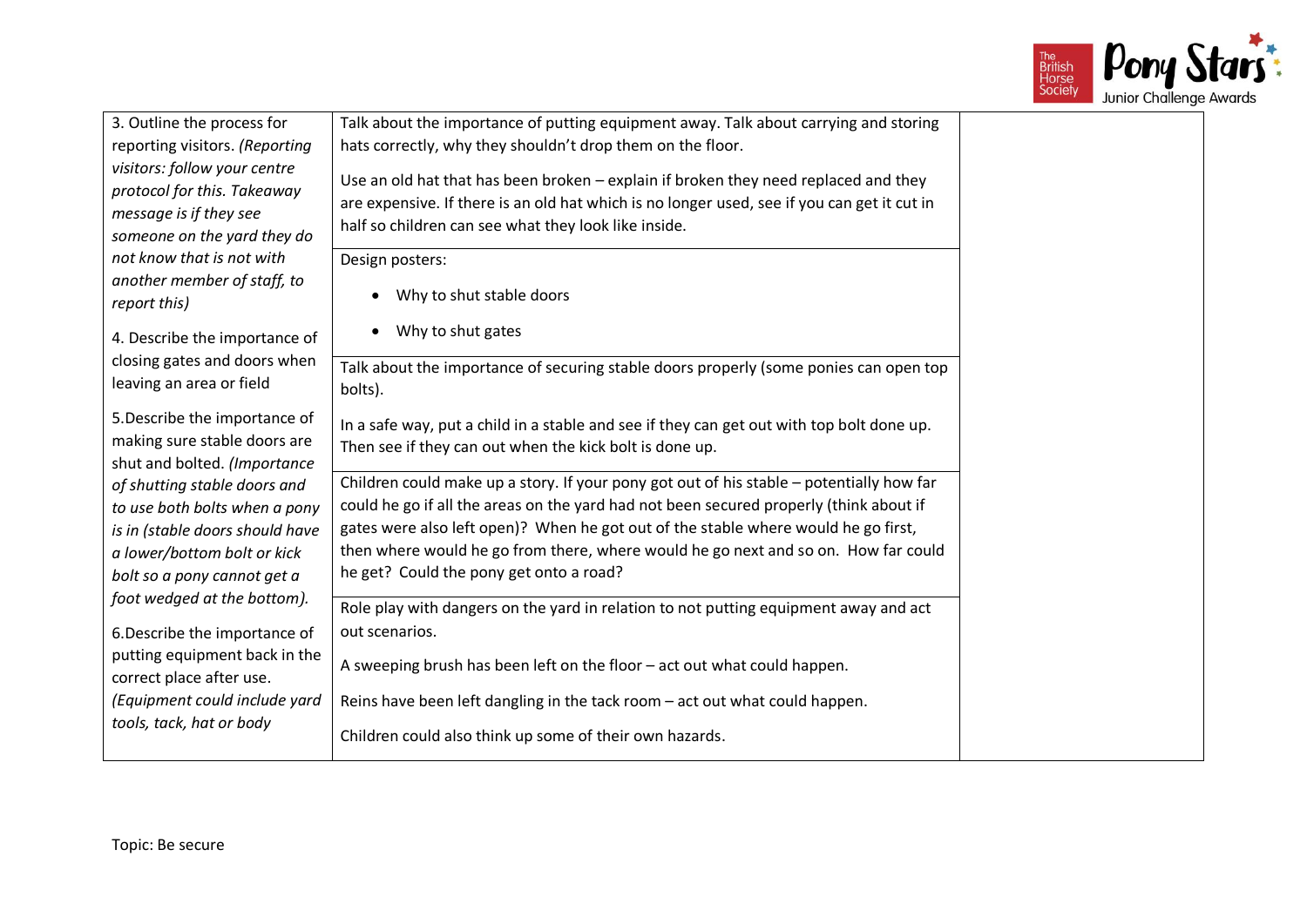| | | |
|---|---|---|
| 3. Outline the process for reporting visitors. *(Reporting visitors: follow your centre protocol for this. Takeaway message is if they see someone on the yard they do not know that is not with another member of staff, to report this)*<br><br>4. Describe the importance of closing gates and doors when leaving an area or field<br><br>5.Describe the importance of making sure stable doors are shut and bolted. *(Importance of shutting stable doors and to use both bolts when a pony is in (stable doors should have a lower/bottom bolt or kick bolt so a pony cannot get a foot wedged at the bottom).*<br><br>6.Describe the importance of putting equipment back in the correct place after use. *(Equipment could include yard tools, tack, hat or body* | Talk about the importance of putting equipment away. Talk about carrying and storing hats correctly, why they shouldn't drop them on the floor.<br><br>Use an old hat that has been broken – explain if broken they need replaced and they are expensive. If there is an old hat which is no longer used, see if you can get it cut in half so children can see what they look like inside. | |
| | Design posters:<br>• Why to shut stable doors<br>• Why to shut gates | |
| | Talk about the importance of securing stable doors properly (some ponies can open top bolts).<br><br>In a safe way, put a child in a stable and see if they can get out with top bolt done up. Then see if they can out when the kick bolt is done up. | |
| | Children could make up a story. If your pony got out of his stable – potentially how far could he go if all the areas on the yard had not been secured properly (think about if gates were also left open)? When he got out of the stable where would he go first, then where would he go from there, where would he go next and so on. How far could he get? Could the pony get onto a road? | |
| | Role play with dangers on the yard in relation to not putting equipment away and act out scenarios.<br><br>A sweeping brush has been left on the floor – act out what could happen.<br><br>Reins have been left dangling in the tack room – act out what could happen.<br><br>Children could also think up some of their own hazards. | |

Topic: Be secure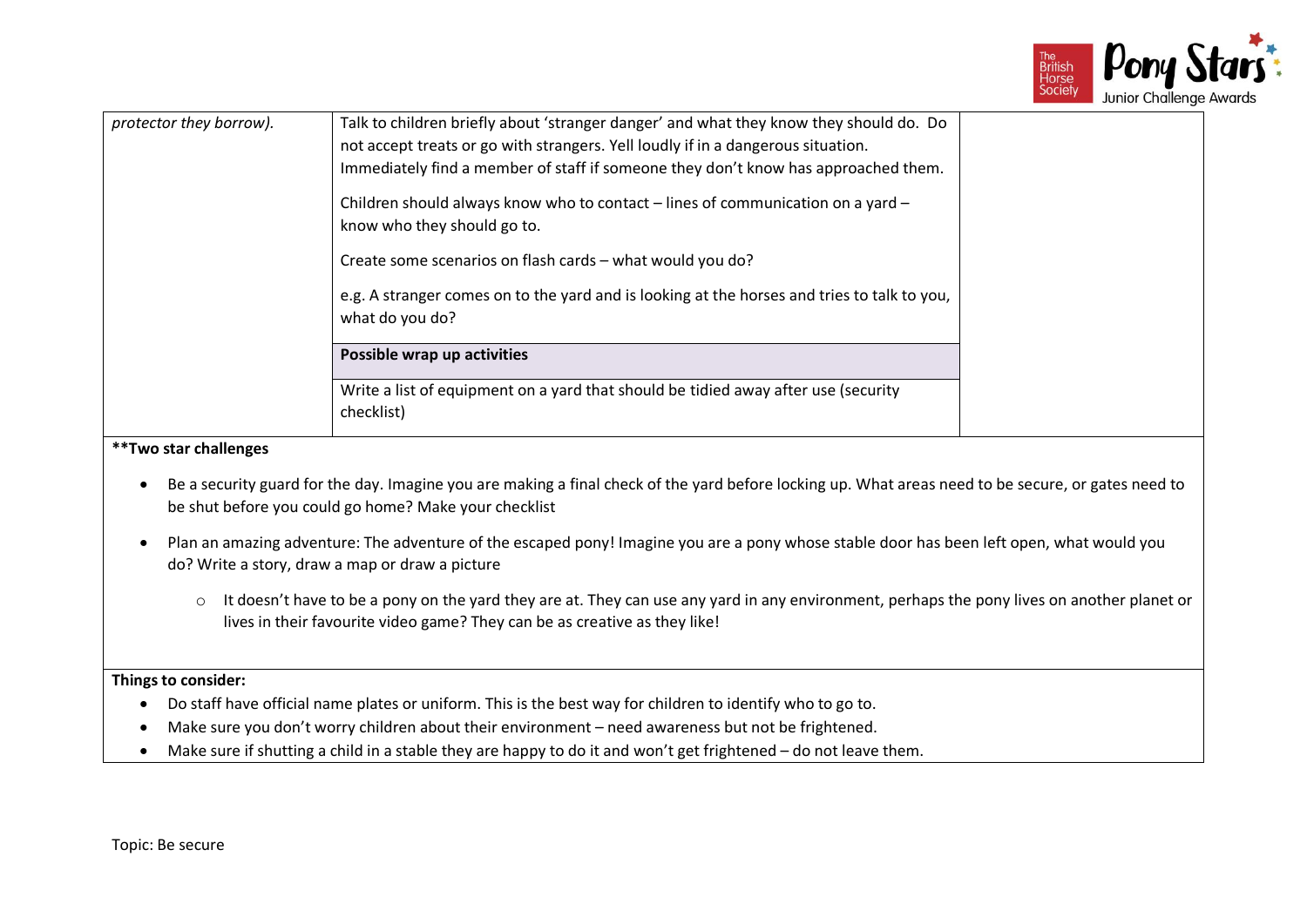| | | |
|---|---|---|
| *protector they borrow).* | Talk to children briefly about 'stranger danger' and what they know they should do. Do not accept treats or go with strangers. Yell loudly if in a dangerous situation. Immediately find a member of staff if someone they don't know has approached them.<br><br>Children should always know who to contact – lines of communication on a yard – know who they should go to.<br><br>Create some scenarios on flash cards – what would you do?<br><br>e.g. A stranger comes on to the yard and is looking at the horses and tries to talk to you, what do you do? | |
| | **Possible wrap up activities** | |
| | Write a list of equipment on a yard that should be tidied away after use (security checklist) | |

**Two star challenges

- Be a security guard for the day. Imagine you are making a final check of the yard before locking up. What areas need to be secure, or gates need to be shut before you could go home? Make your checklist
- Plan an amazing adventure: The adventure of the escaped pony! Imagine you are a pony whose stable door has been left open, what would you do? Write a story, draw a map or draw a picture
    - It doesn't have to be a pony on the yard they are at. They can use any yard in any environment, perhaps the pony lives on another planet or lives in their favourite video game? They can be as creative as they like!

**Things to consider:**

- Do staff have official name plates or uniform. This is the best way for children to identify who to go to.
- Make sure you don't worry children about their environment – need awareness but not be frightened.
- Make sure if shutting a child in a stable they are happy to do it and won't get frightened – do not leave them.

Topic: Be secure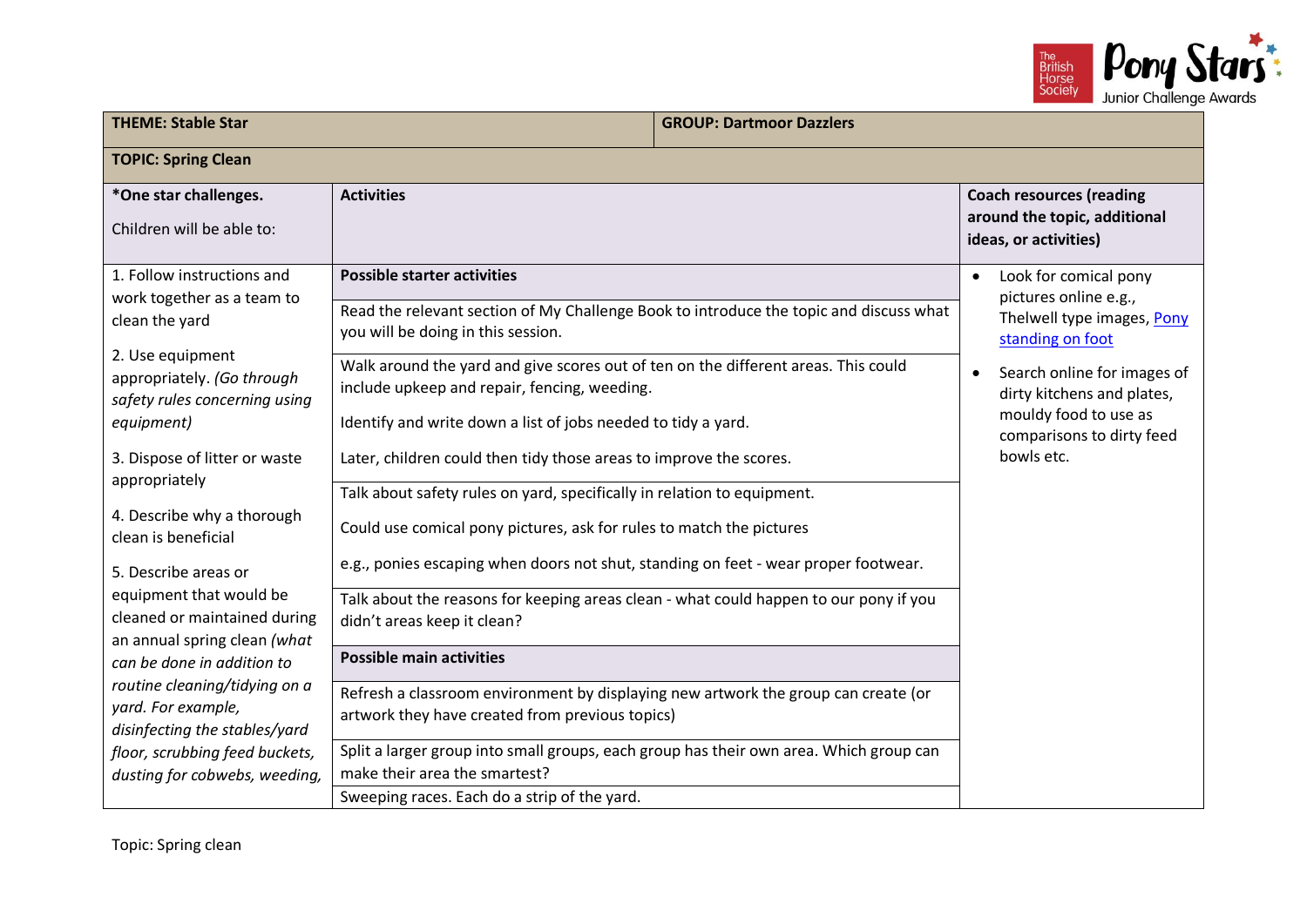| THEME: Stable Star | | GROUP: Dartmoor Dazzlers |
|---|---|---|
| **TOPIC: Spring Clean** | | |
| ***One star challenges.** Children will be able to: | **Activities** | **Coach resources (reading around the topic, additional ideas, or activities)** |
| 1. Follow instructions and work together as a team to clean the yard<br><br>2. Use equipment appropriately. *(Go through safety rules concerning using equipment)*<br><br>3. Dispose of litter or waste appropriately<br><br>4. Describe why a thorough clean is beneficial<br><br>5. Describe areas or equipment that would be cleaned or maintained during an annual spring clean *(what can be done in addition to routine cleaning/tidying on a yard. For example, disinfecting the stables/yard floor, scrubbing feed buckets, dusting for cobwebs, weeding,* | **Possible starter activities**<br><br>Read the relevant section of My Challenge Book to introduce the topic and discuss what you will be doing in this session.<br><br>Walk around the yard and give scores out of ten on the different areas. This could include upkeep and repair, fencing, weeding.<br><br>Identify and write down a list of jobs needed to tidy a yard.<br><br>Later, children could then tidy those areas to improve the scores.<br><br>Talk about safety rules on yard, specifically in relation to equipment.<br><br>Could use comical pony pictures, ask for rules to match the pictures<br><br>e.g., ponies escaping when doors not shut, standing on feet - wear proper footwear.<br><br>Talk about the reasons for keeping areas clean - what could happen to our pony if you didn't areas keep it clean?<br><br>**Possible main activities**<br><br>Refresh a classroom environment by displaying new artwork the group can create (or artwork they have created from previous topics)<br><br>Split a larger group into small groups, each group has their own area. Which group can make their area the smartest?<br><br>Sweeping races. Each do a strip of the yard. | • Look for comical pony pictures online e.g., Thelwell type images, [Pony standing on foot]<br><br>• Search online for images of dirty kitchens and plates, mouldy food to use as comparisons to dirty feed bowls etc. |

Topic: Spring clean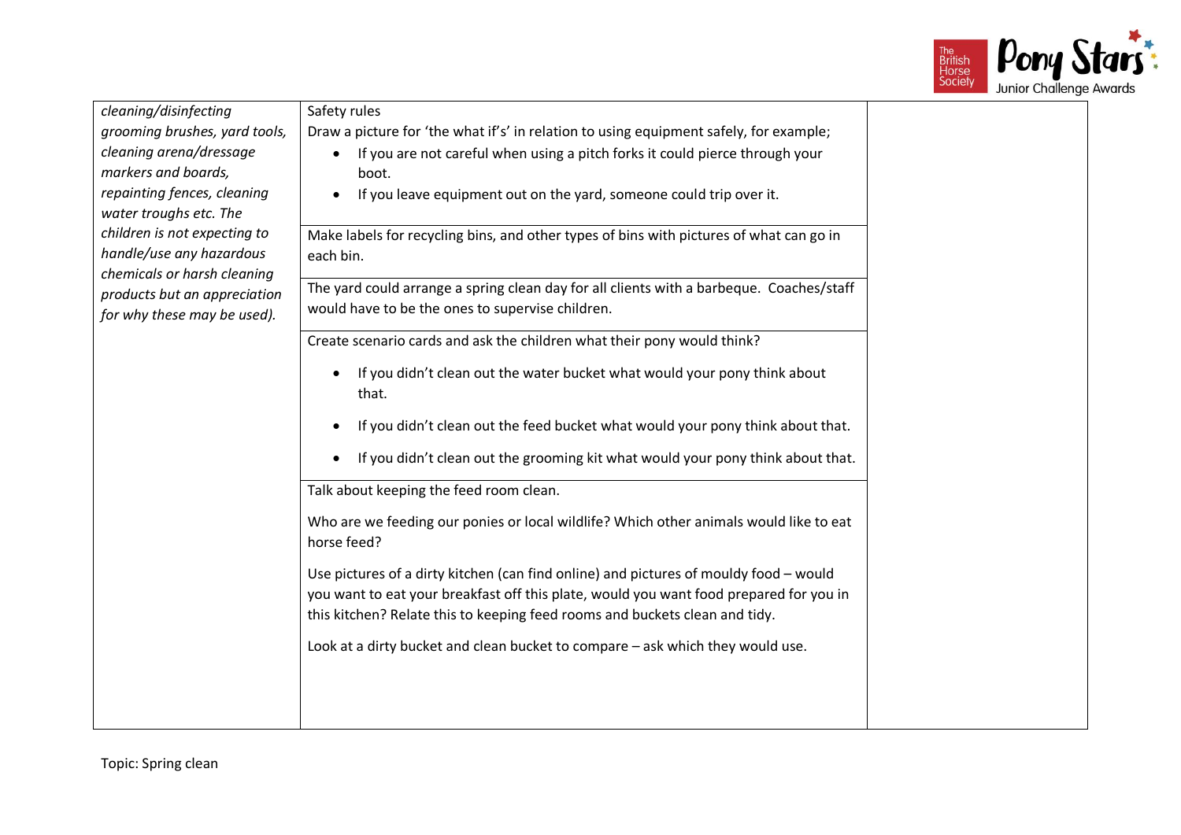| | | |
|---|---|---|
| *cleaning/disinfecting grooming brushes, yard tools, cleaning arena/dressage markers and boards, repainting fences, cleaning water troughs etc. The children is not expecting to handle/use any hazardous chemicals or harsh cleaning products but an appreciation for why these may be used).* | Safety rules<br>Draw a picture for 'the what if's' in relation to using equipment safely, for example;<br>• If you are not careful when using a pitch forks it could pierce through your boot.<br>• If you leave equipment out on the yard, someone could trip over it. | |
| | Make labels for recycling bins, and other types of bins with pictures of what can go in each bin. | |
| | The yard could arrange a spring clean day for all clients with a barbeque. Coaches/staff would have to be the ones to supervise children. | |
| | Create scenario cards and ask the children what their pony would think?<br>• If you didn't clean out the water bucket what would your pony think about that.<br>• If you didn't clean out the feed bucket what would your pony think about that.<br>• If you didn't clean out the grooming kit what would your pony think about that. | |
| | Talk about keeping the feed room clean.<br><br>Who are we feeding our ponies or local wildlife? Which other animals would like to eat horse feed?<br><br>Use pictures of a dirty kitchen (can find online) and pictures of mouldy food – would you want to eat your breakfast off this plate, would you want food prepared for you in this kitchen? Relate this to keeping feed rooms and buckets clean and tidy.<br><br>Look at a dirty bucket and clean bucket to compare – ask which they would use. | |

Topic: Spring clean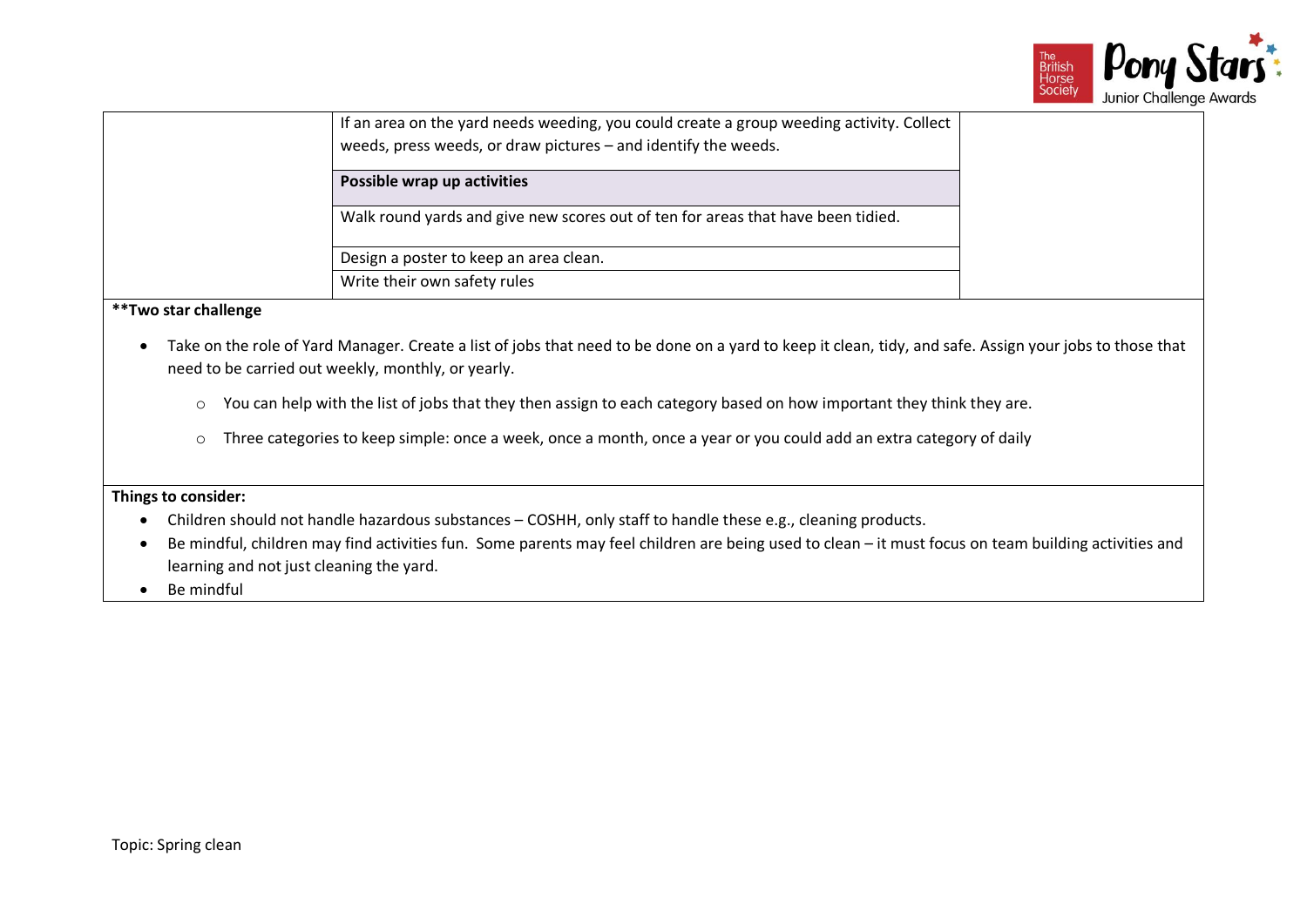| | | |
|---|---|---|
| | If an area on the yard needs weeding, you could create a group weeding activity. Collect weeds, press weeds, or draw pictures – and identify the weeds. | |
| | **Possible wrap up activities** | |
| | Walk round yards and give new scores out of ten for areas that have been tidied. | |
| | Design a poster to keep an area clean. | |
| | Write their own safety rules | |

**\*\*Two star challenge**

- Take on the role of Yard Manager. Create a list of jobs that need to be done on a yard to keep it clean, tidy, and safe. Assign your jobs to those that need to be carried out weekly, monthly, or yearly.
  - You can help with the list of jobs that they then assign to each category based on how important they think they are.
  - Three categories to keep simple: once a week, once a month, once a year or you could add an extra category of daily

**Things to consider:**

- Children should not handle hazardous substances – COSHH, only staff to handle these e.g., cleaning products.
- Be mindful, children may find activities fun. Some parents may feel children are being used to clean – it must focus on team building activities and learning and not just cleaning the yard.
- Be mindful

Topic: Spring clean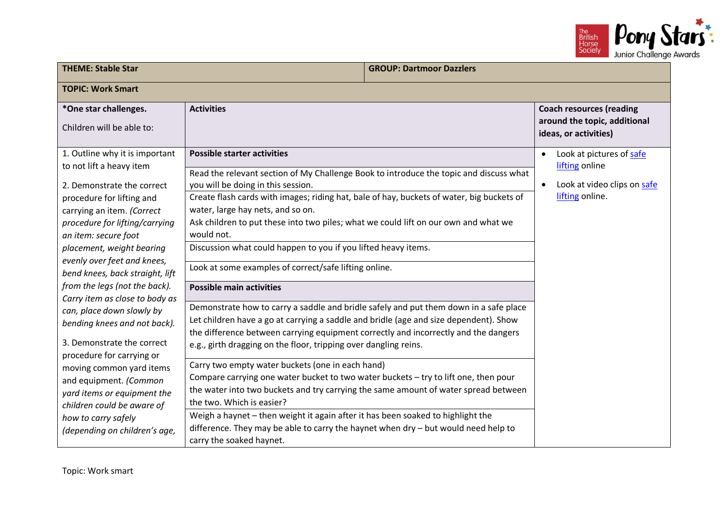| **THEME: Stable Star** | **GROUP: Dartmoor Dazzlers** | |
|---|---|---|
| **TOPIC: Work Smart** | | |
| ***One star challenges.**<br><br>Children will be able to: | **Activities** | **Coach resources (reading around the topic, additional ideas, or activities)** |
| 1. Outline why it is important to not lift a heavy item<br><br>2. Demonstrate the correct procedure for lifting and carrying an item. *(Correct procedure for lifting/carrying an item: secure foot placement, weight bearing evenly over feet and knees, bend knees, back straight, lift from the legs (not the back). Carry item as close to body as can, place down slowly by bending knees and not back).*<br><br>3. Demonstrate the correct procedure for carrying or moving common yard items and equipment. *(Common yard items or equipment the children could be aware of how to carry safely (depending on children's age,* | **Possible starter activities**<br><br>Read the relevant section of My Challenge Book to introduce the topic and discuss what you will be doing in this session.<br><br>Create flash cards with images; riding hat, bale of hay, buckets of water, big buckets of water, large hay nets, and so on.<br>Ask children to put these into two piles; what we could lift on our own and what we would not.<br><br>Discussion what could happen to you if you lifted heavy items.<br><br>Look at some examples of correct/safe lifting online.<br><br>**Possible main activities**<br><br>Demonstrate how to carry a saddle and bridle safely and put them down in a safe place Let children have a go at carrying a saddle and bridle (age and size dependent). Show the difference between carrying equipment correctly and incorrectly and the dangers e.g., girth dragging on the floor, tripping over dangling reins.<br><br>Carry two empty water buckets (one in each hand)<br>Compare carrying one water bucket to two water buckets – try to lift one, then pour the water into two buckets and try carrying the same amount of water spread between the two. Which is easier?<br><br>Weigh a haynet – then weight it again after it has been soaked to highlight the difference. They may be able to carry the haynet when dry – but would need help to carry the soaked haynet. | • Look at pictures of safe lifting online<br><br>• Look at video clips on safe lifting online. |

Topic: Work smart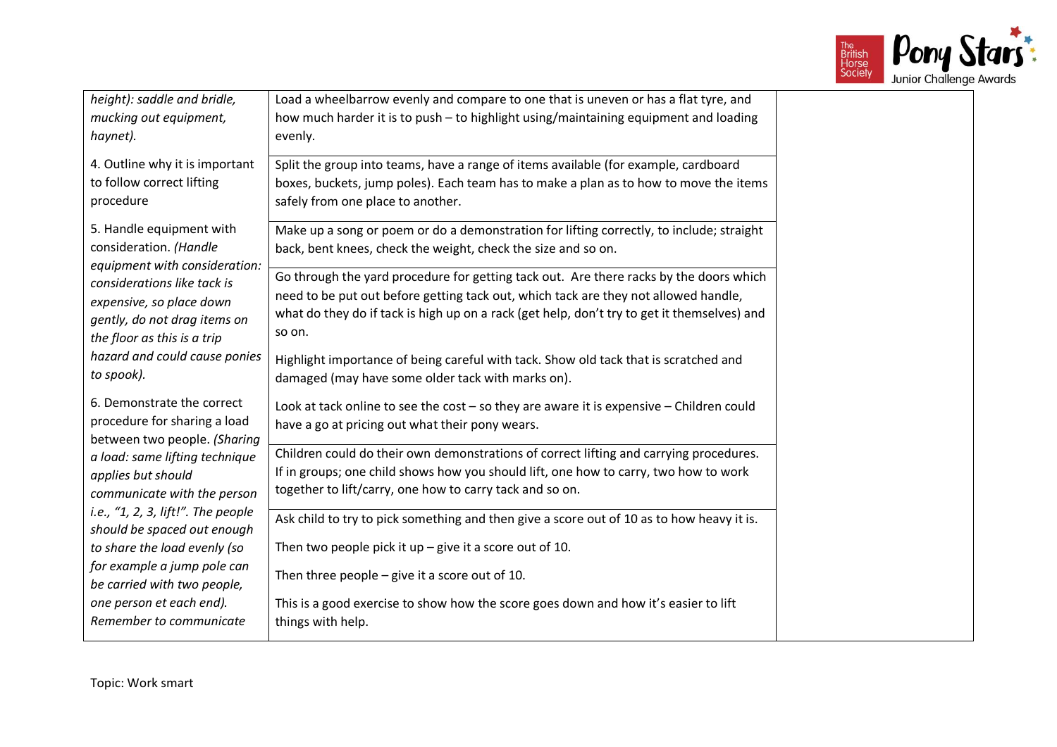| | | |
|---|---|---|
| *height): saddle and bridle, mucking out equipment, haynet).* | Load a wheelbarrow evenly and compare to one that is uneven or has a flat tyre, and how much harder it is to push – to highlight using/maintaining equipment and loading evenly. | |
| 4. Outline why it is important to follow correct lifting procedure | Split the group into teams, have a range of items available (for example, cardboard boxes, buckets, jump poles). Each team has to make a plan as to how to move the items safely from one place to another. | |
| 5. Handle equipment with consideration. *(Handle equipment with consideration: considerations like tack is expensive, so place down gently, do not drag items on the floor as this is a trip hazard and could cause ponies to spook).* | Make up a song or poem or do a demonstration for lifting correctly, to include; straight back, bent knees, check the weight, check the size and so on. | |
| | Go through the yard procedure for getting tack out. Are there racks by the doors which need to be put out before getting tack out, which tack are they not allowed handle, what do they do if tack is high up on a rack (get help, don't try to get it themselves) and so on.<br><br>Highlight importance of being careful with tack. Show old tack that is scratched and damaged (may have some older tack with marks on). | |
| 6. Demonstrate the correct procedure for sharing a load between two people. *(Sharing a load: same lifting technique applies but should communicate with the person i.e., "1, 2, 3, lift!". The people should be spaced out enough to share the load evenly (so for example a jump pole can be carried with two people, one person et each end). Remember to communicate* | Look at tack online to see the cost – so they are aware it is expensive – Children could have a go at pricing out what their pony wears. | |
| | Children could do their own demonstrations of correct lifting and carrying procedures. If in groups; one child shows how you should lift, one how to carry, two how to work together to lift/carry, one how to carry tack and so on. | |
| | Ask child to try to pick something and then give a score out of 10 as to how heavy it is.<br><br>Then two people pick it up – give it a score out of 10.<br><br>Then three people – give it a score out of 10.<br><br>This is a good exercise to show how the score goes down and how it's easier to lift things with help. | |

Topic: Work smart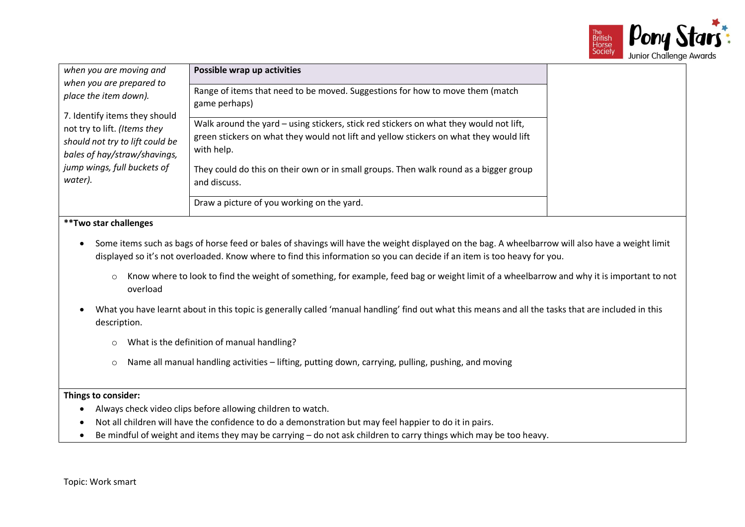| | | |
|---|---|---|
| *when you are moving and when you are prepared to place the item down).*<br><br>7. Identify items they should not try to lift. *(Items they should not try to lift could be bales of hay/straw/shavings, jump wings, full buckets of water).* | **Possible wrap up activities** | |
| | Range of items that need to be moved. Suggestions for how to move them (match game perhaps) | |
| | Walk around the yard – using stickers, stick red stickers on what they would not lift, green stickers on what they would not lift and yellow stickers on what they would lift with help.<br><br>They could do this on their own or in small groups. Then walk round as a bigger group and discuss. | |
| | Draw a picture of you working on the yard. | |

**Two star challenges**

- Some items such as bags of horse feed or bales of shavings will have the weight displayed on the bag. A wheelbarrow will also have a weight limit displayed so it's not overloaded. Know where to find this information so you can decide if an item is too heavy for you.
  - Know where to look to find the weight of something, for example, feed bag or weight limit of a wheelbarrow and why it is important to not overload
- What you have learnt about in this topic is generally called 'manual handling' find out what this means and all the tasks that are included in this description.
  - What is the definition of manual handling?
  - Name all manual handling activities – lifting, putting down, carrying, pulling, pushing, and moving

**Things to consider:**

- Always check video clips before allowing children to watch.
- Not all children will have the confidence to do a demonstration but may feel happier to do it in pairs.
- Be mindful of weight and items they may be carrying – do not ask children to carry things which may be too heavy.

Topic: Work smart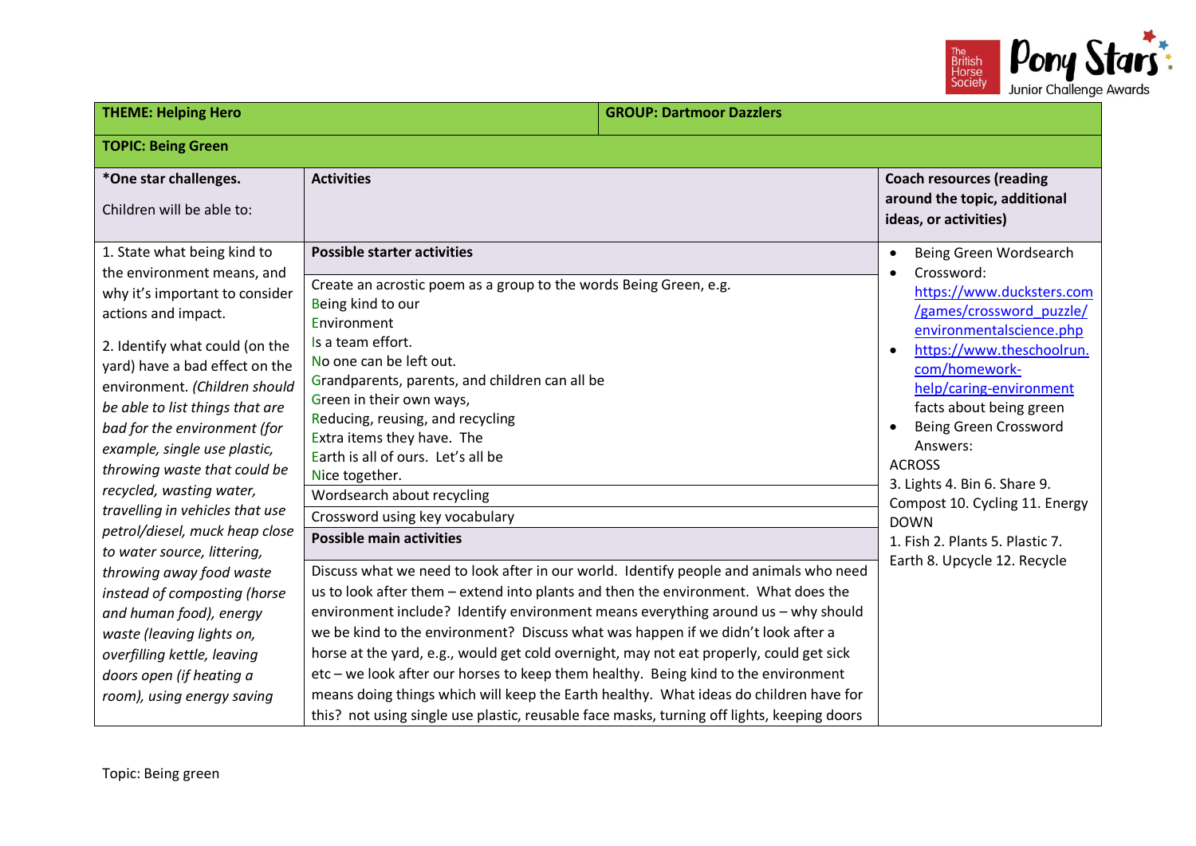| THEME: Helping Hero | | GROUP: Dartmoor Dazzlers |
|---|---|---|
| **TOPIC: Being Green** | | |
| ***One star challenges.**<br><br>Children will be able to: | **Activities** | **Coach resources (reading around the topic, additional ideas, or activities)** |
| 1. State what being kind to the environment means, and why it's important to consider actions and impact.<br><br>2. Identify what could (on the yard) have a bad effect on the environment. *(Children should be able to list things that are bad for the environment (for example, single use plastic, throwing waste that could be recycled, wasting water, travelling in vehicles that use petrol/diesel, muck heap close to water source, littering, throwing away food waste instead of composting (horse and human food), energy waste (leaving lights on, overfilling kettle, leaving doors open (if heating a room), using energy saving* | **Possible starter activities**<br><br>Create an acrostic poem as a group to the words Being Green, e.g.<br>Being kind to our<br>Environment<br>Is a team effort.<br>No one can be left out.<br>Grandparents, parents, and children can all be<br>Green in their own ways,<br>Reducing, reusing, and recycling<br>Extra items they have. The<br>Earth is all of ours. Let's all be<br>Nice together.<br><br>Wordsearch about recycling<br><br>Crossword using key vocabulary<br><br>**Possible main activities**<br><br>Discuss what we need to look after in our world. Identify people and animals who need us to look after them – extend into plants and then the environment. What does the environment include? Identify environment means everything around us – why should we be kind to the environment? Discuss what was happen if we didn't look after a horse at the yard, e.g., would get cold overnight, may not eat properly, could get sick etc – we look after our horses to keep them healthy. Being kind to the environment means doing things which will keep the Earth healthy. What ideas do children have for this? not using single use plastic, reusable face masks, turning off lights, keeping doors | • Being Green Wordsearch<br>• Crossword: https://www.ducksters.com/games/crossword_puzzle/environmentalscience.php<br>• https://www.theschoolrun.com/homework-help/caring-environment facts about being green<br>• Being Green Crossword Answers:<br>ACROSS<br>3. Lights 4. Bin 6. Share 9. Compost 10. Cycling 11. Energy<br>DOWN<br>1. Fish 2. Plants 5. Plastic 7. Earth 8. Upcycle 12. Recycle |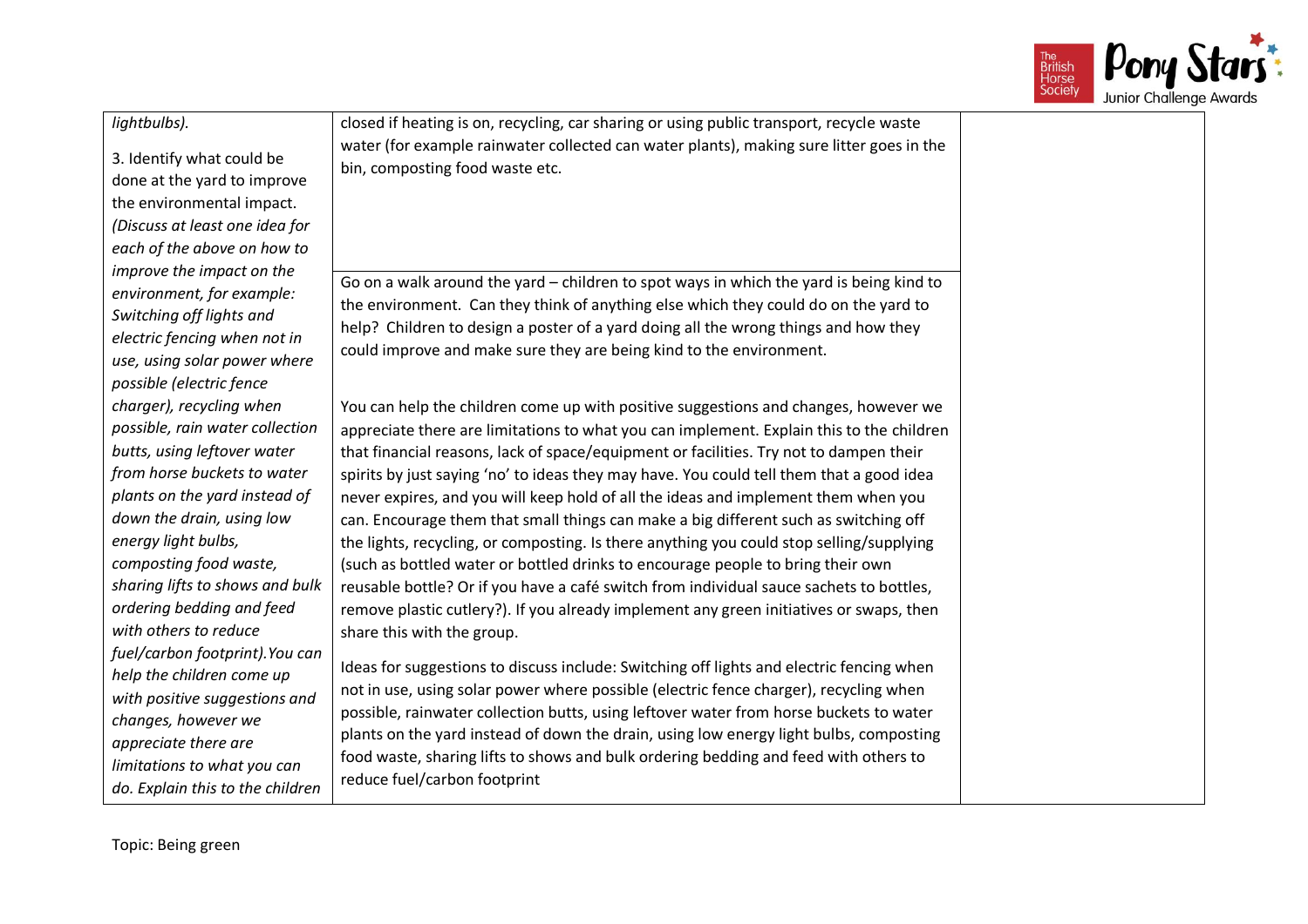| | | |
|---|---|---|
| *lightbulbs).*<br><br>3. Identify what could be done at the yard to improve the environmental impact. *(Discuss at least one idea for each of the above on how to improve the impact on the environment, for example: Switching off lights and electric fencing when not in use, using solar power where possible (electric fence charger), recycling when possible, rain water collection butts, using leftover water from horse buckets to water plants on the yard instead of down the drain, using low energy light bulbs, composting food waste, sharing lifts to shows and bulk ordering bedding and feed with others to reduce fuel/carbon footprint).You can help the children come up with positive suggestions and changes, however we appreciate there are limitations to what you can do. Explain this to the children* | closed if heating is on, recycling, car sharing or using public transport, recycle waste water (for example rainwater collected can water plants), making sure litter goes in the bin, composting food waste etc.<br><br>Go on a walk around the yard – children to spot ways in which the yard is being kind to the environment. Can they think of anything else which they could do on the yard to help? Children to design a poster of a yard doing all the wrong things and how they could improve and make sure they are being kind to the environment.<br><br>You can help the children come up with positive suggestions and changes, however we appreciate there are limitations to what you can implement. Explain this to the children that financial reasons, lack of space/equipment or facilities. Try not to dampen their spirits by just saying 'no' to ideas they may have. You could tell them that a good idea never expires, and you will keep hold of all the ideas and implement them when you can. Encourage them that small things can make a big different such as switching off the lights, recycling, or composting. Is there anything you could stop selling/supplying (such as bottled water or bottled drinks to encourage people to bring their own reusable bottle? Or if you have a café switch from individual sauce sachets to bottles, remove plastic cutlery?). If you already implement any green initiatives or swaps, then share this with the group.<br><br>Ideas for suggestions to discuss include: Switching off lights and electric fencing when not in use, using solar power where possible (electric fence charger), recycling when possible, rainwater collection butts, using leftover water from horse buckets to water plants on the yard instead of down the drain, using low energy light bulbs, composting food waste, sharing lifts to shows and bulk ordering bedding and feed with others to reduce fuel/carbon footprint | |

Topic: Being green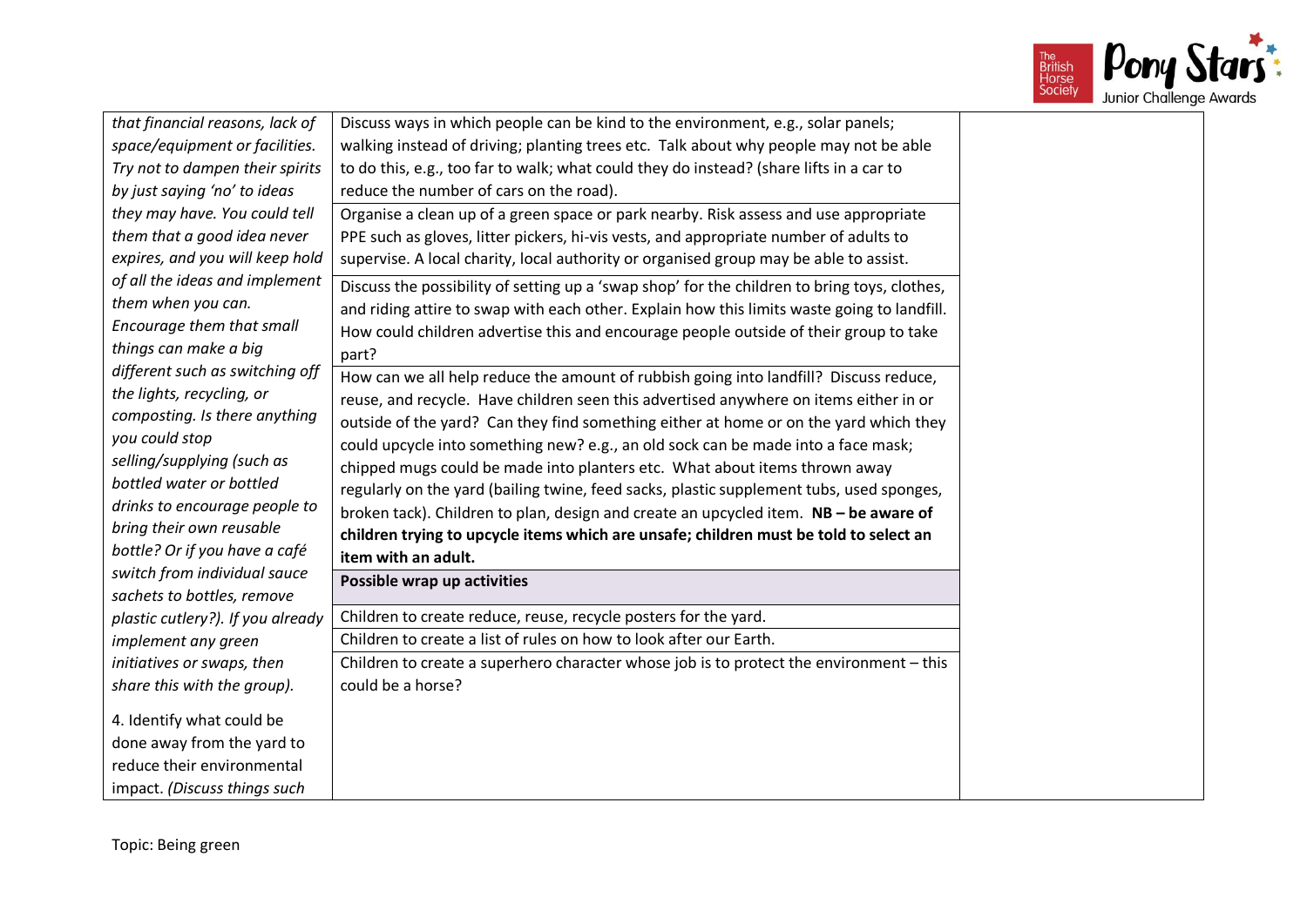| | | |
|---|---|---|
| *that financial reasons, lack of space/equipment or facilities. Try not to dampen their spirits by just saying 'no' to ideas they may have. You could tell them that a good idea never expires, and you will keep hold of all the ideas and implement them when you can. Encourage them that small things can make a big different such as switching off the lights, recycling, or composting. Is there anything you could stop selling/supplying (such as bottled water or bottled drinks to encourage people to bring their own reusable bottle? Or if you have a café switch from individual sauce sachets to bottles, remove plastic cutlery?). If you already implement any green initiatives or swaps, then share this with the group).*<br><br>4. Identify what could be done away from the yard to reduce their environmental impact. *(Discuss things such* | Discuss ways in which people can be kind to the environment, e.g., solar panels; walking instead of driving; planting trees etc. Talk about why people may not be able to do this, e.g., too far to walk; what could they do instead? (share lifts in a car to reduce the number of cars on the road). | |
| | Organise a clean up of a green space or park nearby. Risk assess and use appropriate PPE such as gloves, litter pickers, hi-vis vests, and appropriate number of adults to supervise. A local charity, local authority or organised group may be able to assist. | |
| | Discuss the possibility of setting up a 'swap shop' for the children to bring toys, clothes, and riding attire to swap with each other. Explain how this limits waste going to landfill. How could children advertise this and encourage people outside of their group to take part? | |
| | How can we all help reduce the amount of rubbish going into landfill? Discuss reduce, reuse, and recycle. Have children seen this advertised anywhere on items either in or outside of the yard? Can they find something either at home or on the yard which they could upcycle into something new? e.g., an old sock can be made into a face mask; chipped mugs could be made into planters etc. What about items thrown away regularly on the yard (bailing twine, feed sacks, plastic supplement tubs, used sponges, broken tack). Children to plan, design and create an upcycled item. **NB – be aware of children trying to upcycle items which are unsafe; children must be told to select an item with an adult.** | |
| | **Possible wrap up activities** | |
| | Children to create reduce, reuse, recycle posters for the yard. | |
| | Children to create a list of rules on how to look after our Earth. | |
| | Children to create a superhero character whose job is to protect the environment – this could be a horse? | |

Topic: Being green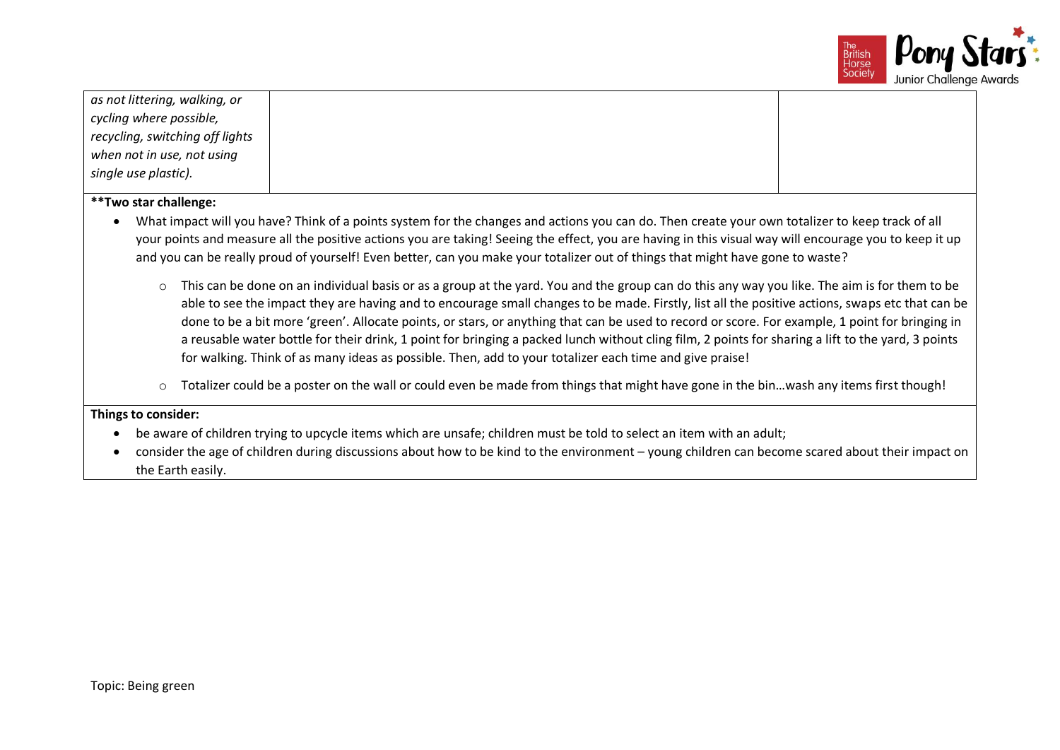| | | |
|---|---|---|
| *as not littering, walking, or cycling where possible, recycling, switching off lights when not in use, not using single use plastic).* | | |

**Two star challenge:**

- What impact will you have? Think of a points system for the changes and actions you can do. Then create your own totalizer to keep track of all your points and measure all the positive actions you are taking! Seeing the effect, you are having in this visual way will encourage you to keep it up and you can be really proud of yourself! Even better, can you make your totalizer out of things that might have gone to waste?
    - This can be done on an individual basis or as a group at the yard. You and the group can do this any way you like. The aim is for them to be able to see the impact they are having and to encourage small changes to be made. Firstly, list all the positive actions, swaps etc that can be done to be a bit more 'green'. Allocate points, or stars, or anything that can be used to record or score. For example, 1 point for bringing in a reusable water bottle for their drink, 1 point for bringing a packed lunch without cling film, 2 points for sharing a lift to the yard, 3 points for walking. Think of as many ideas as possible. Then, add to your totalizer each time and give praise!
    - Totalizer could be a poster on the wall or could even be made from things that might have gone in the bin…wash any items first though!

**Things to consider:**

- be aware of children trying to upcycle items which are unsafe; children must be told to select an item with an adult;
- consider the age of children during discussions about how to be kind to the environment – young children can become scared about their impact on the Earth easily.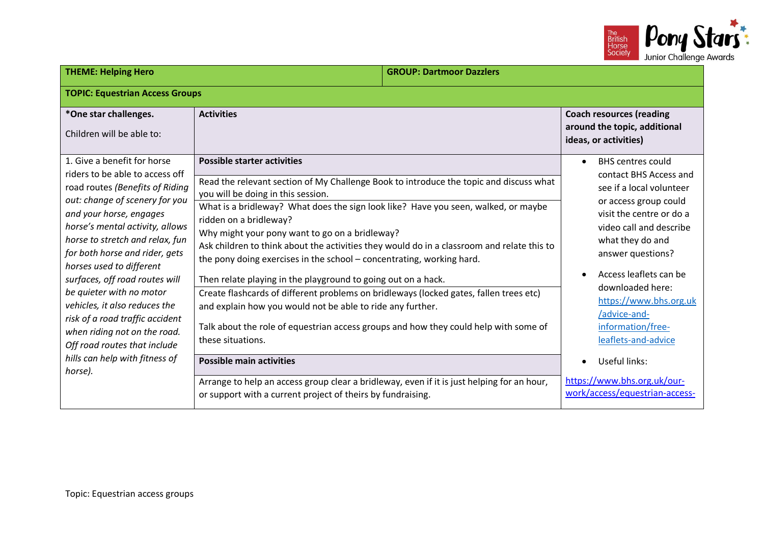| **THEME: Helping Hero** | | **GROUP: Dartmoor Dazzlers** |
| --- | --- | --- |
| **TOPIC: Equestrian Access Groups** | | |
| ***One star challenges.**<br><br>Children will be able to: | **Activities** | **Coach resources (reading around the topic, additional ideas, or activities)** |
| 1. Give a benefit for horse riders to be able to access off road routes *(Benefits of Riding out: change of scenery for you and your horse, engages horse's mental activity, allows horse to stretch and relax, fun for both horse and rider, gets horses used to different surfaces, off road routes will be quieter with no motor vehicles, it also reduces the risk of a road traffic accident when riding not on the road. Off road routes that include hills can help with fitness of horse).* | **Possible starter activities**<br><br>Read the relevant section of My Challenge Book to introduce the topic and discuss what you will be doing in this session.<br><br>What is a bridleway? What does the sign look like? Have you seen, walked, or maybe ridden on a bridleway?<br>Why might your pony want to go on a bridleway?<br>Ask children to think about the activities they would do in a classroom and relate this to the pony doing exercises in the school – concentrating, working hard.<br><br>Then relate playing in the playground to going out on a hack.<br><br>Create flashcards of different problems on bridleways (locked gates, fallen trees etc) and explain how you would not be able to ride any further.<br><br>Talk about the role of equestrian access groups and how they could help with some of these situations.<br><br>**Possible main activities**<br><br>Arrange to help an access group clear a bridleway, even if it is just helping for an hour, or support with a current project of theirs by fundraising. | • BHS centres could contact BHS Access and see if a local volunteer or access group could visit the centre or do a video call and describe what they do and answer questions?<br><br>• Access leaflets can be downloaded here: https://www.bhs.org.uk/advice-and-information/free-leaflets-and-advice<br><br>• Useful links:<br><br>https://www.bhs.org.uk/our-work/access/equestrian-access- |

Topic: Equestrian access groups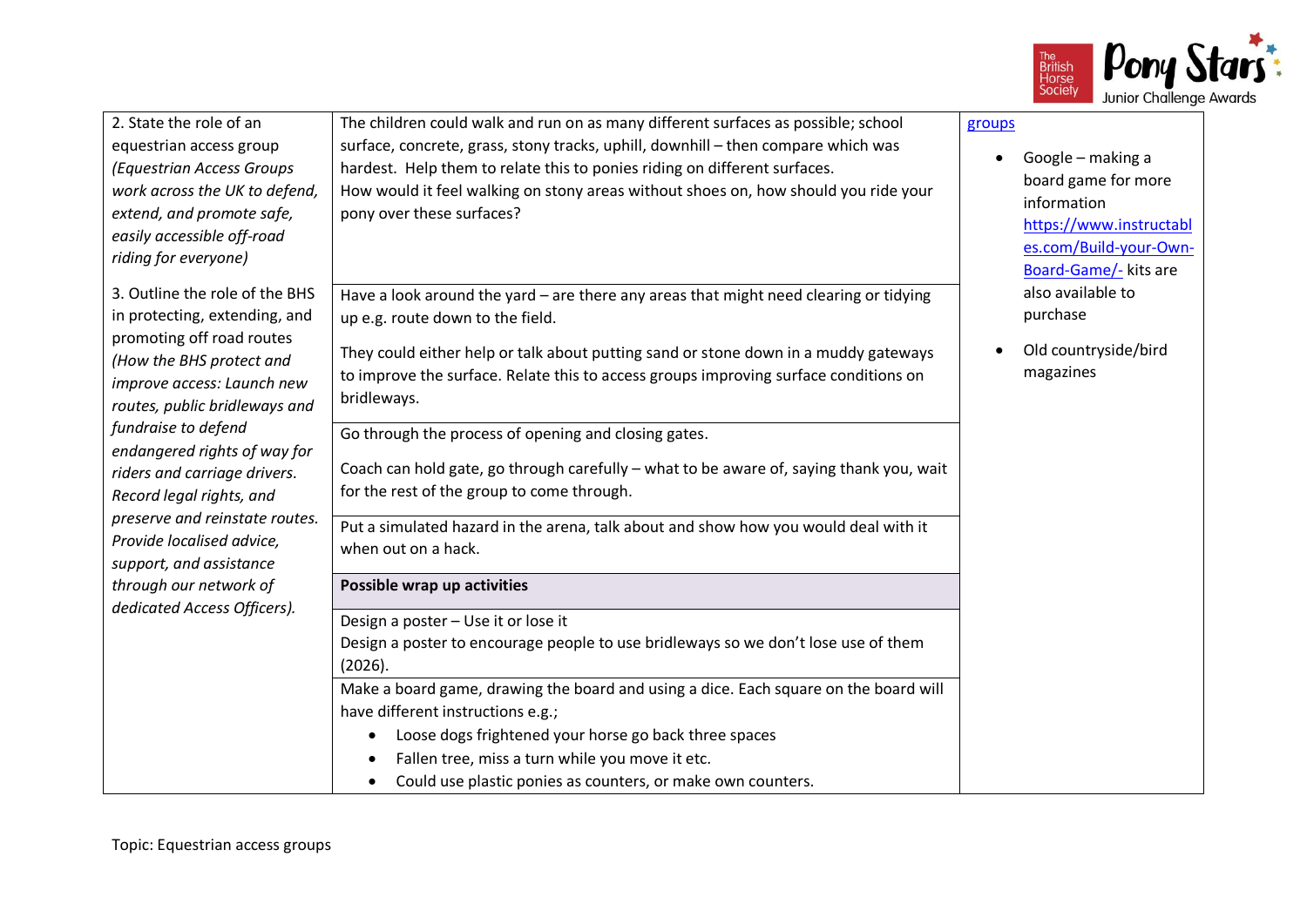| | | |
|---|---|---|
| 2. State the role of an equestrian access group *(Equestrian Access Groups work across the UK to defend, extend, and promote safe, easily accessible off-road riding for everyone)* | The children could walk and run on as many different surfaces as possible; school surface, concrete, grass, stony tracks, uphill, downhill – then compare which was hardest. Help them to relate this to ponies riding on different surfaces.<br>How would it feel walking on stony areas without shoes on, how should you ride your pony over these surfaces? | groups<br><br>• Google – making a board game for more information https://www.instructables.com/Build-your-Own-Board-Game/- kits are also available to purchase<br><br>• Old countryside/bird magazines |
| 3. Outline the role of the BHS in protecting, extending, and promoting off road routes *(How the BHS protect and improve access: Launch new routes, public bridleways and fundraise to defend endangered rights of way for riders and carriage drivers. Record legal rights, and preserve and reinstate routes. Provide localised advice, support, and assistance through our network of dedicated Access Officers).* | Have a look around the yard – are there any areas that might need clearing or tidying up e.g. route down to the field.<br><br>They could either help or talk about putting sand or stone down in a muddy gateways to improve the surface. Relate this to access groups improving surface conditions on bridleways. | |
| | Go through the process of opening and closing gates.<br><br>Coach can hold gate, go through carefully – what to be aware of, saying thank you, wait for the rest of the group to come through. | |
| | Put a simulated hazard in the arena, talk about and show how you would deal with it when out on a hack. | |
| | **Possible wrap up activities** | |
| | Design a poster – Use it or lose it<br>Design a poster to encourage people to use bridleways so we don't lose use of them (2026). | |
| | Make a board game, drawing the board and using a dice. Each square on the board will have different instructions e.g.;<br>• Loose dogs frightened your horse go back three spaces<br>• Fallen tree, miss a turn while you move it etc.<br>• Could use plastic ponies as counters, or make own counters. | |

Topic: Equestrian access groups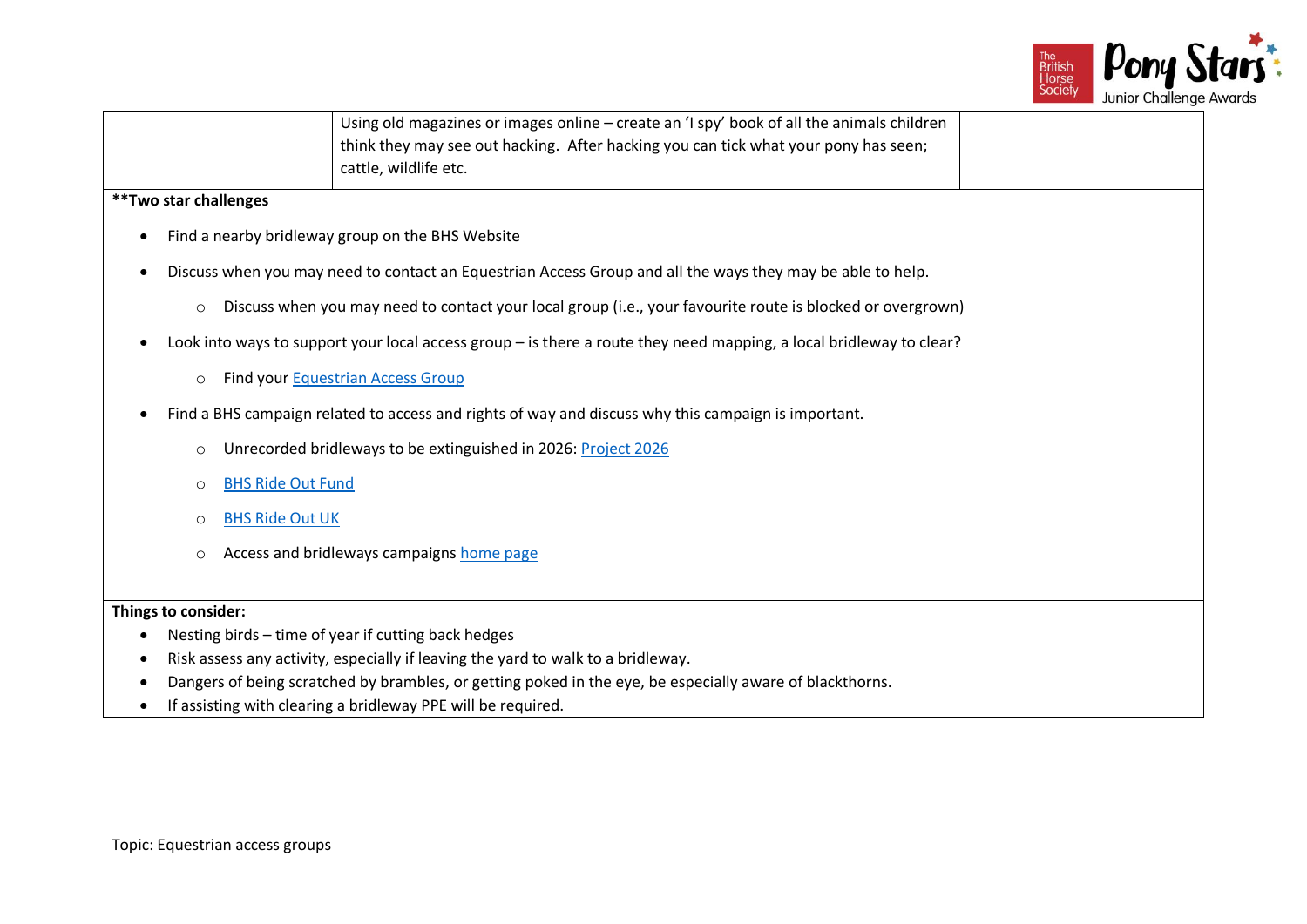| | | |
|---|---|---|
| | Using old magazines or images online – create an 'I spy' book of all the animals children think they may see out hacking. After hacking you can tick what your pony has seen; cattle, wildlife etc. | |

**Two star challenges**

- Find a nearby bridleway group on the BHS Website
- Discuss when you may need to contact an Equestrian Access Group and all the ways they may be able to help.
  - Discuss when you may need to contact your local group (i.e., your favourite route is blocked or overgrown)
- Look into ways to support your local access group – is there a route they need mapping, a local bridleway to clear?
  - Find your Equestrian Access Group
- Find a BHS campaign related to access and rights of way and discuss why this campaign is important.
  - Unrecorded bridleways to be extinguished in 2026: Project 2026
  - BHS Ride Out Fund
  - BHS Ride Out UK
  - Access and bridleways campaigns home page

**Things to consider:**

- Nesting birds – time of year if cutting back hedges
- Risk assess any activity, especially if leaving the yard to walk to a bridleway.
- Dangers of being scratched by brambles, or getting poked in the eye, be especially aware of blackthorns.
- If assisting with clearing a bridleway PPE will be required.

Topic: Equestrian access groups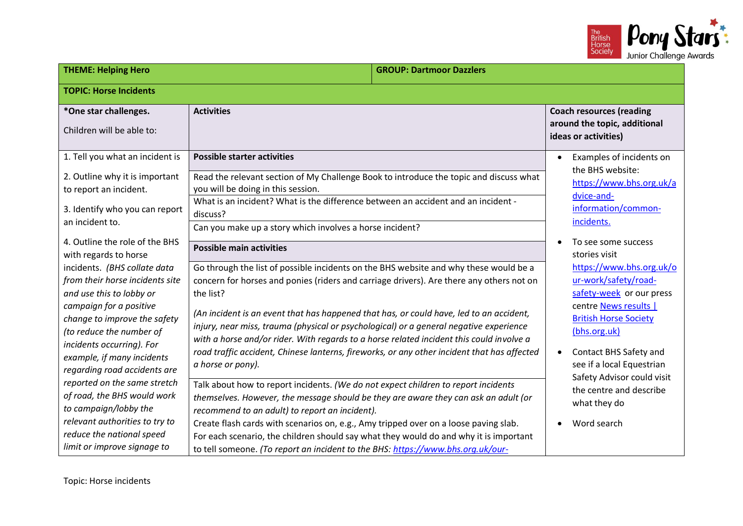| THEME: Helping Hero | | GROUP: Dartmoor Dazzlers |
|---|---|---|
| **TOPIC: Horse Incidents** | | |
| ***One star challenges.** Children will be able to: | **Activities** | **Coach resources (reading around the topic, additional ideas or activities)** |
| 1. Tell you what an incident is<br><br>2. Outline why it is important to report an incident.<br><br>3. Identify who you can report an incident to.<br><br>4. Outline the role of the BHS with regards to horse incidents. *(BHS collate data from their horse incidents site and use this to lobby or campaign for a positive change to improve the safety (to reduce the number of incidents occurring). For example, if many incidents regarding road accidents are reported on the same stretch of road, the BHS would work to campaign/lobby the relevant authorities to try to reduce the national speed limit or improve signage to* | **Possible starter activities**<br><br>Read the relevant section of My Challenge Book to introduce the topic and discuss what you will be doing in this session.<br><br>What is an incident? What is the difference between an accident and an incident - discuss?<br><br>Can you make up a story which involves a horse incident?<br><br>**Possible main activities**<br><br>Go through the list of possible incidents on the BHS website and why these would be a concern for horses and ponies (riders and carriage drivers). Are there any others not on the list?<br><br>*(An incident is an event that has happened that has, or could have, led to an accident, injury, near miss, trauma (physical or psychological) or a general negative experience with a horse and/or rider. With regards to a horse related incident this could involve a road traffic accident, Chinese lanterns, fireworks, or any other incident that has affected a horse or pony).*<br><br>Talk about how to report incidents. *(We do not expect children to report incidents themselves. However, the message should be they are aware they can ask an adult (or recommend to an adult) to report an incident).*<br>Create flash cards with scenarios on, e.g., Amy tripped over on a loose paving slab.<br>For each scenario, the children should say what they would do and why it is important to tell someone. *(To report an incident to the BHS: https://www.bhs.org.uk/our-* | • Examples of incidents on the BHS website: https://www.bhs.org.uk/advice-and-information/common-incidents.<br><br>• To see some success stories visit https://www.bhs.org.uk/our-work/safety/road-safety-week or our press centre News results \| British Horse Society (bhs.org.uk)<br><br>• Contact BHS Safety and see if a local Equestrian Safety Advisor could visit the centre and describe what they do<br><br>• Word search |

Topic: Horse incidents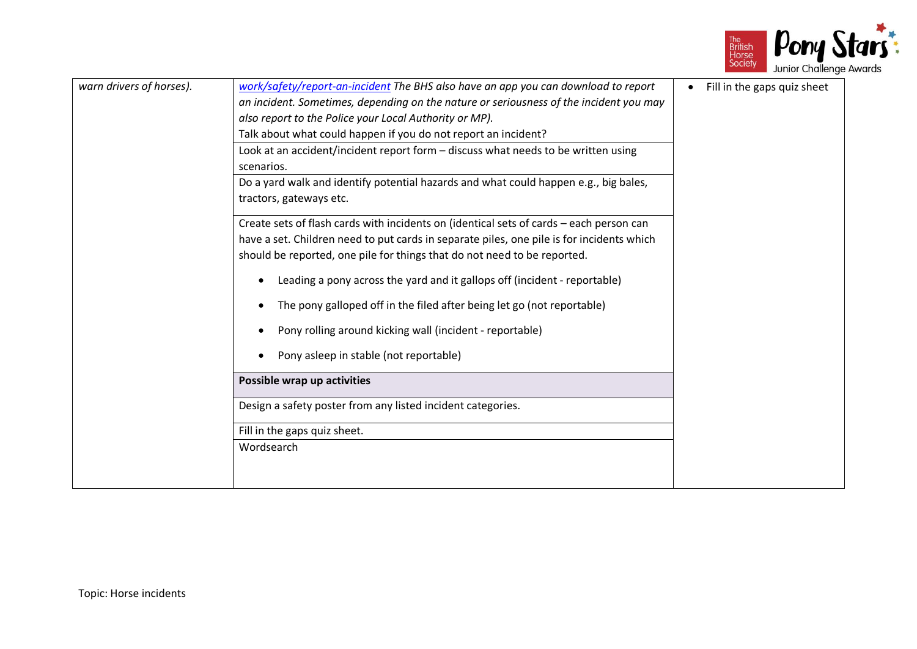| | | |
|---|---|---|
| *warn drivers of horses).* | *work/safety/report-an-incident The BHS also have an app you can download to report an incident. Sometimes, depending on the nature or seriousness of the incident you may also report to the Police your Local Authority or MP).*<br>Talk about what could happen if you do not report an incident? | • Fill in the gaps quiz sheet |
| | Look at an accident/incident report form – discuss what needs to be written using scenarios. | |
| | Do a yard walk and identify potential hazards and what could happen e.g., big bales, tractors, gateways etc. | |
| | Create sets of flash cards with incidents on (identical sets of cards – each person can have a set. Children need to put cards in separate piles, one pile is for incidents which should be reported, one pile for things that do not need to be reported.<br>• Leading a pony across the yard and it gallops off (incident - reportable)<br>• The pony galloped off in the filed after being let go (not reportable)<br>• Pony rolling around kicking wall (incident - reportable)<br>• Pony asleep in stable (not reportable) | |
| | **Possible wrap up activities** | |
| | Design a safety poster from any listed incident categories. | |
| | Fill in the gaps quiz sheet. | |
| | Wordsearch | |

Topic: Horse incidents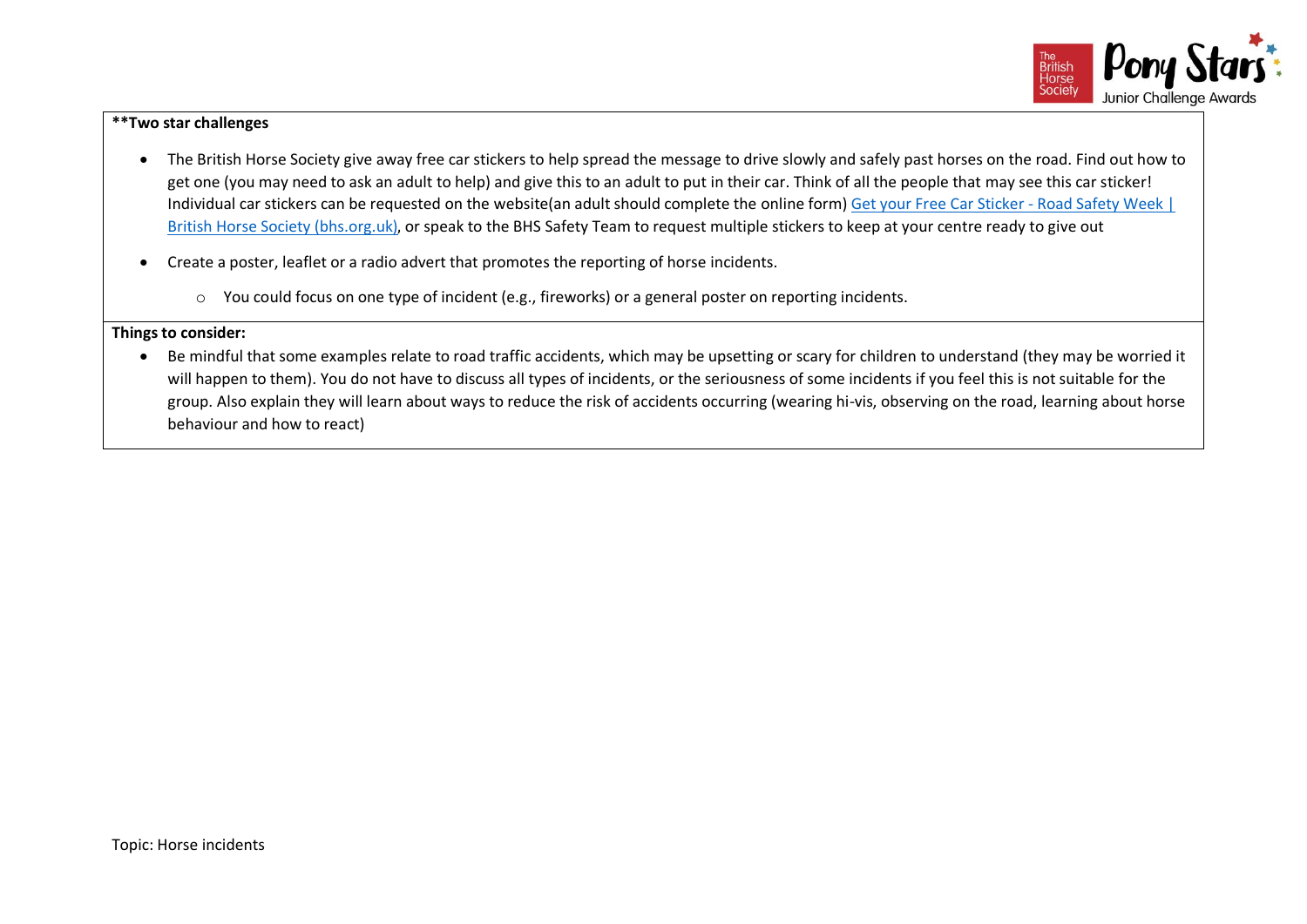**Two star challenges

- The British Horse Society give away free car stickers to help spread the message to drive slowly and safely past horses on the road. Find out how to get one (you may need to ask an adult to help) and give this to an adult to put in their car. Think of all the people that may see this car sticker! Individual car stickers can be requested on the website(an adult should complete the online form) [Get your Free Car Sticker - Road Safety Week | British Horse Society (bhs.org.uk)](), or speak to the BHS Safety Team to request multiple stickers to keep at your centre ready to give out
- Create a poster, leaflet or a radio advert that promotes the reporting of horse incidents.
    - You could focus on one type of incident (e.g., fireworks) or a general poster on reporting incidents.

**Things to consider:**

- Be mindful that some examples relate to road traffic accidents, which may be upsetting or scary for children to understand (they may be worried it will happen to them). You do not have to discuss all types of incidents, or the seriousness of some incidents if you feel this is not suitable for the group. Also explain they will learn about ways to reduce the risk of accidents occurring (wearing hi-vis, observing on the road, learning about horse behaviour and how to react)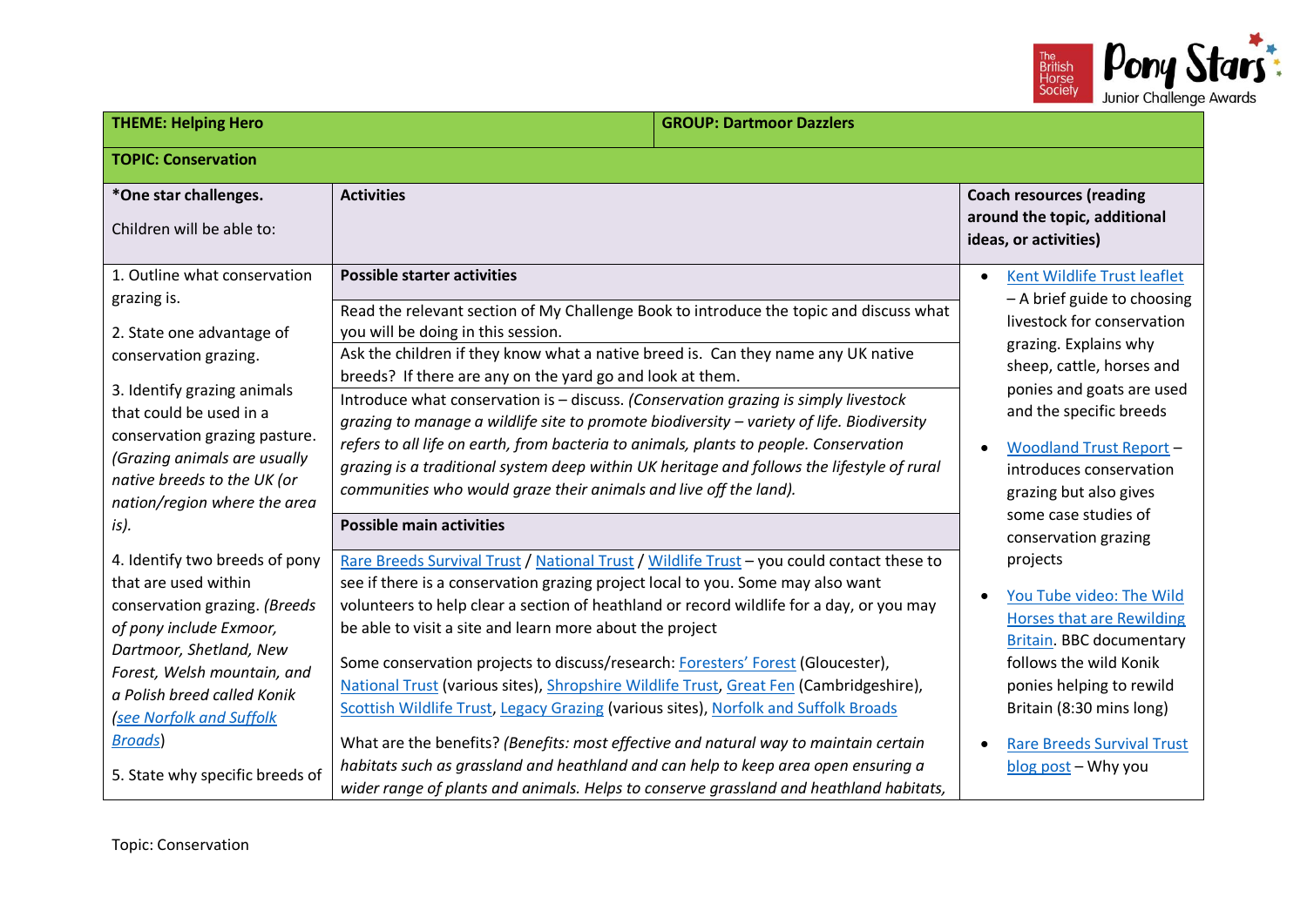| THEME: Helping Hero | GROUP: Dartmoor Dazzlers | |
|---|---|---|
| **TOPIC: Conservation** | | |
| ***One star challenges.** Children will be able to: | **Activities** | **Coach resources (reading around the topic, additional ideas, or activities)** |
| 1. Outline what conservation grazing is.<br>2. State one advantage of conservation grazing.<br>3. Identify grazing animals that could be used in a conservation grazing pasture. *(Grazing animals are usually native breeds to the UK (or nation/region where the area is).*<br>4. Identify two breeds of pony that are used within conservation grazing. *(Breeds of pony include Exmoor, Dartmoor, Shetland, New Forest, Welsh mountain, and a Polish breed called Konik (see Norfolk and Suffolk Broads)*<br>5. State why specific breeds of | **Possible starter activities**<br>Read the relevant section of My Challenge Book to introduce the topic and discuss what you will be doing in this session.<br>Ask the children if they know what a native breed is. Can they name any UK native breeds? If there are any on the yard go and look at them.<br>Introduce what conservation is – discuss. *(Conservation grazing is simply livestock grazing to manage a wildlife site to promote biodiversity – variety of life. Biodiversity refers to all life on earth, from bacteria to animals, plants to people. Conservation grazing is a traditional system deep within UK heritage and follows the lifestyle of rural communities who would graze their animals and live off the land).*<br>**Possible main activities**<br>Rare Breeds Survival Trust / National Trust / Wildlife Trust – you could contact these to see if there is a conservation grazing project local to you. Some may also want volunteers to help clear a section of heathland or record wildlife for a day, or you may be able to visit a site and learn more about the project<br>Some conservation projects to discuss/research: Foresters' Forest (Gloucester), National Trust (various sites), Shropshire Wildlife Trust, Great Fen (Cambridgeshire), Scottish Wildlife Trust, Legacy Grazing (various sites), Norfolk and Suffolk Broads<br>What are the benefits? *(Benefits: most effective and natural way to maintain certain habitats such as grassland and heathland and can help to keep area open ensuring a wider range of plants and animals. Helps to conserve grassland and heathland habitats,* | • Kent Wildlife Trust leaflet – A brief guide to choosing livestock for conservation grazing. Explains why sheep, cattle, horses and ponies and goats are used and the specific breeds<br>• Woodland Trust Report – introduces conservation grazing but also gives some case studies of conservation grazing projects<br>• You Tube video: The Wild Horses that are Rewilding Britain. BBC documentary follows the wild Konik ponies helping to rewild Britain (8:30 mins long)<br>• Rare Breeds Survival Trust blog post – Why you |

Topic: Conservation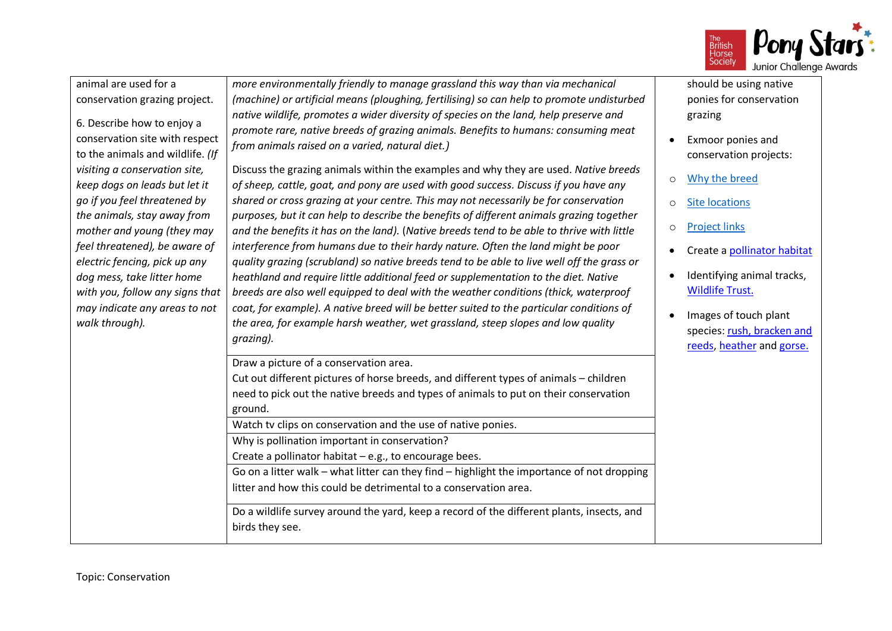| | | |
|---|---|---|
| animal are used for a conservation grazing project.<br><br>6. Describe how to enjoy a conservation site with respect to the animals and wildlife. *(If visiting a conservation site, keep dogs on leads but let it go if you feel threatened by the animals, stay away from mother and young (they may feel threatened), be aware of electric fencing, pick up any dog mess, take litter home with you, follow any signs that may indicate any areas to not walk through).* | *more environmentally friendly to manage grassland this way than via mechanical (machine) or artificial means (ploughing, fertilising) so can help to promote undisturbed native wildlife, promotes a wider diversity of species on the land, help preserve and promote rare, native breeds of grazing animals. Benefits to humans: consuming meat from animals raised on a varied, natural diet.)*<br><br>Discuss the grazing animals within the examples and why they are used. *Native breeds of sheep, cattle, goat, and pony are used with good success. Discuss if you have any shared or cross grazing at your centre. This may not necessarily be for conservation purposes, but it can help to describe the benefits of different animals grazing together and the benefits it has on the land).* (*Native breeds tend to be able to thrive with little interference from humans due to their hardy nature. Often the land might be poor quality grazing (scrubland) so native breeds tend to be able to live well off the grass or heathland and require little additional feed or supplementation to the diet. Native breeds are also well equipped to deal with the weather conditions (thick, waterproof coat, for example). A native breed will be better suited to the particular conditions of the area, for example harsh weather, wet grassland, steep slopes and low quality grazing).* | should be using native ponies for conservation grazing<br><br>• Exmoor ponies and conservation projects:<br>  ○ Why the breed<br>  ○ Site locations<br>  ○ Project links<br>• Create a pollinator habitat<br>• Identifying animal tracks, Wildlife Trust.<br>• Images of touch plant species: rush, bracken and reeds, heather and gorse. |
| | Draw a picture of a conservation area.<br>Cut out different pictures of horse breeds, and different types of animals – children need to pick out the native breeds and types of animals to put on their conservation ground. | |
| | Watch tv clips on conservation and the use of native ponies. | |
| | Why is pollination important in conservation?<br>Create a pollinator habitat – e.g., to encourage bees. | |
| | Go on a litter walk – what litter can they find – highlight the importance of not dropping litter and how this could be detrimental to a conservation area. | |
| | Do a wildlife survey around the yard, keep a record of the different plants, insects, and birds they see. | |

Topic: Conservation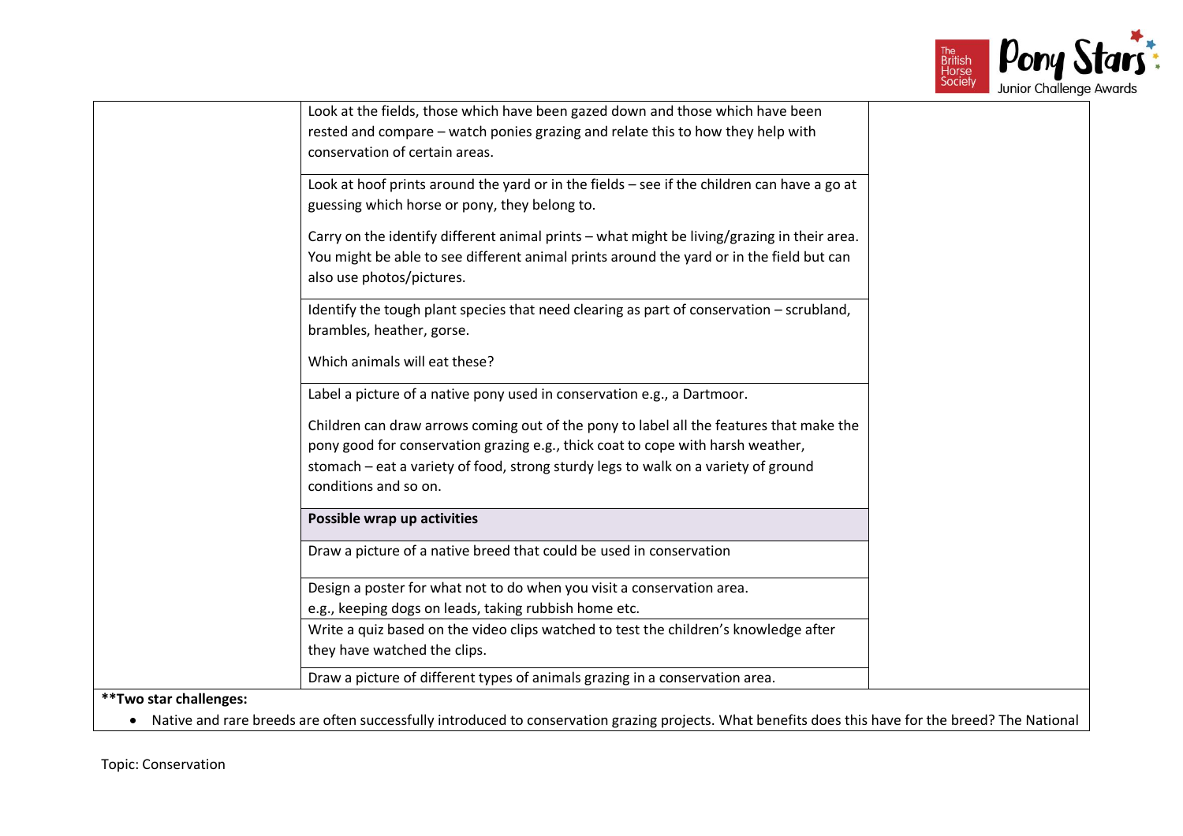| | | |
|---|---|---|
| | Look at the fields, those which have been gazed down and those which have been rested and compare – watch ponies grazing and relate this to how they help with conservation of certain areas. | |
| | Look at hoof prints around the yard or in the fields – see if the children can have a go at guessing which horse or pony, they belong to.<br><br>Carry on the identify different animal prints – what might be living/grazing in their area. You might be able to see different animal prints around the yard or in the field but can also use photos/pictures. | |
| | Identify the tough plant species that need clearing as part of conservation – scrubland, brambles, heather, gorse.<br><br>Which animals will eat these? | |
| | Label a picture of a native pony used in conservation e.g., a Dartmoor.<br><br>Children can draw arrows coming out of the pony to label all the features that make the pony good for conservation grazing e.g., thick coat to cope with harsh weather, stomach – eat a variety of food, strong sturdy legs to walk on a variety of ground conditions and so on. | |
| | **Possible wrap up activities** | |
| | Draw a picture of a native breed that could be used in conservation | |
| | Design a poster for what not to do when you visit a conservation area.<br>e.g., keeping dogs on leads, taking rubbish home etc. | |
| | Write a quiz based on the video clips watched to test the children's knowledge after they have watched the clips. | |
| | Draw a picture of different types of animals grazing in a conservation area. | |

****Two star challenges:**

- Native and rare breeds are often successfully introduced to conservation grazing projects. What benefits does this have for the breed? The National

Topic: Conservation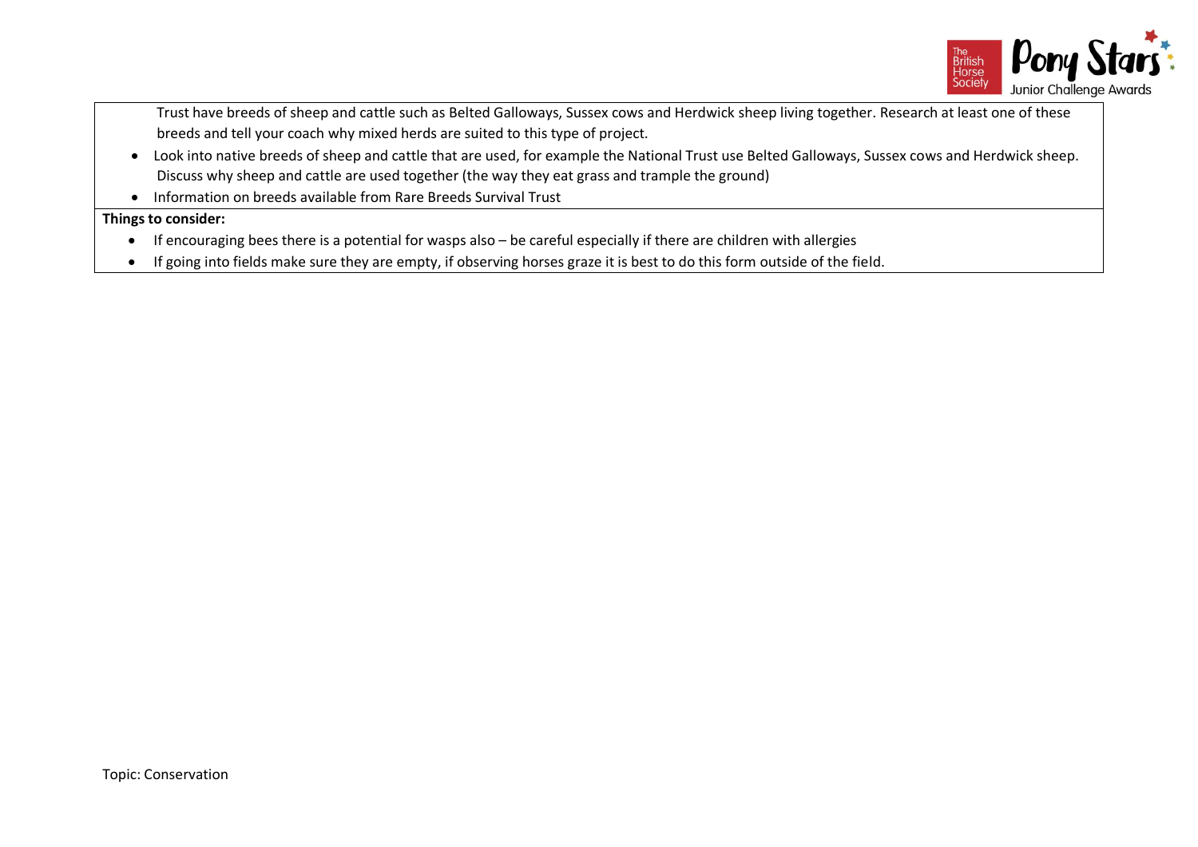Trust have breeds of sheep and cattle such as Belted Galloways, Sussex cows and Herdwick sheep living together. Research at least one of these breeds and tell your coach why mixed herds are suited to this type of project.

- Look into native breeds of sheep and cattle that are used, for example the National Trust use Belted Galloways, Sussex cows and Herdwick sheep. Discuss why sheep and cattle are used together (the way they eat grass and trample the ground)
- Information on breeds available from Rare Breeds Survival Trust

**Things to consider:**

- If encouraging bees there is a potential for wasps also – be careful especially if there are children with allergies
- If going into fields make sure they are empty, if observing horses graze it is best to do this form outside of the field.

Topic: Conservation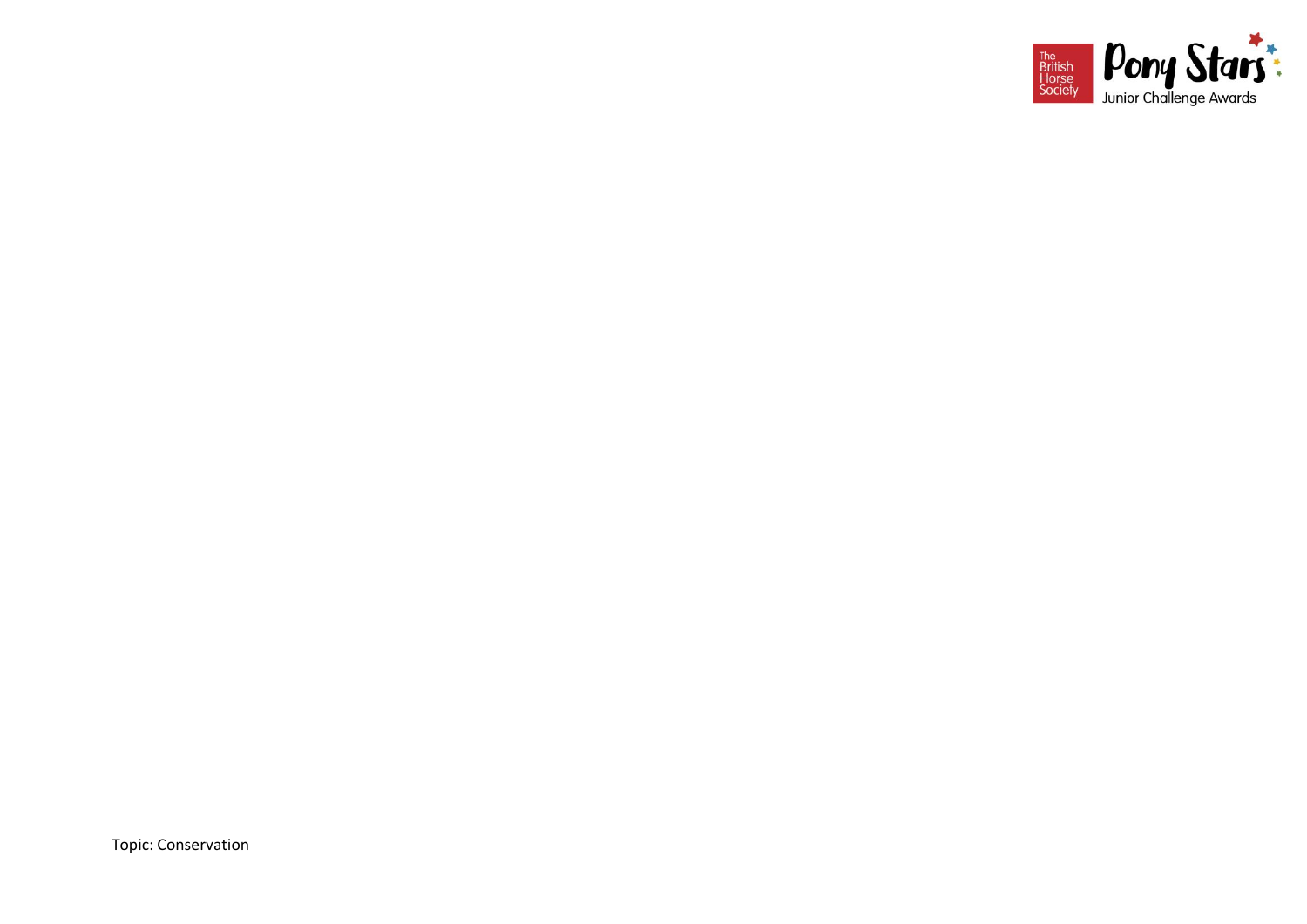Topic: Conservation